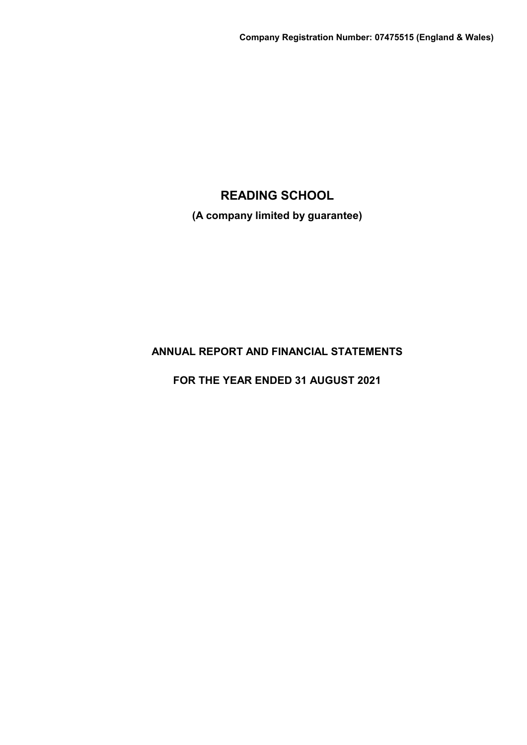**Company Registration Number: 07475515 (England & Wales)**

# READING SCHOOL

**(A company limited by guarantee)**

## ANNUAL REPORT AND FINANCIAL STATEMENTS

## FOR THE YEAR ENDED 31 AUGUST 2021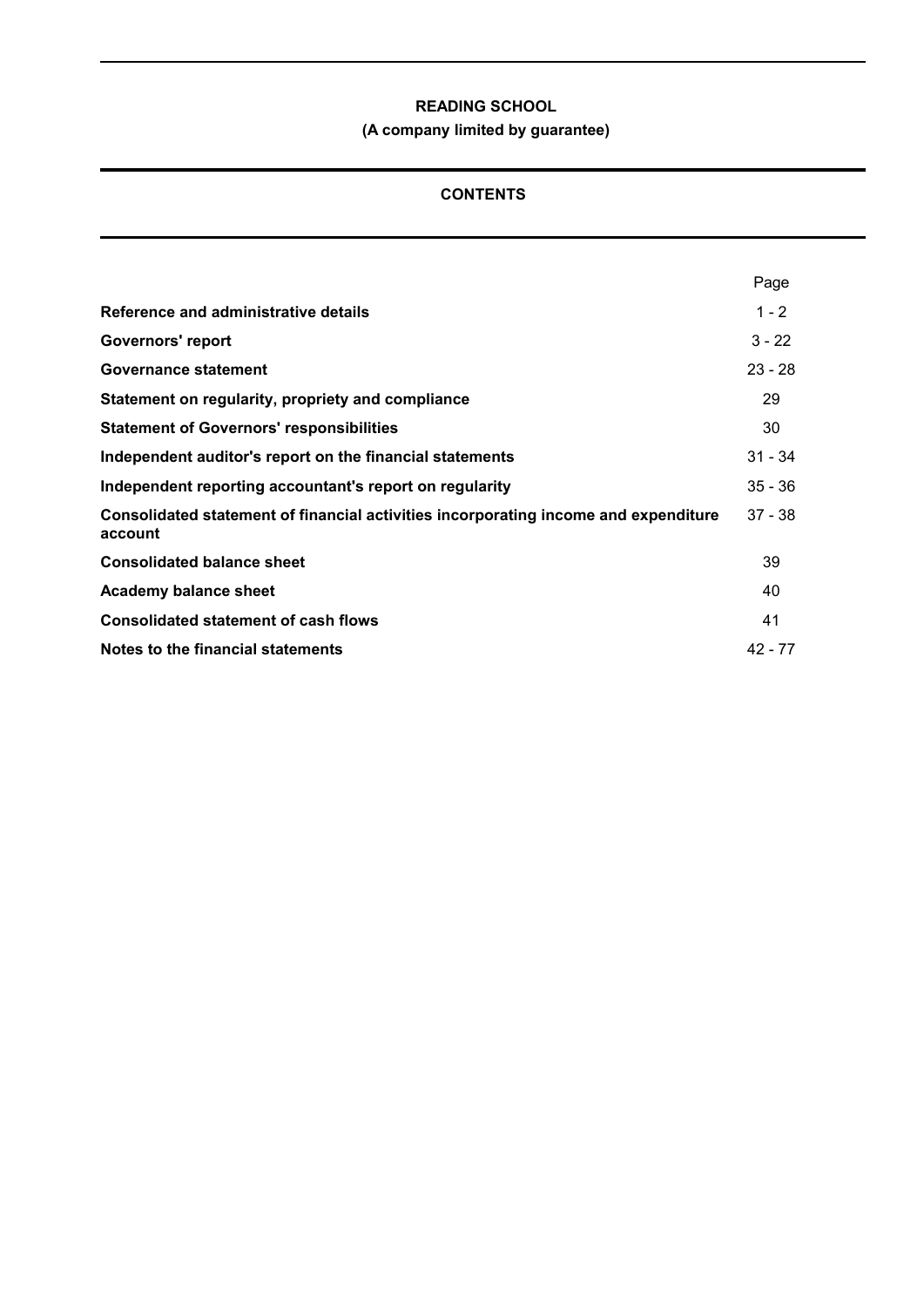**READING SCHOOL**

**(A company limited by guarantee)**

**CONTENTS**

| | Page |
|---|---|
| **Reference and administrative details** | 1 - 2 |
| **Governors' report** | 3 - 22 |
| **Governance statement** | 23 - 28 |
| **Statement on regularity, propriety and compliance** | 29 |
| **Statement of Governors' responsibilities** | 30 |
| **Independent auditor's report on the financial statements** | 31 - 34 |
| **Independent reporting accountant's report on regularity** | 35 - 36 |
| **Consolidated statement of financial activities incorporating income and expenditure account** | 37 - 38 |
| **Consolidated balance sheet** | 39 |
| **Academy balance sheet** | 40 |
| **Consolidated statement of cash flows** | 41 |
| **Notes to the financial statements** | 42 - 77 |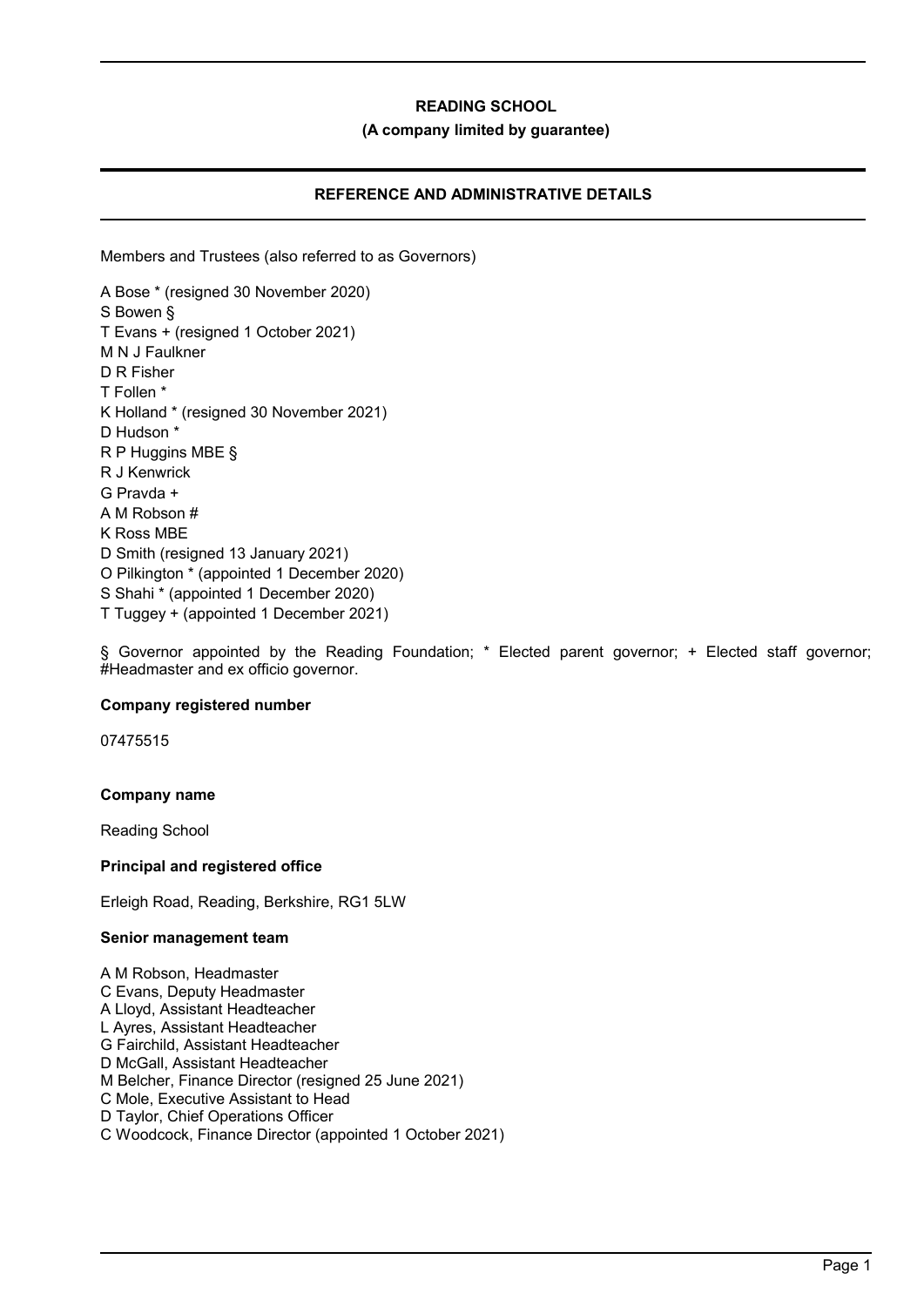**READING SCHOOL**

**(A company limited by guarantee)**

## REFERENCE AND ADMINISTRATIVE DETAILS

Members and Trustees (also referred to as Governors)

A Bose * (resigned 30 November 2020)
S Bowen §
T Evans + (resigned 1 October 2021)
M N J Faulkner
D R Fisher
T Follen *
K Holland * (resigned 30 November 2021)
D Hudson *
R P Huggins MBE §
R J Kenwrick
G Pravda +
A M Robson #
K Ross MBE
D Smith (resigned 13 January 2021)
O Pilkington * (appointed 1 December 2020)
S Shahi * (appointed 1 December 2020)
T Tuggey + (appointed 1 December 2021)

§ Governor appointed by the Reading Foundation; * Elected parent governor; + Elected staff governor; #Headmaster and ex officio governor.

**Company registered number**

07475515

**Company name**

Reading School

**Principal and registered office**

Erleigh Road, Reading, Berkshire, RG1 5LW

**Senior management team**

A M Robson, Headmaster
C Evans, Deputy Headmaster
A Lloyd, Assistant Headteacher
L Ayres, Assistant Headteacher
G Fairchild, Assistant Headteacher
D McGall, Assistant Headteacher
M Belcher, Finance Director (resigned 25 June 2021)
C Mole, Executive Assistant to Head
D Taylor, Chief Operations Officer
C Woodcock, Finance Director (appointed 1 October 2021)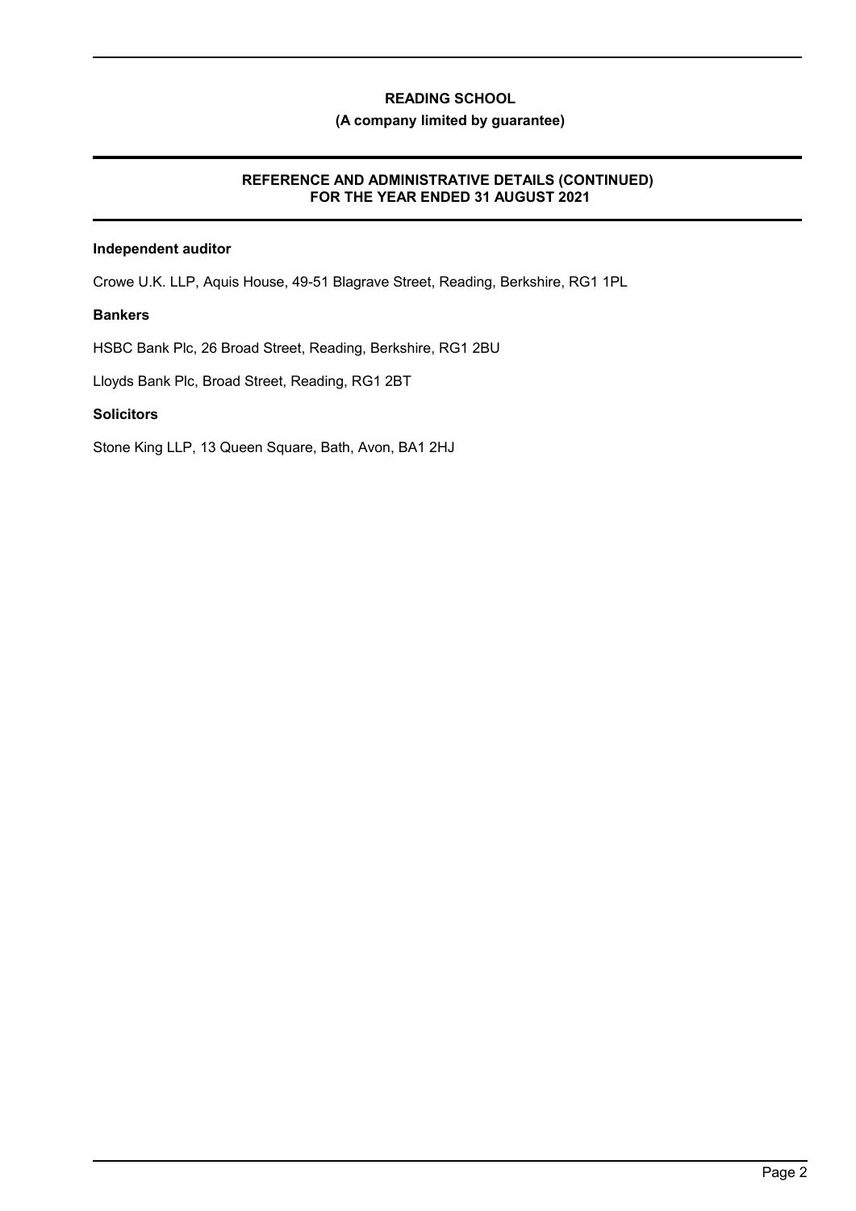## REFERENCE AND ADMINISTRATIVE DETAILS (CONTINUED) FOR THE YEAR ENDED 31 AUGUST 2021

**Independent auditor**

Crowe U.K. LLP, Aquis House, 49-51 Blagrave Street, Reading, Berkshire, RG1 1PL

**Bankers**

HSBC Bank Plc, 26 Broad Street, Reading, Berkshire, RG1 2BU

Lloyds Bank Plc, Broad Street, Reading, RG1 2BT

**Solicitors**

Stone King LLP, 13 Queen Square, Bath, Avon, BA1 2HJ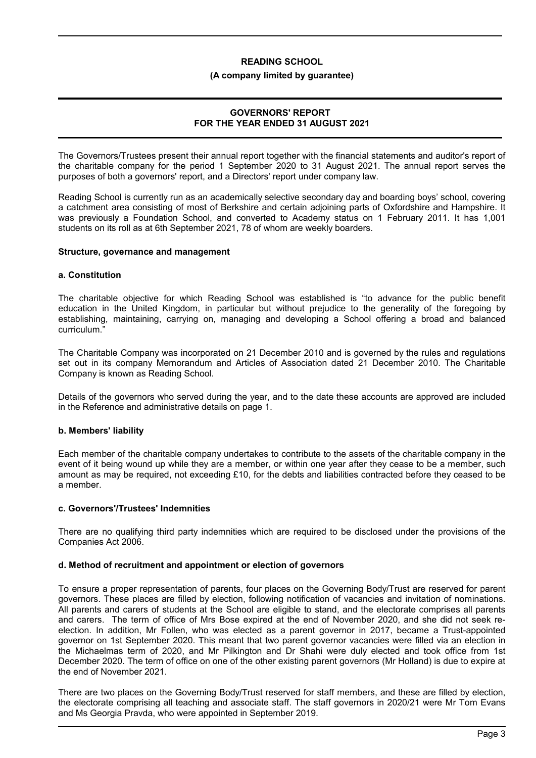# READING SCHOOL

**(A company limited by guarantee)**

## GOVERNORS' REPORT FOR THE YEAR ENDED 31 AUGUST 2021

The Governors/Trustees present their annual report together with the financial statements and auditor's report of the charitable company for the period 1 September 2020 to 31 August 2021. The annual report serves the purposes of both a governors' report, and a Directors' report under company law.

Reading School is currently run as an academically selective secondary day and boarding boys' school, covering a catchment area consisting of most of Berkshire and certain adjoining parts of Oxfordshire and Hampshire. It was previously a Foundation School, and converted to Academy status on 1 February 2011. It has 1,001 students on its roll as at 6th September 2021, 78 of whom are weekly boarders.

### Structure, governance and management

#### a. Constitution

The charitable objective for which Reading School was established is "to advance for the public benefit education in the United Kingdom, in particular but without prejudice to the generality of the foregoing by establishing, maintaining, carrying on, managing and developing a School offering a broad and balanced curriculum."

The Charitable Company was incorporated on 21 December 2010 and is governed by the rules and regulations set out in its company Memorandum and Articles of Association dated 21 December 2010. The Charitable Company is known as Reading School.

Details of the governors who served during the year, and to the date these accounts are approved are included in the Reference and administrative details on page 1.

#### b. Members' liability

Each member of the charitable company undertakes to contribute to the assets of the charitable company in the event of it being wound up while they are a member, or within one year after they cease to be a member, such amount as may be required, not exceeding £10, for the debts and liabilities contracted before they ceased to be a member.

#### c. Governors'/Trustees' Indemnities

There are no qualifying third party indemnities which are required to be disclosed under the provisions of the Companies Act 2006.

#### d. Method of recruitment and appointment or election of governors

To ensure a proper representation of parents, four places on the Governing Body/Trust are reserved for parent governors. These places are filled by election, following notification of vacancies and invitation of nominations. All parents and carers of students at the School are eligible to stand, and the electorate comprises all parents and carers. The term of office of Mrs Bose expired at the end of November 2020, and she did not seek re-election. In addition, Mr Follen, who was elected as a parent governor in 2017, became a Trust-appointed governor on 1st September 2020. This meant that two parent governor vacancies were filled via an election in the Michaelmas term of 2020, and Mr Pilkington and Dr Shahi were duly elected and took office from 1st December 2020. The term of office on one of the other existing parent governors (Mr Holland) is due to expire at the end of November 2021.

There are two places on the Governing Body/Trust reserved for staff members, and these are filled by election, the electorate comprising all teaching and associate staff. The staff governors in 2020/21 were Mr Tom Evans and Ms Georgia Pravda, who were appointed in September 2019.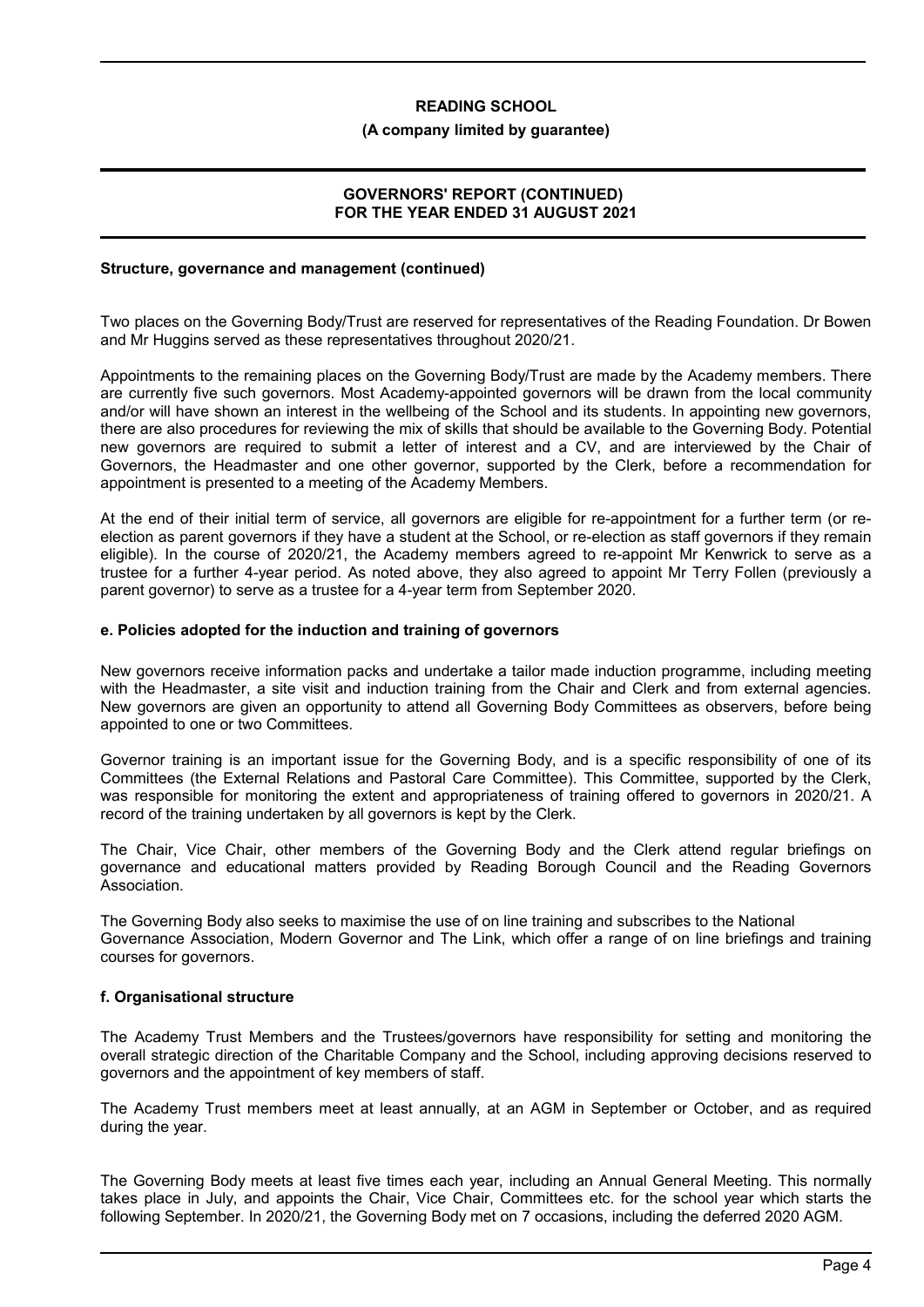**Structure, governance and management (continued)**

Two places on the Governing Body/Trust are reserved for representatives of the Reading Foundation. Dr Bowen and Mr Huggins served as these representatives throughout 2020/21.

Appointments to the remaining places on the Governing Body/Trust are made by the Academy members. There are currently five such governors. Most Academy-appointed governors will be drawn from the local community and/or will have shown an interest in the wellbeing of the School and its students. In appointing new governors, there are also procedures for reviewing the mix of skills that should be available to the Governing Body. Potential new governors are required to submit a letter of interest and a CV, and are interviewed by the Chair of Governors, the Headmaster and one other governor, supported by the Clerk, before a recommendation for appointment is presented to a meeting of the Academy Members.

At the end of their initial term of service, all governors are eligible for re-appointment for a further term (or re-election as parent governors if they have a student at the School, or re-election as staff governors if they remain eligible). In the course of 2020/21, the Academy members agreed to re-appoint Mr Kenwrick to serve as a trustee for a further 4-year period. As noted above, they also agreed to appoint Mr Terry Follen (previously a parent governor) to serve as a trustee for a 4-year term from September 2020.

**e. Policies adopted for the induction and training of governors**

New governors receive information packs and undertake a tailor made induction programme, including meeting with the Headmaster, a site visit and induction training from the Chair and Clerk and from external agencies. New governors are given an opportunity to attend all Governing Body Committees as observers, before being appointed to one or two Committees.

Governor training is an important issue for the Governing Body, and is a specific responsibility of one of its Committees (the External Relations and Pastoral Care Committee). This Committee, supported by the Clerk, was responsible for monitoring the extent and appropriateness of training offered to governors in 2020/21. A record of the training undertaken by all governors is kept by the Clerk.

The Chair, Vice Chair, other members of the Governing Body and the Clerk attend regular briefings on governance and educational matters provided by Reading Borough Council and the Reading Governors Association.

The Governing Body also seeks to maximise the use of on line training and subscribes to the National Governance Association, Modern Governor and The Link, which offer a range of on line briefings and training courses for governors.

**f. Organisational structure**

The Academy Trust Members and the Trustees/governors have responsibility for setting and monitoring the overall strategic direction of the Charitable Company and the School, including approving decisions reserved to governors and the appointment of key members of staff.

The Academy Trust members meet at least annually, at an AGM in September or October, and as required during the year.

The Governing Body meets at least five times each year, including an Annual General Meeting. This normally takes place in July, and appoints the Chair, Vice Chair, Committees etc. for the school year which starts the following September. In 2020/21, the Governing Body met on 7 occasions, including the deferred 2020 AGM.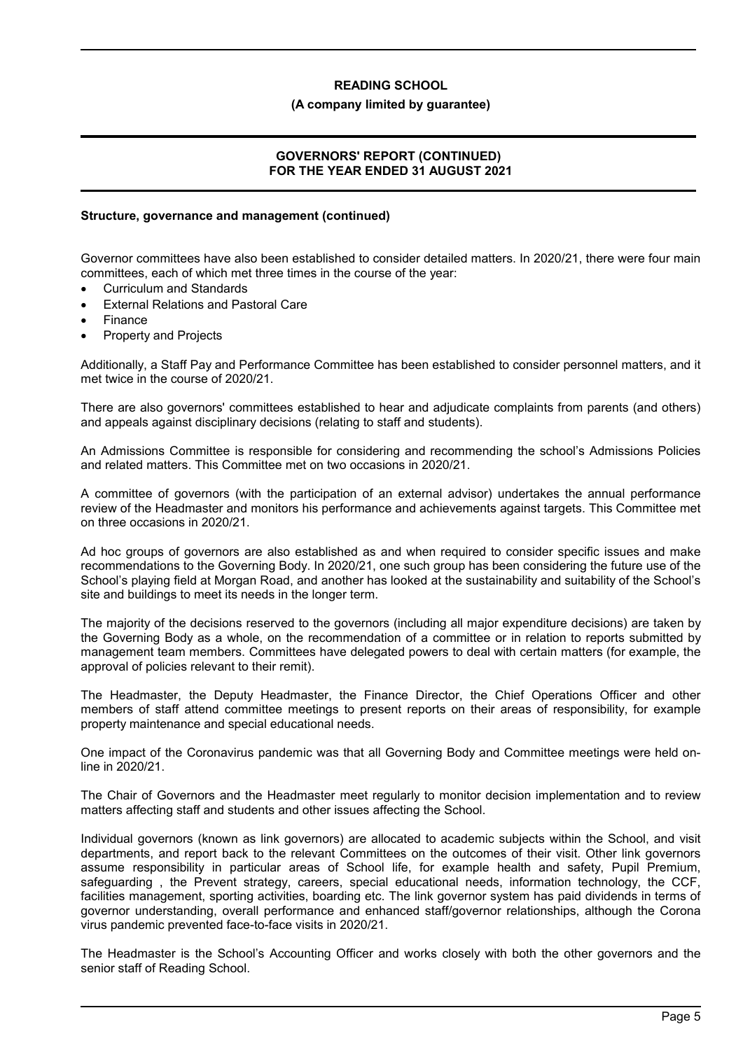**Structure, governance and management (continued)**

Governor committees have also been established to consider detailed matters. In 2020/21, there were four main committees, each of which met three times in the course of the year:

- Curriculum and Standards
- External Relations and Pastoral Care
- Finance
- Property and Projects

Additionally, a Staff Pay and Performance Committee has been established to consider personnel matters, and it met twice in the course of 2020/21.

There are also governors' committees established to hear and adjudicate complaints from parents (and others) and appeals against disciplinary decisions (relating to staff and students).

An Admissions Committee is responsible for considering and recommending the school's Admissions Policies and related matters. This Committee met on two occasions in 2020/21.

A committee of governors (with the participation of an external advisor) undertakes the annual performance review of the Headmaster and monitors his performance and achievements against targets. This Committee met on three occasions in 2020/21.

Ad hoc groups of governors are also established as and when required to consider specific issues and make recommendations to the Governing Body. In 2020/21, one such group has been considering the future use of the School's playing field at Morgan Road, and another has looked at the sustainability and suitability of the School's site and buildings to meet its needs in the longer term.

The majority of the decisions reserved to the governors (including all major expenditure decisions) are taken by the Governing Body as a whole, on the recommendation of a committee or in relation to reports submitted by management team members. Committees have delegated powers to deal with certain matters (for example, the approval of policies relevant to their remit).

The Headmaster, the Deputy Headmaster, the Finance Director, the Chief Operations Officer and other members of staff attend committee meetings to present reports on their areas of responsibility, for example property maintenance and special educational needs.

One impact of the Coronavirus pandemic was that all Governing Body and Committee meetings were held on-line in 2020/21.

The Chair of Governors and the Headmaster meet regularly to monitor decision implementation and to review matters affecting staff and students and other issues affecting the School.

Individual governors (known as link governors) are allocated to academic subjects within the School, and visit departments, and report back to the relevant Committees on the outcomes of their visit. Other link governors assume responsibility in particular areas of School life, for example health and safety, Pupil Premium, safeguarding , the Prevent strategy, careers, special educational needs, information technology, the CCF, facilities management, sporting activities, boarding etc. The link governor system has paid dividends in terms of governor understanding, overall performance and enhanced staff/governor relationships, although the Corona virus pandemic prevented face-to-face visits in 2020/21.

The Headmaster is the School's Accounting Officer and works closely with both the other governors and the senior staff of Reading School.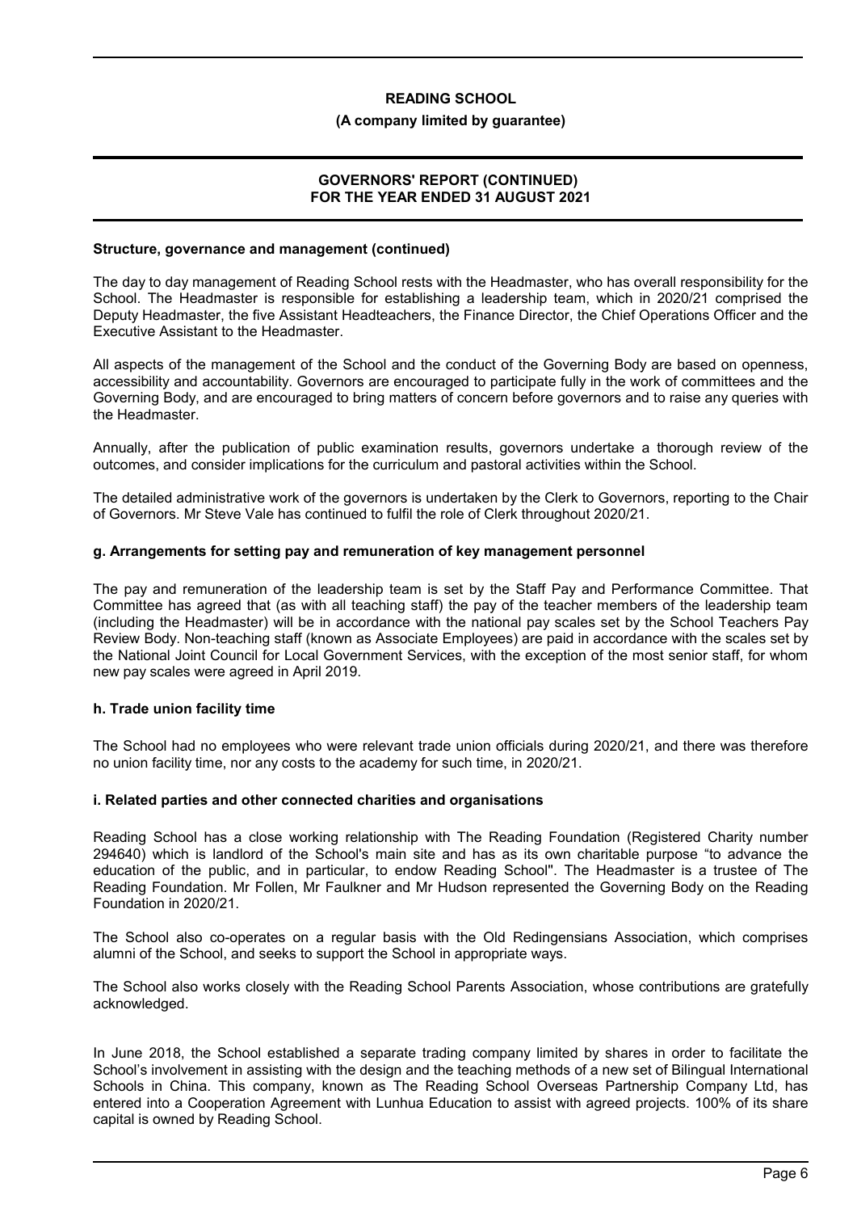**Structure, governance and management (continued)**

The day to day management of Reading School rests with the Headmaster, who has overall responsibility for the School. The Headmaster is responsible for establishing a leadership team, which in 2020/21 comprised the Deputy Headmaster, the five Assistant Headteachers, the Finance Director, the Chief Operations Officer and the Executive Assistant to the Headmaster.

All aspects of the management of the School and the conduct of the Governing Body are based on openness, accessibility and accountability. Governors are encouraged to participate fully in the work of committees and the Governing Body, and are encouraged to bring matters of concern before governors and to raise any queries with the Headmaster.

Annually, after the publication of public examination results, governors undertake a thorough review of the outcomes, and consider implications for the curriculum and pastoral activities within the School.

The detailed administrative work of the governors is undertaken by the Clerk to Governors, reporting to the Chair of Governors. Mr Steve Vale has continued to fulfil the role of Clerk throughout 2020/21.

### g. Arrangements for setting pay and remuneration of key management personnel

The pay and remuneration of the leadership team is set by the Staff Pay and Performance Committee. That Committee has agreed that (as with all teaching staff) the pay of the teacher members of the leadership team (including the Headmaster) will be in accordance with the national pay scales set by the School Teachers Pay Review Body. Non-teaching staff (known as Associate Employees) are paid in accordance with the scales set by the National Joint Council for Local Government Services, with the exception of the most senior staff, for whom new pay scales were agreed in April 2019.

### h. Trade union facility time

The School had no employees who were relevant trade union officials during 2020/21, and there was therefore no union facility time, nor any costs to the academy for such time, in 2020/21.

### i. Related parties and other connected charities and organisations

Reading School has a close working relationship with The Reading Foundation (Registered Charity number 294640) which is landlord of the School's main site and has as its own charitable purpose "to advance the education of the public, and in particular, to endow Reading School". The Headmaster is a trustee of The Reading Foundation. Mr Follen, Mr Faulkner and Mr Hudson represented the Governing Body on the Reading Foundation in 2020/21.

The School also co-operates on a regular basis with the Old Redingensians Association, which comprises alumni of the School, and seeks to support the School in appropriate ways.

The School also works closely with the Reading School Parents Association, whose contributions are gratefully acknowledged.

In June 2018, the School established a separate trading company limited by shares in order to facilitate the School's involvement in assisting with the design and the teaching methods of a new set of Bilingual International Schools in China. This company, known as The Reading School Overseas Partnership Company Ltd, has entered into a Cooperation Agreement with Lunhua Education to assist with agreed projects. 100% of its share capital is owned by Reading School.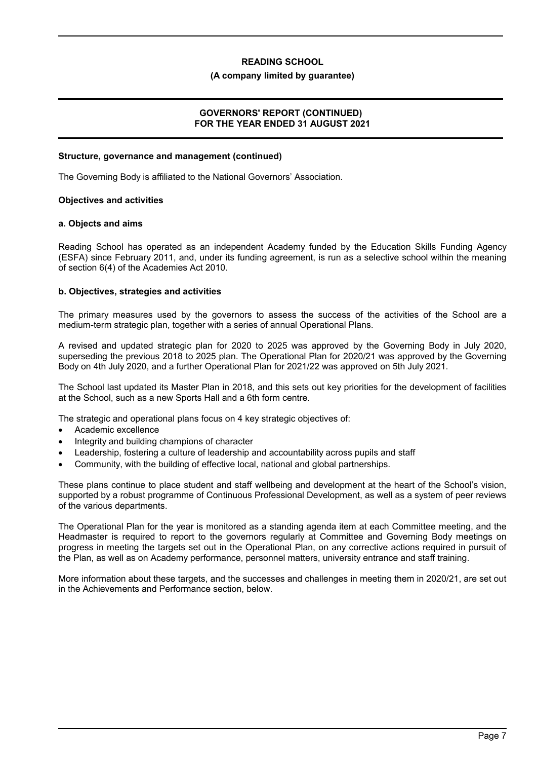**Structure, governance and management (continued)**

The Governing Body is affiliated to the National Governors' Association.

## Objectives and activities

### a. Objects and aims

Reading School has operated as an independent Academy funded by the Education Skills Funding Agency (ESFA) since February 2011, and, under its funding agreement, is run as a selective school within the meaning of section 6(4) of the Academies Act 2010.

### b. Objectives, strategies and activities

The primary measures used by the governors to assess the success of the activities of the School are a medium-term strategic plan, together with a series of annual Operational Plans.

A revised and updated strategic plan for 2020 to 2025 was approved by the Governing Body in July 2020, superseding the previous 2018 to 2025 plan. The Operational Plan for 2020/21 was approved by the Governing Body on 4th July 2020, and a further Operational Plan for 2021/22 was approved on 5th July 2021.

The School last updated its Master Plan in 2018, and this sets out key priorities for the development of facilities at the School, such as a new Sports Hall and a 6th form centre.

The strategic and operational plans focus on 4 key strategic objectives of:

- Academic excellence
- Integrity and building champions of character
- Leadership, fostering a culture of leadership and accountability across pupils and staff
- Community, with the building of effective local, national and global partnerships.

These plans continue to place student and staff wellbeing and development at the heart of the School's vision, supported by a robust programme of Continuous Professional Development, as well as a system of peer reviews of the various departments.

The Operational Plan for the year is monitored as a standing agenda item at each Committee meeting, and the Headmaster is required to report to the governors regularly at Committee and Governing Body meetings on progress in meeting the targets set out in the Operational Plan, on any corrective actions required in pursuit of the Plan, as well as on Academy performance, personnel matters, university entrance and staff training.

More information about these targets, and the successes and challenges in meeting them in 2020/21, are set out in the Achievements and Performance section, below.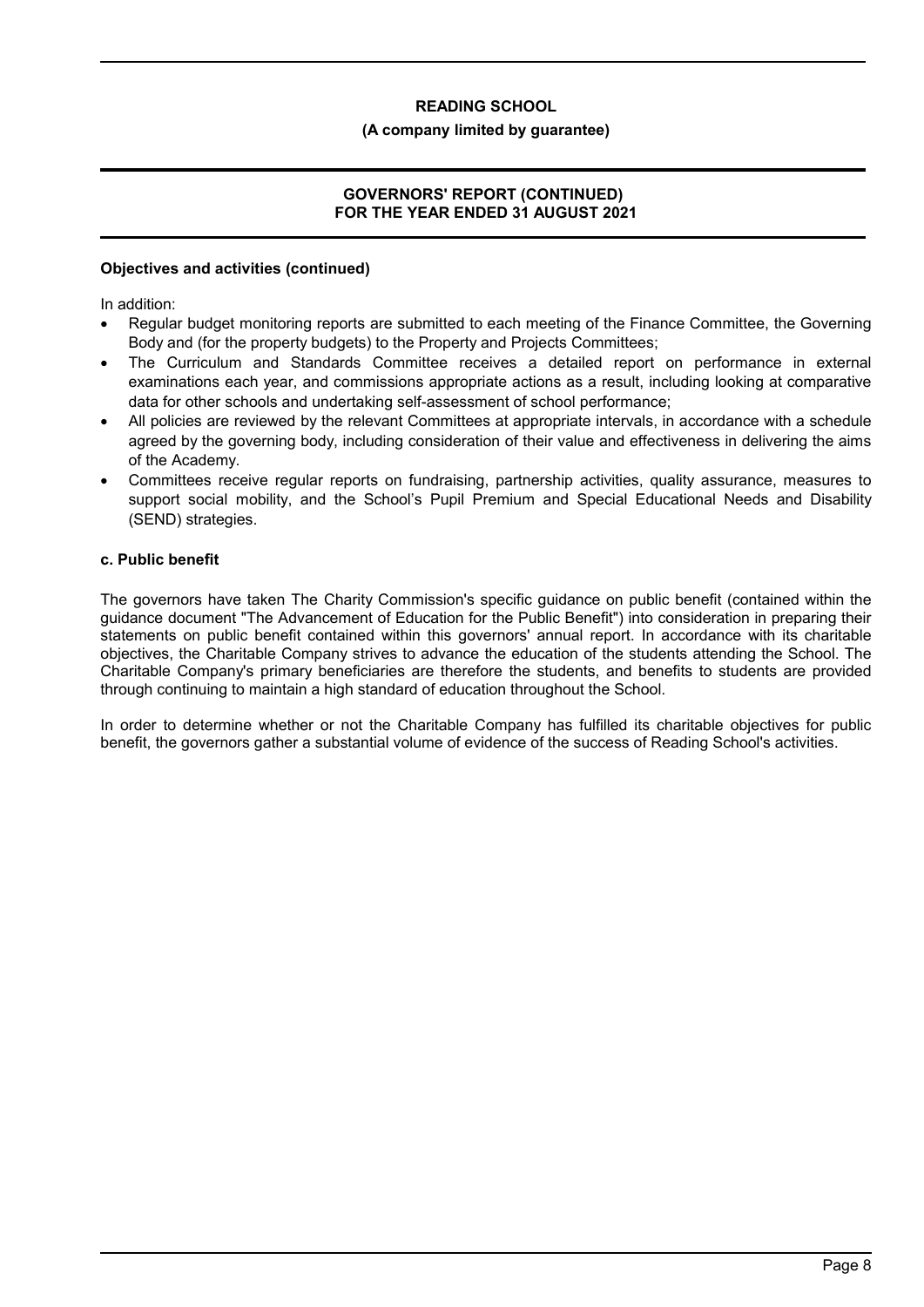**Objectives and activities (continued)**

In addition:

- Regular budget monitoring reports are submitted to each meeting of the Finance Committee, the Governing Body and (for the property budgets) to the Property and Projects Committees;
- The Curriculum and Standards Committee receives a detailed report on performance in external examinations each year, and commissions appropriate actions as a result, including looking at comparative data for other schools and undertaking self-assessment of school performance;
- All policies are reviewed by the relevant Committees at appropriate intervals, in accordance with a schedule agreed by the governing body, including consideration of their value and effectiveness in delivering the aims of the Academy.
- Committees receive regular reports on fundraising, partnership activities, quality assurance, measures to support social mobility, and the School's Pupil Premium and Special Educational Needs and Disability (SEND) strategies.

**c. Public benefit**

The governors have taken The Charity Commission's specific guidance on public benefit (contained within the guidance document "The Advancement of Education for the Public Benefit") into consideration in preparing their statements on public benefit contained within this governors' annual report. In accordance with its charitable objectives, the Charitable Company strives to advance the education of the students attending the School. The Charitable Company's primary beneficiaries are therefore the students, and benefits to students are provided through continuing to maintain a high standard of education throughout the School.

In order to determine whether or not the Charitable Company has fulfilled its charitable objectives for public benefit, the governors gather a substantial volume of evidence of the success of Reading School's activities.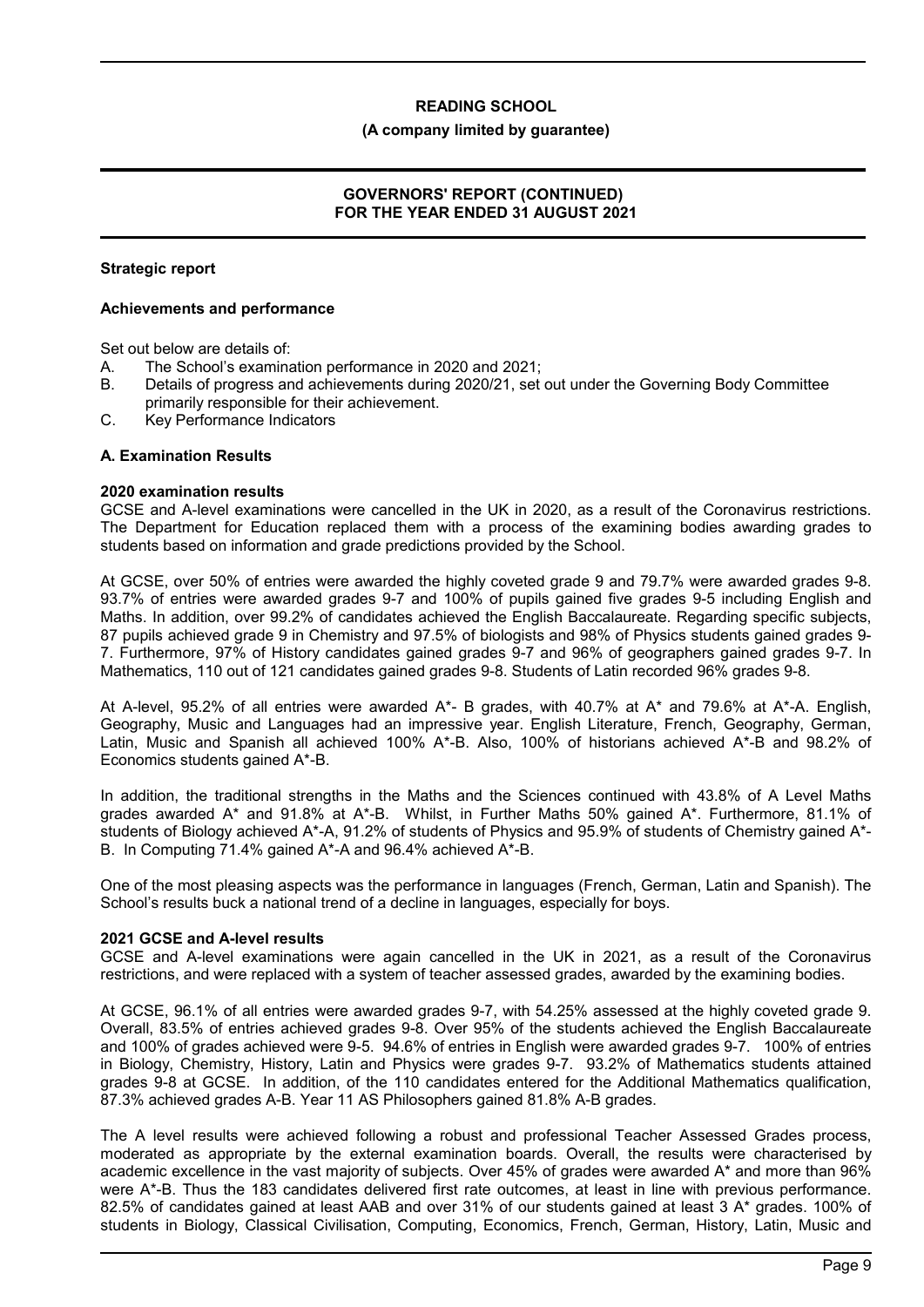### Strategic report

#### Achievements and performance

Set out below are details of:

A. The School's examination performance in 2020 and 2021;
B. Details of progress and achievements during 2020/21, set out under the Governing Body Committee primarily responsible for their achievement.
C. Key Performance Indicators

#### A. Examination Results

**2020 examination results**

GCSE and A-level examinations were cancelled in the UK in 2020, as a result of the Coronavirus restrictions. The Department for Education replaced them with a process of the examining bodies awarding grades to students based on information and grade predictions provided by the School.

At GCSE, over 50% of entries were awarded the highly coveted grade 9 and 79.7% were awarded grades 9-8. 93.7% of entries were awarded grades 9-7 and 100% of pupils gained five grades 9-5 including English and Maths. In addition, over 99.2% of candidates achieved the English Baccalaureate. Regarding specific subjects, 87 pupils achieved grade 9 in Chemistry and 97.5% of biologists and 98% of Physics students gained grades 9-7. Furthermore, 97% of History candidates gained grades 9-7 and 96% of geographers gained grades 9-7. In Mathematics, 110 out of 121 candidates gained grades 9-8. Students of Latin recorded 96% grades 9-8.

At A-level, 95.2% of all entries were awarded A*- B grades, with 40.7% at A* and 79.6% at A*-A. English, Geography, Music and Languages had an impressive year. English Literature, French, Geography, German, Latin, Music and Spanish all achieved 100% A*-B. Also, 100% of historians achieved A*-B and 98.2% of Economics students gained A*-B.

In addition, the traditional strengths in the Maths and the Sciences continued with 43.8% of A Level Maths grades awarded A* and 91.8% at A*-B. Whilst, in Further Maths 50% gained A*. Furthermore, 81.1% of students of Biology achieved A*-A, 91.2% of students of Physics and 95.9% of students of Chemistry gained A*-B. In Computing 71.4% gained A*-A and 96.4% achieved A*-B.

One of the most pleasing aspects was the performance in languages (French, German, Latin and Spanish). The School's results buck a national trend of a decline in languages, especially for boys.

**2021 GCSE and A-level results**

GCSE and A-level examinations were again cancelled in the UK in 2021, as a result of the Coronavirus restrictions, and were replaced with a system of teacher assessed grades, awarded by the examining bodies.

At GCSE, 96.1% of all entries were awarded grades 9-7, with 54.25% assessed at the highly coveted grade 9. Overall, 83.5% of entries achieved grades 9-8. Over 95% of the students achieved the English Baccalaureate and 100% of grades achieved were 9-5. 94.6% of entries in English were awarded grades 9-7. 100% of entries in Biology, Chemistry, History, Latin and Physics were grades 9-7. 93.2% of Mathematics students attained grades 9-8 at GCSE. In addition, of the 110 candidates entered for the Additional Mathematics qualification, 87.3% achieved grades A-B. Year 11 AS Philosophers gained 81.8% A-B grades.

The A level results were achieved following a robust and professional Teacher Assessed Grades process, moderated as appropriate by the external examination boards. Overall, the results were characterised by academic excellence in the vast majority of subjects. Over 45% of grades were awarded A* and more than 96% were A*-B. Thus the 183 candidates delivered first rate outcomes, at least in line with previous performance. 82.5% of candidates gained at least AAB and over 31% of our students gained at least 3 A* grades. 100% of students in Biology, Classical Civilisation, Computing, Economics, French, German, History, Latin, Music and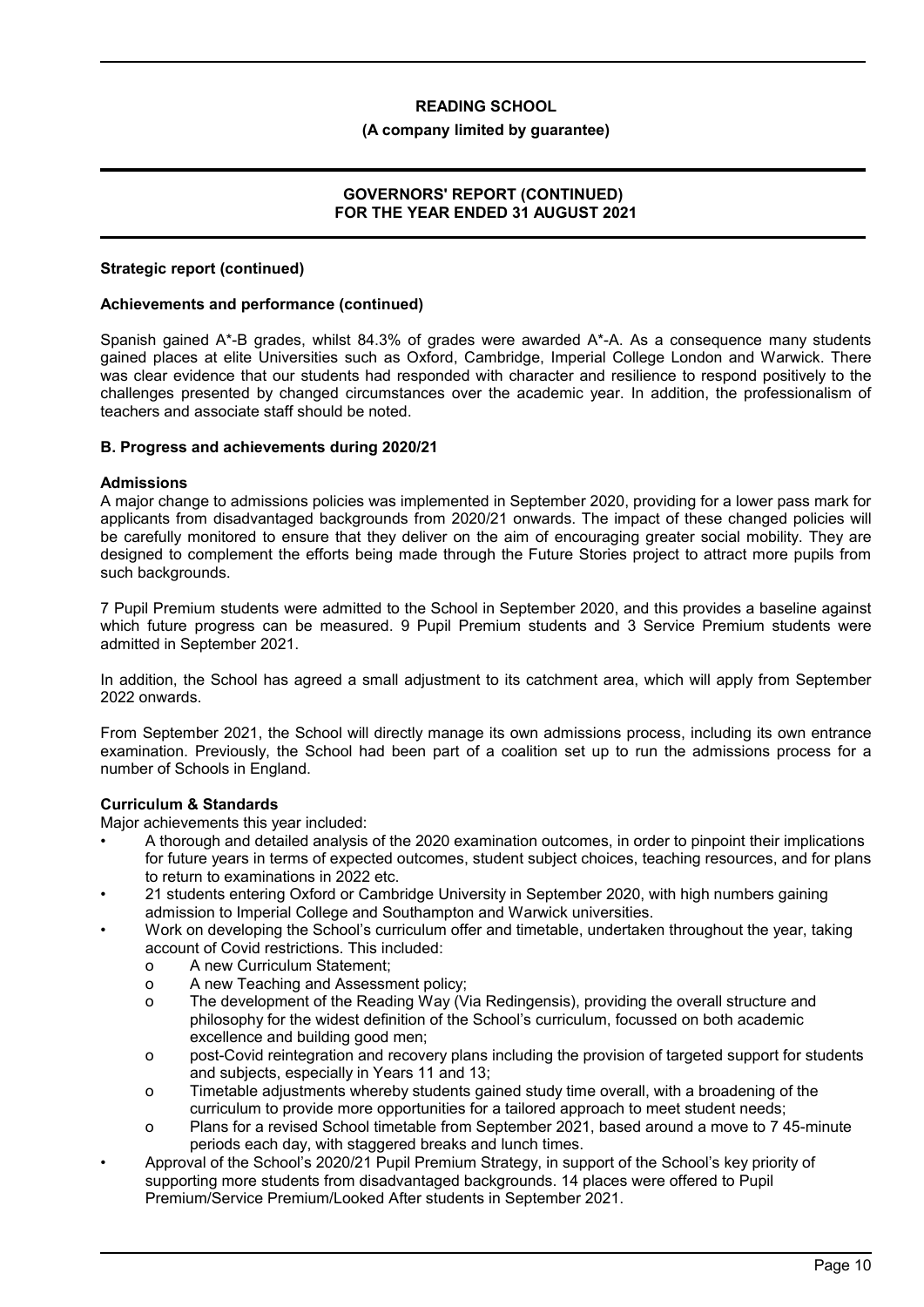**Strategic report (continued)**

**Achievements and performance (continued)**

Spanish gained A*-B grades, whilst 84.3% of grades were awarded A*-A. As a consequence many students gained places at elite Universities such as Oxford, Cambridge, Imperial College London and Warwick. There was clear evidence that our students had responded with character and resilience to respond positively to the challenges presented by changed circumstances over the academic year. In addition, the professionalism of teachers and associate staff should be noted.

**B. Progress and achievements during 2020/21**

**Admissions**

A major change to admissions policies was implemented in September 2020, providing for a lower pass mark for applicants from disadvantaged backgrounds from 2020/21 onwards. The impact of these changed policies will be carefully monitored to ensure that they deliver on the aim of encouraging greater social mobility. They are designed to complement the efforts being made through the Future Stories project to attract more pupils from such backgrounds.

7 Pupil Premium students were admitted to the School in September 2020, and this provides a baseline against which future progress can be measured. 9 Pupil Premium students and 3 Service Premium students were admitted in September 2021.

In addition, the School has agreed a small adjustment to its catchment area, which will apply from September 2022 onwards.

From September 2021, the School will directly manage its own admissions process, including its own entrance examination. Previously, the School had been part of a coalition set up to run the admissions process for a number of Schools in England.

**Curriculum & Standards**

Major achievements this year included:

- A thorough and detailed analysis of the 2020 examination outcomes, in order to pinpoint their implications for future years in terms of expected outcomes, student subject choices, teaching resources, and for plans to return to examinations in 2022 etc.
- 21 students entering Oxford or Cambridge University in September 2020, with high numbers gaining admission to Imperial College and Southampton and Warwick universities.
- Work on developing the School's curriculum offer and timetable, undertaken throughout the year, taking account of Covid restrictions. This included:
  - A new Curriculum Statement;
  - A new Teaching and Assessment policy;
  - The development of the Reading Way (Via Redingensis), providing the overall structure and philosophy for the widest definition of the School's curriculum, focussed on both academic excellence and building good men;
  - post-Covid reintegration and recovery plans including the provision of targeted support for students and subjects, especially in Years 11 and 13;
  - Timetable adjustments whereby students gained study time overall, with a broadening of the curriculum to provide more opportunities for a tailored approach to meet student needs;
  - Plans for a revised School timetable from September 2021, based around a move to 7 45-minute periods each day, with staggered breaks and lunch times.
- Approval of the School's 2020/21 Pupil Premium Strategy, in support of the School's key priority of supporting more students from disadvantaged backgrounds. 14 places were offered to Pupil Premium/Service Premium/Looked After students in September 2021.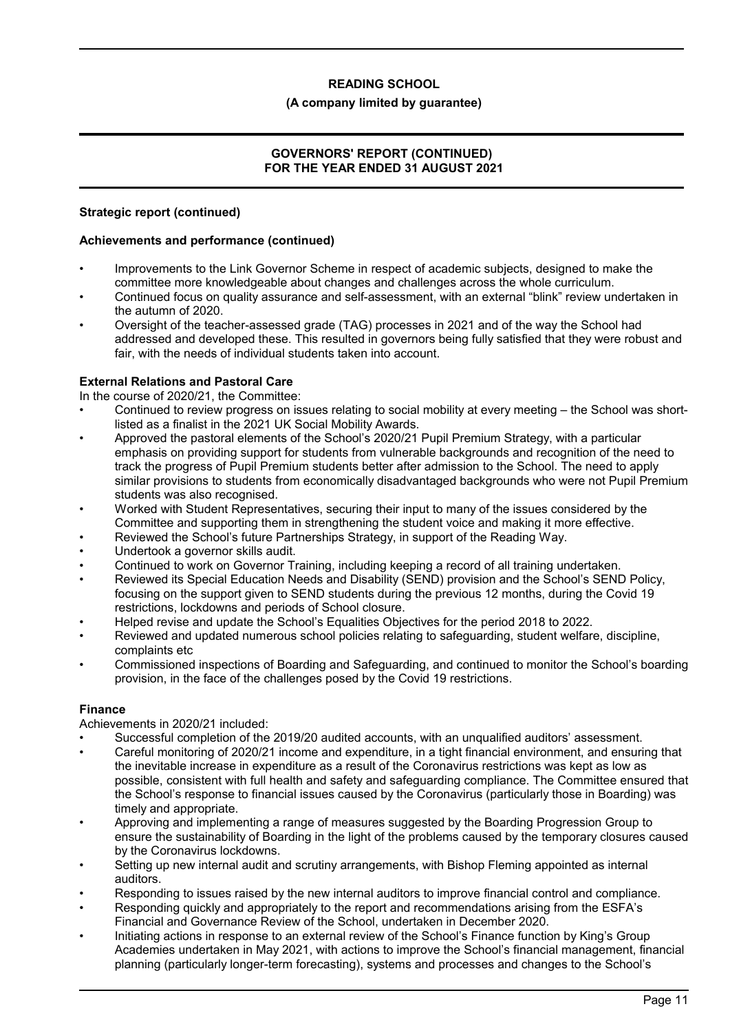**Strategic report (continued)**

**Achievements and performance (continued)**

- Improvements to the Link Governor Scheme in respect of academic subjects, designed to make the committee more knowledgeable about changes and challenges across the whole curriculum.
- Continued focus on quality assurance and self-assessment, with an external "blink" review undertaken in the autumn of 2020.
- Oversight of the teacher-assessed grade (TAG) processes in 2021 and of the way the School had addressed and developed these. This resulted in governors being fully satisfied that they were robust and fair, with the needs of individual students taken into account.

**External Relations and Pastoral Care**

In the course of 2020/21, the Committee:

- Continued to review progress on issues relating to social mobility at every meeting – the School was short-listed as a finalist in the 2021 UK Social Mobility Awards.
- Approved the pastoral elements of the School's 2020/21 Pupil Premium Strategy, with a particular emphasis on providing support for students from vulnerable backgrounds and recognition of the need to track the progress of Pupil Premium students better after admission to the School. The need to apply similar provisions to students from economically disadvantaged backgrounds who were not Pupil Premium students was also recognised.
- Worked with Student Representatives, securing their input to many of the issues considered by the Committee and supporting them in strengthening the student voice and making it more effective.
- Reviewed the School's future Partnerships Strategy, in support of the Reading Way.
- Undertook a governor skills audit.
- Continued to work on Governor Training, including keeping a record of all training undertaken.
- Reviewed its Special Education Needs and Disability (SEND) provision and the School's SEND Policy, focusing on the support given to SEND students during the previous 12 months, during the Covid 19 restrictions, lockdowns and periods of School closure.
- Helped revise and update the School's Equalities Objectives for the period 2018 to 2022.
- Reviewed and updated numerous school policies relating to safeguarding, student welfare, discipline, complaints etc
- Commissioned inspections of Boarding and Safeguarding, and continued to monitor the School's boarding provision, in the face of the challenges posed by the Covid 19 restrictions.

**Finance**

Achievements in 2020/21 included:

- Successful completion of the 2019/20 audited accounts, with an unqualified auditors' assessment.
- Careful monitoring of 2020/21 income and expenditure, in a tight financial environment, and ensuring that the inevitable increase in expenditure as a result of the Coronavirus restrictions was kept as low as possible, consistent with full health and safety and safeguarding compliance. The Committee ensured that the School's response to financial issues caused by the Coronavirus (particularly those in Boarding) was timely and appropriate.
- Approving and implementing a range of measures suggested by the Boarding Progression Group to ensure the sustainability of Boarding in the light of the problems caused by the temporary closures caused by the Coronavirus lockdowns.
- Setting up new internal audit and scrutiny arrangements, with Bishop Fleming appointed as internal auditors.
- Responding to issues raised by the new internal auditors to improve financial control and compliance.
- Responding quickly and appropriately to the report and recommendations arising from the ESFA's Financial and Governance Review of the School, undertaken in December 2020.
- Initiating actions in response to an external review of the School's Finance function by King's Group Academies undertaken in May 2021, with actions to improve the School's financial management, financial planning (particularly longer-term forecasting), systems and processes and changes to the School's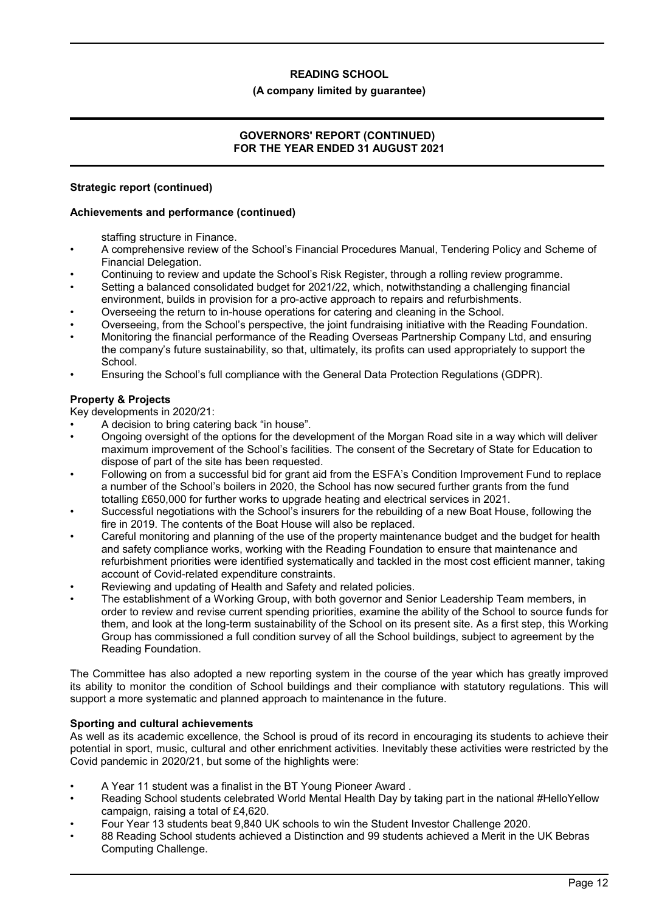**Strategic report (continued)**

**Achievements and performance (continued)**

staffing structure in Finance.

- A comprehensive review of the School's Financial Procedures Manual, Tendering Policy and Scheme of Financial Delegation.
- Continuing to review and update the School's Risk Register, through a rolling review programme.
- Setting a balanced consolidated budget for 2021/22, which, notwithstanding a challenging financial environment, builds in provision for a pro-active approach to repairs and refurbishments.
- Overseeing the return to in-house operations for catering and cleaning in the School.
- Overseeing, from the School's perspective, the joint fundraising initiative with the Reading Foundation.
- Monitoring the financial performance of the Reading Overseas Partnership Company Ltd, and ensuring the company's future sustainability, so that, ultimately, its profits can used appropriately to support the School.
- Ensuring the School's full compliance with the General Data Protection Regulations (GDPR).

**Property & Projects**

Key developments in 2020/21:

- A decision to bring catering back "in house".
- Ongoing oversight of the options for the development of the Morgan Road site in a way which will deliver maximum improvement of the School's facilities. The consent of the Secretary of State for Education to dispose of part of the site has been requested.
- Following on from a successful bid for grant aid from the ESFA's Condition Improvement Fund to replace a number of the School's boilers in 2020, the School has now secured further grants from the fund totalling £650,000 for further works to upgrade heating and electrical services in 2021.
- Successful negotiations with the School's insurers for the rebuilding of a new Boat House, following the fire in 2019. The contents of the Boat House will also be replaced.
- Careful monitoring and planning of the use of the property maintenance budget and the budget for health and safety compliance works, working with the Reading Foundation to ensure that maintenance and refurbishment priorities were identified systematically and tackled in the most cost efficient manner, taking account of Covid-related expenditure constraints.
- Reviewing and updating of Health and Safety and related policies.
- The establishment of a Working Group, with both governor and Senior Leadership Team members, in order to review and revise current spending priorities, examine the ability of the School to source funds for them, and look at the long-term sustainability of the School on its present site. As a first step, this Working Group has commissioned a full condition survey of all the School buildings, subject to agreement by the Reading Foundation.

The Committee has also adopted a new reporting system in the course of the year which has greatly improved its ability to monitor the condition of School buildings and their compliance with statutory regulations. This will support a more systematic and planned approach to maintenance in the future.

**Sporting and cultural achievements**

As well as its academic excellence, the School is proud of its record in encouraging its students to achieve their potential in sport, music, cultural and other enrichment activities. Inevitably these activities were restricted by the Covid pandemic in 2020/21, but some of the highlights were:

- A Year 11 student was a finalist in the BT Young Pioneer Award .
- Reading School students celebrated World Mental Health Day by taking part in the national #HelloYellow campaign, raising a total of £4,620.
- Four Year 13 students beat 9,840 UK schools to win the Student Investor Challenge 2020.
- 88 Reading School students achieved a Distinction and 99 students achieved a Merit in the UK Bebras Computing Challenge.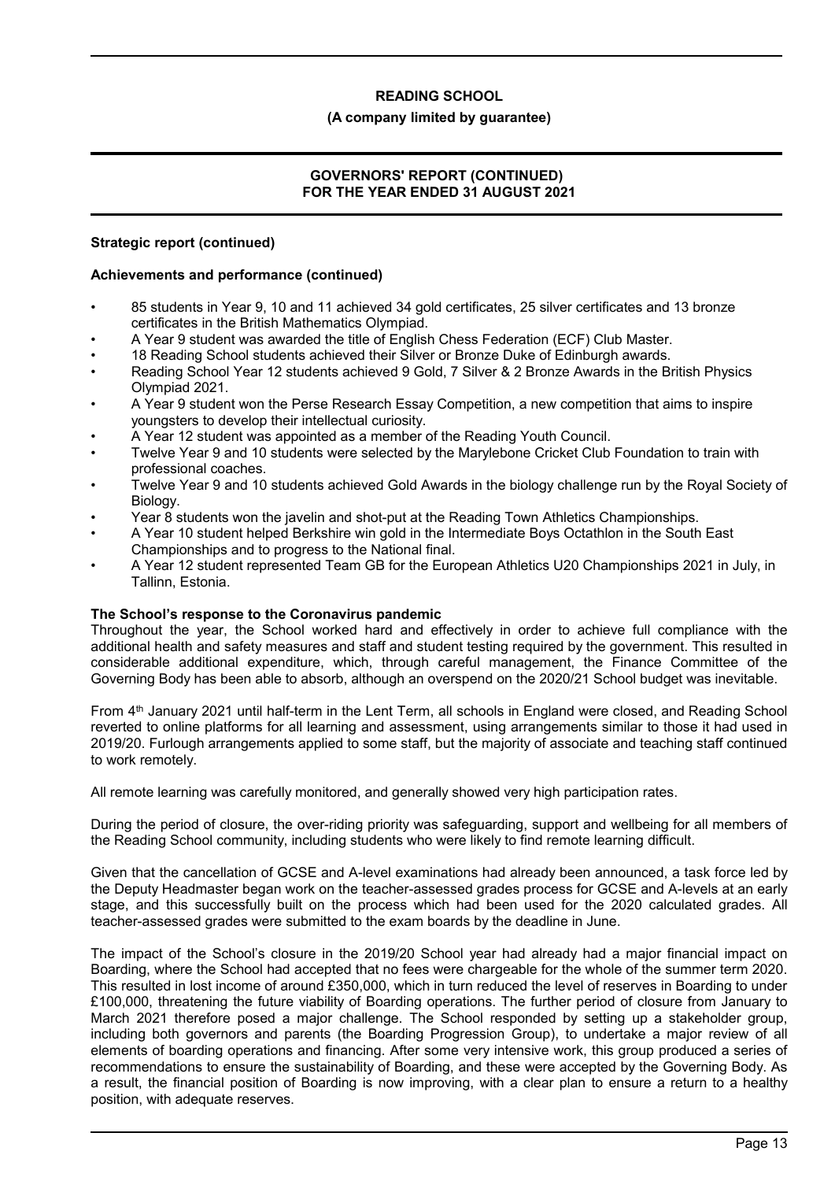**Strategic report (continued)**

**Achievements and performance (continued)**

- 85 students in Year 9, 10 and 11 achieved 34 gold certificates, 25 silver certificates and 13 bronze certificates in the British Mathematics Olympiad.
- A Year 9 student was awarded the title of English Chess Federation (ECF) Club Master.
- 18 Reading School students achieved their Silver or Bronze Duke of Edinburgh awards.
- Reading School Year 12 students achieved 9 Gold, 7 Silver & 2 Bronze Awards in the British Physics Olympiad 2021.
- A Year 9 student won the Perse Research Essay Competition, a new competition that aims to inspire youngsters to develop their intellectual curiosity.
- A Year 12 student was appointed as a member of the Reading Youth Council.
- Twelve Year 9 and 10 students were selected by the Marylebone Cricket Club Foundation to train with professional coaches.
- Twelve Year 9 and 10 students achieved Gold Awards in the biology challenge run by the Royal Society of Biology.
- Year 8 students won the javelin and shot-put at the Reading Town Athletics Championships.
- A Year 10 student helped Berkshire win gold in the Intermediate Boys Octathlon in the South East Championships and to progress to the National final.
- A Year 12 student represented Team GB for the European Athletics U20 Championships 2021 in July, in Tallinn, Estonia.

**The School's response to the Coronavirus pandemic**

Throughout the year, the School worked hard and effectively in order to achieve full compliance with the additional health and safety measures and staff and student testing required by the government. This resulted in considerable additional expenditure, which, through careful management, the Finance Committee of the Governing Body has been able to absorb, although an overspend on the 2020/21 School budget was inevitable.

From 4th January 2021 until half-term in the Lent Term, all schools in England were closed, and Reading School reverted to online platforms for all learning and assessment, using arrangements similar to those it had used in 2019/20. Furlough arrangements applied to some staff, but the majority of associate and teaching staff continued to work remotely.

All remote learning was carefully monitored, and generally showed very high participation rates.

During the period of closure, the over-riding priority was safeguarding, support and wellbeing for all members of the Reading School community, including students who were likely to find remote learning difficult.

Given that the cancellation of GCSE and A-level examinations had already been announced, a task force led by the Deputy Headmaster began work on the teacher-assessed grades process for GCSE and A-levels at an early stage, and this successfully built on the process which had been used for the 2020 calculated grades. All teacher-assessed grades were submitted to the exam boards by the deadline in June.

The impact of the School's closure in the 2019/20 School year had already had a major financial impact on Boarding, where the School had accepted that no fees were chargeable for the whole of the summer term 2020. This resulted in lost income of around £350,000, which in turn reduced the level of reserves in Boarding to under £100,000, threatening the future viability of Boarding operations. The further period of closure from January to March 2021 therefore posed a major challenge. The School responded by setting up a stakeholder group, including both governors and parents (the Boarding Progression Group), to undertake a major review of all elements of boarding operations and financing. After some very intensive work, this group produced a series of recommendations to ensure the sustainability of Boarding, and these were accepted by the Governing Body. As a result, the financial position of Boarding is now improving, with a clear plan to ensure a return to a healthy position, with adequate reserves.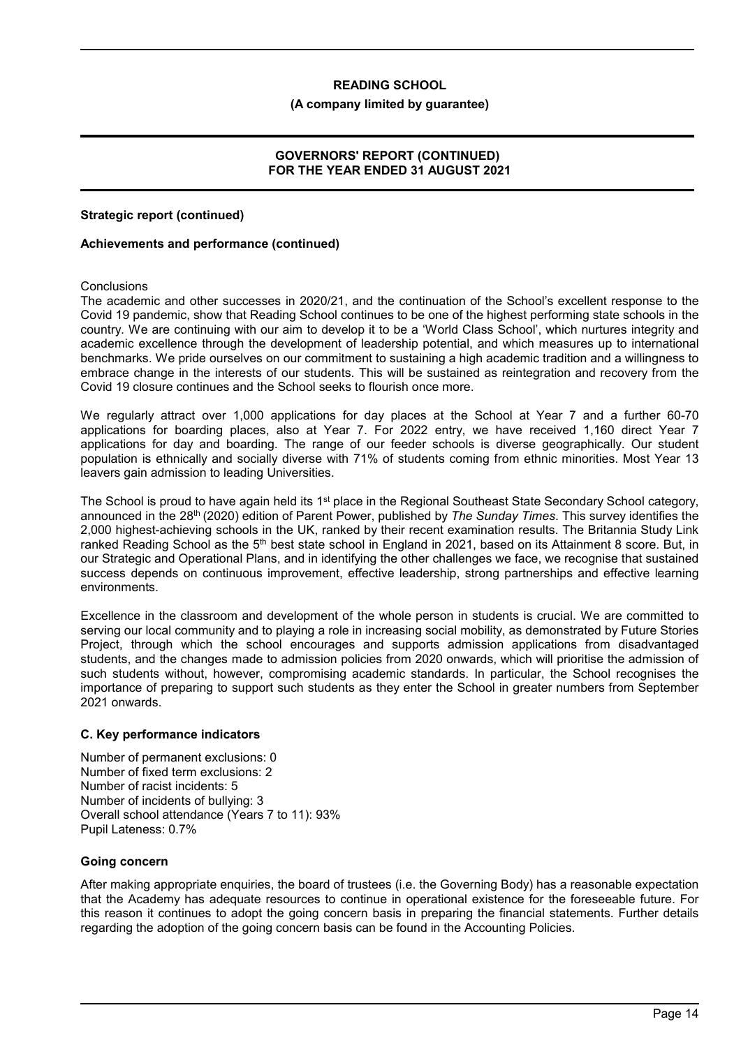**Strategic report (continued)**

**Achievements and performance (continued)**

Conclusions

The academic and other successes in 2020/21, and the continuation of the School's excellent response to the Covid 19 pandemic, show that Reading School continues to be one of the highest performing state schools in the country. We are continuing with our aim to develop it to be a 'World Class School', which nurtures integrity and academic excellence through the development of leadership potential, and which measures up to international benchmarks. We pride ourselves on our commitment to sustaining a high academic tradition and a willingness to embrace change in the interests of our students. This will be sustained as reintegration and recovery from the Covid 19 closure continues and the School seeks to flourish once more.

We regularly attract over 1,000 applications for day places at the School at Year 7 and a further 60-70 applications for boarding places, also at Year 7. For 2022 entry, we have received 1,160 direct Year 7 applications for day and boarding. The range of our feeder schools is diverse geographically. Our student population is ethnically and socially diverse with 71% of students coming from ethnic minorities. Most Year 13 leavers gain admission to leading Universities.

The School is proud to have again held its 1st place in the Regional Southeast State Secondary School category, announced in the 28th (2020) edition of Parent Power, published by *The Sunday Times*. This survey identifies the 2,000 highest-achieving schools in the UK, ranked by their recent examination results. The Britannia Study Link ranked Reading School as the 5th best state school in England in 2021, based on its Attainment 8 score. But, in our Strategic and Operational Plans, and in identifying the other challenges we face, we recognise that sustained success depends on continuous improvement, effective leadership, strong partnerships and effective learning environments.

Excellence in the classroom and development of the whole person in students is crucial. We are committed to serving our local community and to playing a role in increasing social mobility, as demonstrated by Future Stories Project, through which the school encourages and supports admission applications from disadvantaged students, and the changes made to admission policies from 2020 onwards, which will prioritise the admission of such students without, however, compromising academic standards. In particular, the School recognises the importance of preparing to support such students as they enter the School in greater numbers from September 2021 onwards.

### C. Key performance indicators

Number of permanent exclusions: 0
Number of fixed term exclusions: 2
Number of racist incidents: 5
Number of incidents of bullying: 3
Overall school attendance (Years 7 to 11): 93%
Pupil Lateness: 0.7%

### Going concern

After making appropriate enquiries, the board of trustees (i.e. the Governing Body) has a reasonable expectation that the Academy has adequate resources to continue in operational existence for the foreseeable future. For this reason it continues to adopt the going concern basis in preparing the financial statements. Further details regarding the adoption of the going concern basis can be found in the Accounting Policies.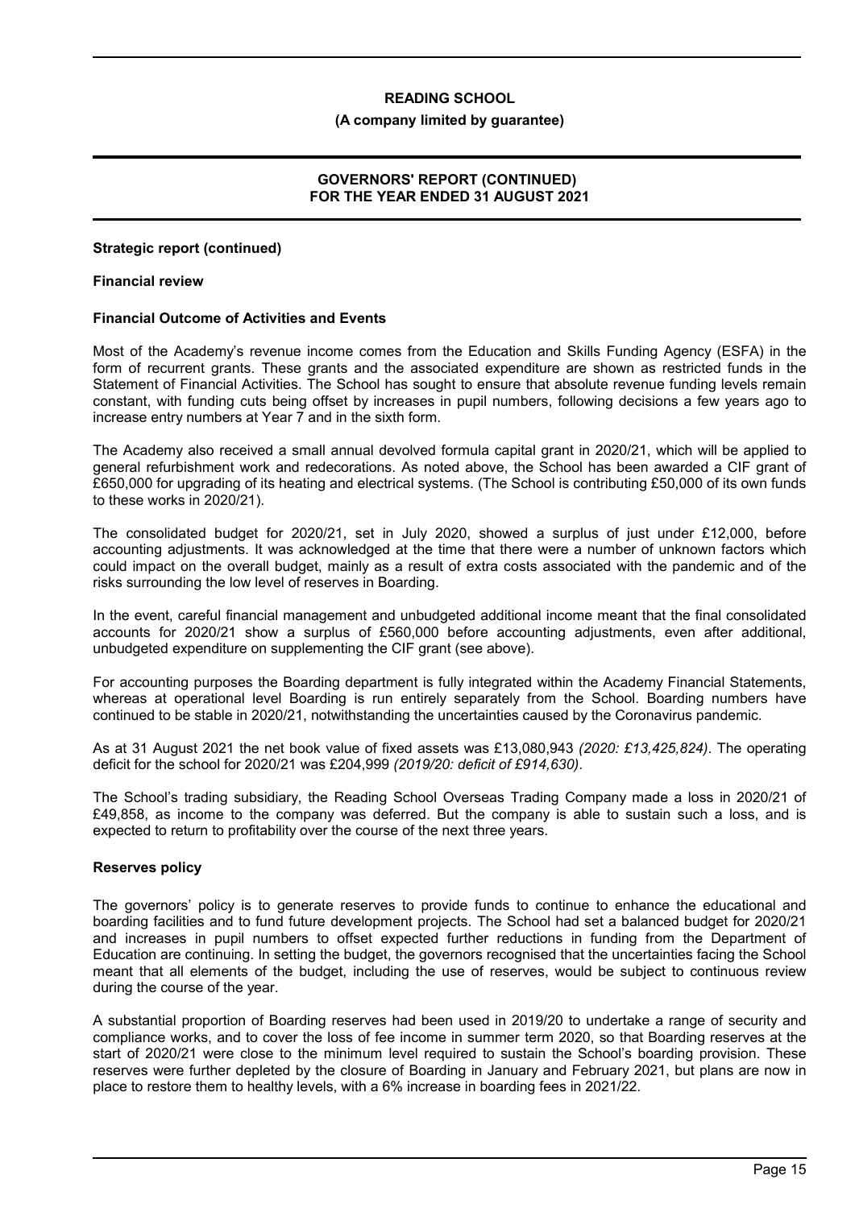**Strategic report (continued)**

**Financial review**

**Financial Outcome of Activities and Events**

Most of the Academy's revenue income comes from the Education and Skills Funding Agency (ESFA) in the form of recurrent grants. These grants and the associated expenditure are shown as restricted funds in the Statement of Financial Activities. The School has sought to ensure that absolute revenue funding levels remain constant, with funding cuts being offset by increases in pupil numbers, following decisions a few years ago to increase entry numbers at Year 7 and in the sixth form.

The Academy also received a small annual devolved formula capital grant in 2020/21, which will be applied to general refurbishment work and redecorations. As noted above, the School has been awarded a CIF grant of £650,000 for upgrading of its heating and electrical systems. (The School is contributing £50,000 of its own funds to these works in 2020/21).

The consolidated budget for 2020/21, set in July 2020, showed a surplus of just under £12,000, before accounting adjustments. It was acknowledged at the time that there were a number of unknown factors which could impact on the overall budget, mainly as a result of extra costs associated with the pandemic and of the risks surrounding the low level of reserves in Boarding.

In the event, careful financial management and unbudgeted additional income meant that the final consolidated accounts for 2020/21 show a surplus of £560,000 before accounting adjustments, even after additional, unbudgeted expenditure on supplementing the CIF grant (see above).

For accounting purposes the Boarding department is fully integrated within the Academy Financial Statements, whereas at operational level Boarding is run entirely separately from the School. Boarding numbers have continued to be stable in 2020/21, notwithstanding the uncertainties caused by the Coronavirus pandemic.

As at 31 August 2021 the net book value of fixed assets was £13,080,943 *(2020: £13,425,824)*. The operating deficit for the school for 2020/21 was £204,999 *(2019/20: deficit of £914,630)*.

The School's trading subsidiary, the Reading School Overseas Trading Company made a loss in 2020/21 of £49,858, as income to the company was deferred. But the company is able to sustain such a loss, and is expected to return to profitability over the course of the next three years.

**Reserves policy**

The governors' policy is to generate reserves to provide funds to continue to enhance the educational and boarding facilities and to fund future development projects. The School had set a balanced budget for 2020/21 and increases in pupil numbers to offset expected further reductions in funding from the Department of Education are continuing. In setting the budget, the governors recognised that the uncertainties facing the School meant that all elements of the budget, including the use of reserves, would be subject to continuous review during the course of the year.

A substantial proportion of Boarding reserves had been used in 2019/20 to undertake a range of security and compliance works, and to cover the loss of fee income in summer term 2020, so that Boarding reserves at the start of 2020/21 were close to the minimum level required to sustain the School's boarding provision. These reserves were further depleted by the closure of Boarding in January and February 2021, but plans are now in place to restore them to healthy levels, with a 6% increase in boarding fees in 2021/22.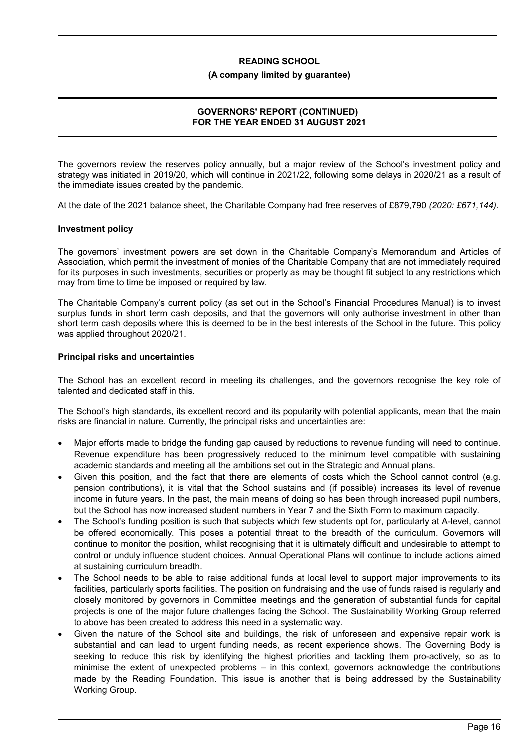The governors review the reserves policy annually, but a major review of the School's investment policy and strategy was initiated in 2019/20, which will continue in 2021/22, following some delays in 2020/21 as a result of the immediate issues created by the pandemic.

At the date of the 2021 balance sheet, the Charitable Company had free reserves of £879,790 *(2020: £671,144).*

### Investment policy

The governors' investment powers are set down in the Charitable Company's Memorandum and Articles of Association, which permit the investment of monies of the Charitable Company that are not immediately required for its purposes in such investments, securities or property as may be thought fit subject to any restrictions which may from time to time be imposed or required by law.

The Charitable Company's current policy (as set out in the School's Financial Procedures Manual) is to invest surplus funds in short term cash deposits, and that the governors will only authorise investment in other than short term cash deposits where this is deemed to be in the best interests of the School in the future. This policy was applied throughout 2020/21.

### Principal risks and uncertainties

The School has an excellent record in meeting its challenges, and the governors recognise the key role of talented and dedicated staff in this.

The School's high standards, its excellent record and its popularity with potential applicants, mean that the main risks are financial in nature. Currently, the principal risks and uncertainties are:

- Major efforts made to bridge the funding gap caused by reductions to revenue funding will need to continue. Revenue expenditure has been progressively reduced to the minimum level compatible with sustaining academic standards and meeting all the ambitions set out in the Strategic and Annual plans.
- Given this position, and the fact that there are elements of costs which the School cannot control (e.g. pension contributions), it is vital that the School sustains and (if possible) increases its level of revenue income in future years. In the past, the main means of doing so has been through increased pupil numbers, but the School has now increased student numbers in Year 7 and the Sixth Form to maximum capacity.
- The School's funding position is such that subjects which few students opt for, particularly at A-level, cannot be offered economically. This poses a potential threat to the breadth of the curriculum. Governors will continue to monitor the position, whilst recognising that it is ultimately difficult and undesirable to attempt to control or unduly influence student choices. Annual Operational Plans will continue to include actions aimed at sustaining curriculum breadth.
- The School needs to be able to raise additional funds at local level to support major improvements to its facilities, particularly sports facilities. The position on fundraising and the use of funds raised is regularly and closely monitored by governors in Committee meetings and the generation of substantial funds for capital projects is one of the major future challenges facing the School. The Sustainability Working Group referred to above has been created to address this need in a systematic way.
- Given the nature of the School site and buildings, the risk of unforeseen and expensive repair work is substantial and can lead to urgent funding needs, as recent experience shows. The Governing Body is seeking to reduce this risk by identifying the highest priorities and tackling them pro-actively, so as to minimise the extent of unexpected problems – in this context, governors acknowledge the contributions made by the Reading Foundation. This issue is another that is being addressed by the Sustainability Working Group.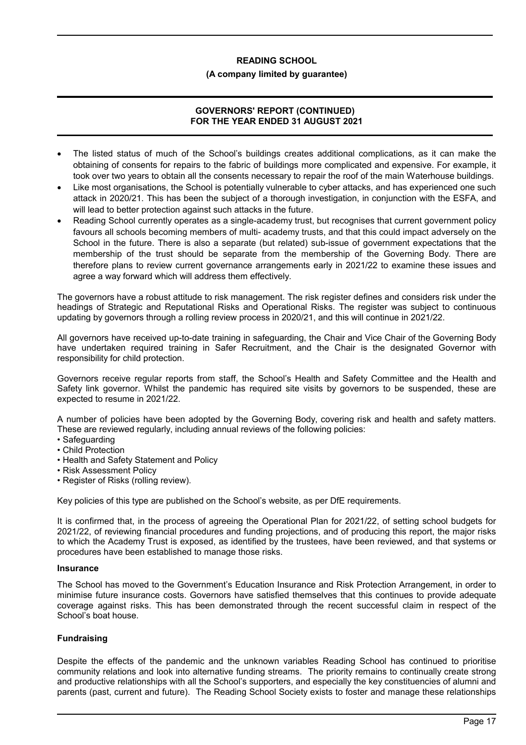- The listed status of much of the School's buildings creates additional complications, as it can make the obtaining of consents for repairs to the fabric of buildings more complicated and expensive. For example, it took over two years to obtain all the consents necessary to repair the roof of the main Waterhouse buildings.
- Like most organisations, the School is potentially vulnerable to cyber attacks, and has experienced one such attack in 2020/21. This has been the subject of a thorough investigation, in conjunction with the ESFA, and will lead to better protection against such attacks in the future.
- Reading School currently operates as a single-academy trust, but recognises that current government policy favours all schools becoming members of multi- academy trusts, and that this could impact adversely on the School in the future. There is also a separate (but related) sub-issue of government expectations that the membership of the trust should be separate from the membership of the Governing Body. There are therefore plans to review current governance arrangements early in 2021/22 to examine these issues and agree a way forward which will address them effectively.

The governors have a robust attitude to risk management. The risk register defines and considers risk under the headings of Strategic and Reputational Risks and Operational Risks. The register was subject to continuous updating by governors through a rolling review process in 2020/21, and this will continue in 2021/22.

All governors have received up-to-date training in safeguarding, the Chair and Vice Chair of the Governing Body have undertaken required training in Safer Recruitment, and the Chair is the designated Governor with responsibility for child protection.

Governors receive regular reports from staff, the School's Health and Safety Committee and the Health and Safety link governor. Whilst the pandemic has required site visits by governors to be suspended, these are expected to resume in 2021/22.

A number of policies have been adopted by the Governing Body, covering risk and health and safety matters. These are reviewed regularly, including annual reviews of the following policies:

- Safeguarding
- Child Protection
- Health and Safety Statement and Policy
- Risk Assessment Policy
- Register of Risks (rolling review).

Key policies of this type are published on the School's website, as per DfE requirements.

It is confirmed that, in the process of agreeing the Operational Plan for 2021/22, of setting school budgets for 2021/22, of reviewing financial procedures and funding projections, and of producing this report, the major risks to which the Academy Trust is exposed, as identified by the trustees, have been reviewed, and that systems or procedures have been established to manage those risks.

**Insurance**

The School has moved to the Government's Education Insurance and Risk Protection Arrangement, in order to minimise future insurance costs. Governors have satisfied themselves that this continues to provide adequate coverage against risks. This has been demonstrated through the recent successful claim in respect of the School's boat house.

**Fundraising**

Despite the effects of the pandemic and the unknown variables Reading School has continued to prioritise community relations and look into alternative funding streams. The priority remains to continually create strong and productive relationships with all the School's supporters, and especially the key constituencies of alumni and parents (past, current and future). The Reading School Society exists to foster and manage these relationships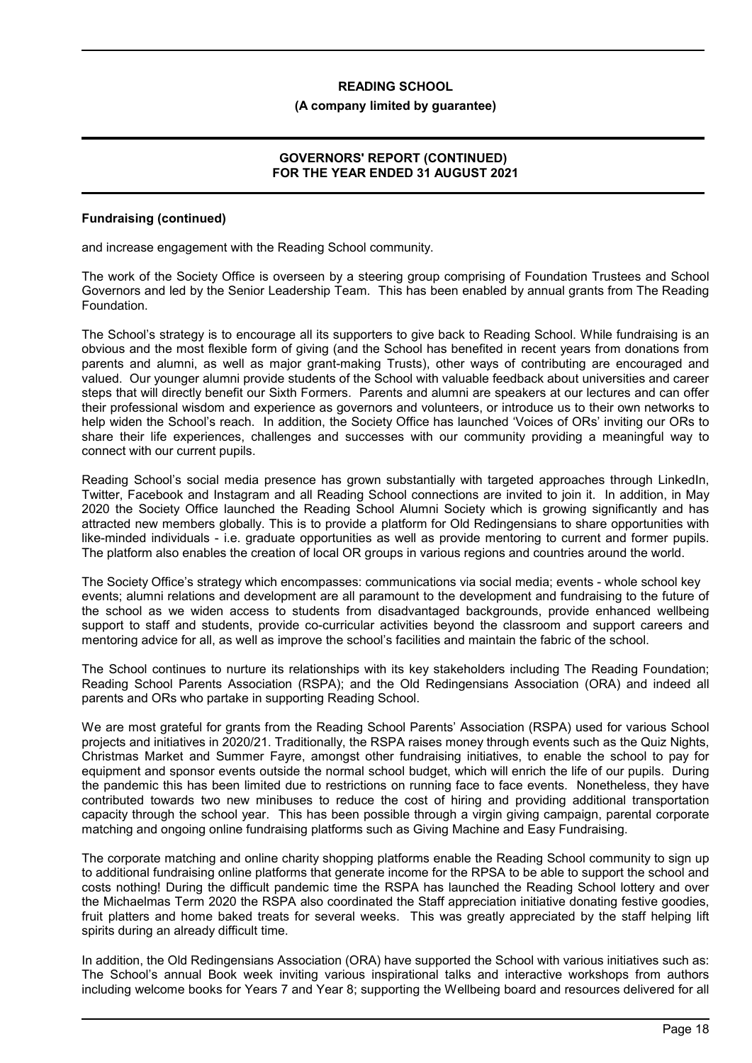**Fundraising (continued)**

and increase engagement with the Reading School community.

The work of the Society Office is overseen by a steering group comprising of Foundation Trustees and School Governors and led by the Senior Leadership Team. This has been enabled by annual grants from The Reading Foundation.

The School's strategy is to encourage all its supporters to give back to Reading School. While fundraising is an obvious and the most flexible form of giving (and the School has benefited in recent years from donations from parents and alumni, as well as major grant-making Trusts), other ways of contributing are encouraged and valued. Our younger alumni provide students of the School with valuable feedback about universities and career steps that will directly benefit our Sixth Formers. Parents and alumni are speakers at our lectures and can offer their professional wisdom and experience as governors and volunteers, or introduce us to their own networks to help widen the School's reach. In addition, the Society Office has launched 'Voices of ORs' inviting our ORs to share their life experiences, challenges and successes with our community providing a meaningful way to connect with our current pupils.

Reading School's social media presence has grown substantially with targeted approaches through LinkedIn, Twitter, Facebook and Instagram and all Reading School connections are invited to join it. In addition, in May 2020 the Society Office launched the Reading School Alumni Society which is growing significantly and has attracted new members globally. This is to provide a platform for Old Redingensians to share opportunities with like-minded individuals - i.e. graduate opportunities as well as provide mentoring to current and former pupils. The platform also enables the creation of local OR groups in various regions and countries around the world.

The Society Office's strategy which encompasses: communications via social media; events - whole school key events; alumni relations and development are all paramount to the development and fundraising to the future of the school as we widen access to students from disadvantaged backgrounds, provide enhanced wellbeing support to staff and students, provide co-curricular activities beyond the classroom and support careers and mentoring advice for all, as well as improve the school's facilities and maintain the fabric of the school.

The School continues to nurture its relationships with its key stakeholders including The Reading Foundation; Reading School Parents Association (RSPA); and the Old Redingensians Association (ORA) and indeed all parents and ORs who partake in supporting Reading School.

We are most grateful for grants from the Reading School Parents' Association (RSPA) used for various School projects and initiatives in 2020/21. Traditionally, the RSPA raises money through events such as the Quiz Nights, Christmas Market and Summer Fayre, amongst other fundraising initiatives, to enable the school to pay for equipment and sponsor events outside the normal school budget, which will enrich the life of our pupils. During the pandemic this has been limited due to restrictions on running face to face events. Nonetheless, they have contributed towards two new minibuses to reduce the cost of hiring and providing additional transportation capacity through the school year. This has been possible through a virgin giving campaign, parental corporate matching and ongoing online fundraising platforms such as Giving Machine and Easy Fundraising.

The corporate matching and online charity shopping platforms enable the Reading School community to sign up to additional fundraising online platforms that generate income for the RPSA to be able to support the school and costs nothing! During the difficult pandemic time the RSPA has launched the Reading School lottery and over the Michaelmas Term 2020 the RSPA also coordinated the Staff appreciation initiative donating festive goodies, fruit platters and home baked treats for several weeks. This was greatly appreciated by the staff helping lift spirits during an already difficult time.

In addition, the Old Redingensians Association (ORA) have supported the School with various initiatives such as: The School's annual Book week inviting various inspirational talks and interactive workshops from authors including welcome books for Years 7 and Year 8; supporting the Wellbeing board and resources delivered for all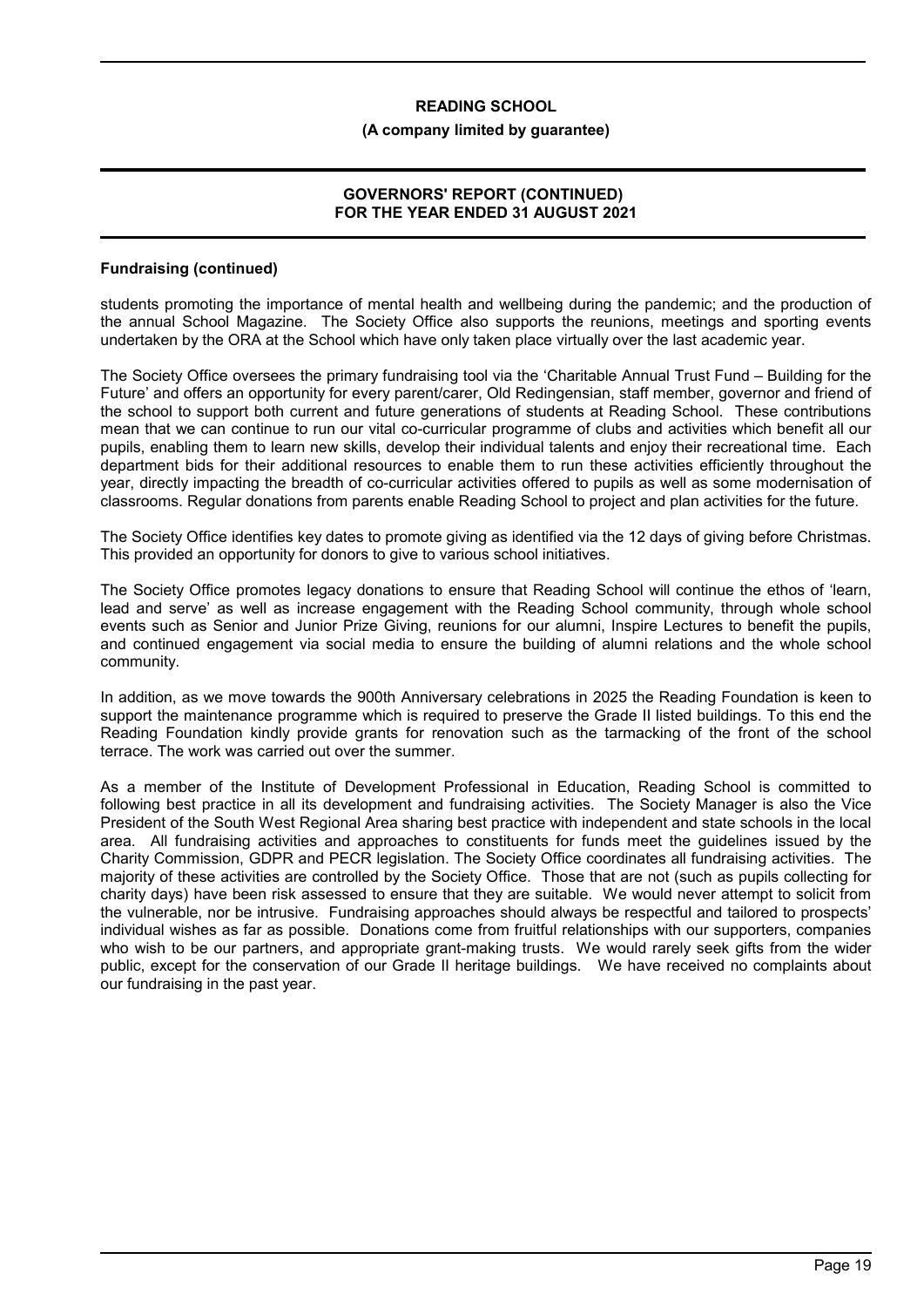### Fundraising (continued)

students promoting the importance of mental health and wellbeing during the pandemic; and the production of the annual School Magazine. The Society Office also supports the reunions, meetings and sporting events undertaken by the ORA at the School which have only taken place virtually over the last academic year.

The Society Office oversees the primary fundraising tool via the 'Charitable Annual Trust Fund – Building for the Future' and offers an opportunity for every parent/carer, Old Redingensian, staff member, governor and friend of the school to support both current and future generations of students at Reading School. These contributions mean that we can continue to run our vital co-curricular programme of clubs and activities which benefit all our pupils, enabling them to learn new skills, develop their individual talents and enjoy their recreational time. Each department bids for their additional resources to enable them to run these activities efficiently throughout the year, directly impacting the breadth of co-curricular activities offered to pupils as well as some modernisation of classrooms. Regular donations from parents enable Reading School to project and plan activities for the future.

The Society Office identifies key dates to promote giving as identified via the 12 days of giving before Christmas. This provided an opportunity for donors to give to various school initiatives.

The Society Office promotes legacy donations to ensure that Reading School will continue the ethos of 'learn, lead and serve' as well as increase engagement with the Reading School community, through whole school events such as Senior and Junior Prize Giving, reunions for our alumni, Inspire Lectures to benefit the pupils, and continued engagement via social media to ensure the building of alumni relations and the whole school community.

In addition, as we move towards the 900th Anniversary celebrations in 2025 the Reading Foundation is keen to support the maintenance programme which is required to preserve the Grade II listed buildings. To this end the Reading Foundation kindly provide grants for renovation such as the tarmacking of the front of the school terrace. The work was carried out over the summer.

As a member of the Institute of Development Professional in Education, Reading School is committed to following best practice in all its development and fundraising activities. The Society Manager is also the Vice President of the South West Regional Area sharing best practice with independent and state schools in the local area. All fundraising activities and approaches to constituents for funds meet the guidelines issued by the Charity Commission, GDPR and PECR legislation. The Society Office coordinates all fundraising activities. The majority of these activities are controlled by the Society Office. Those that are not (such as pupils collecting for charity days) have been risk assessed to ensure that they are suitable. We would never attempt to solicit from the vulnerable, nor be intrusive. Fundraising approaches should always be respectful and tailored to prospects' individual wishes as far as possible. Donations come from fruitful relationships with our supporters, companies who wish to be our partners, and appropriate grant-making trusts. We would rarely seek gifts from the wider public, except for the conservation of our Grade II heritage buildings. We have received no complaints about our fundraising in the past year.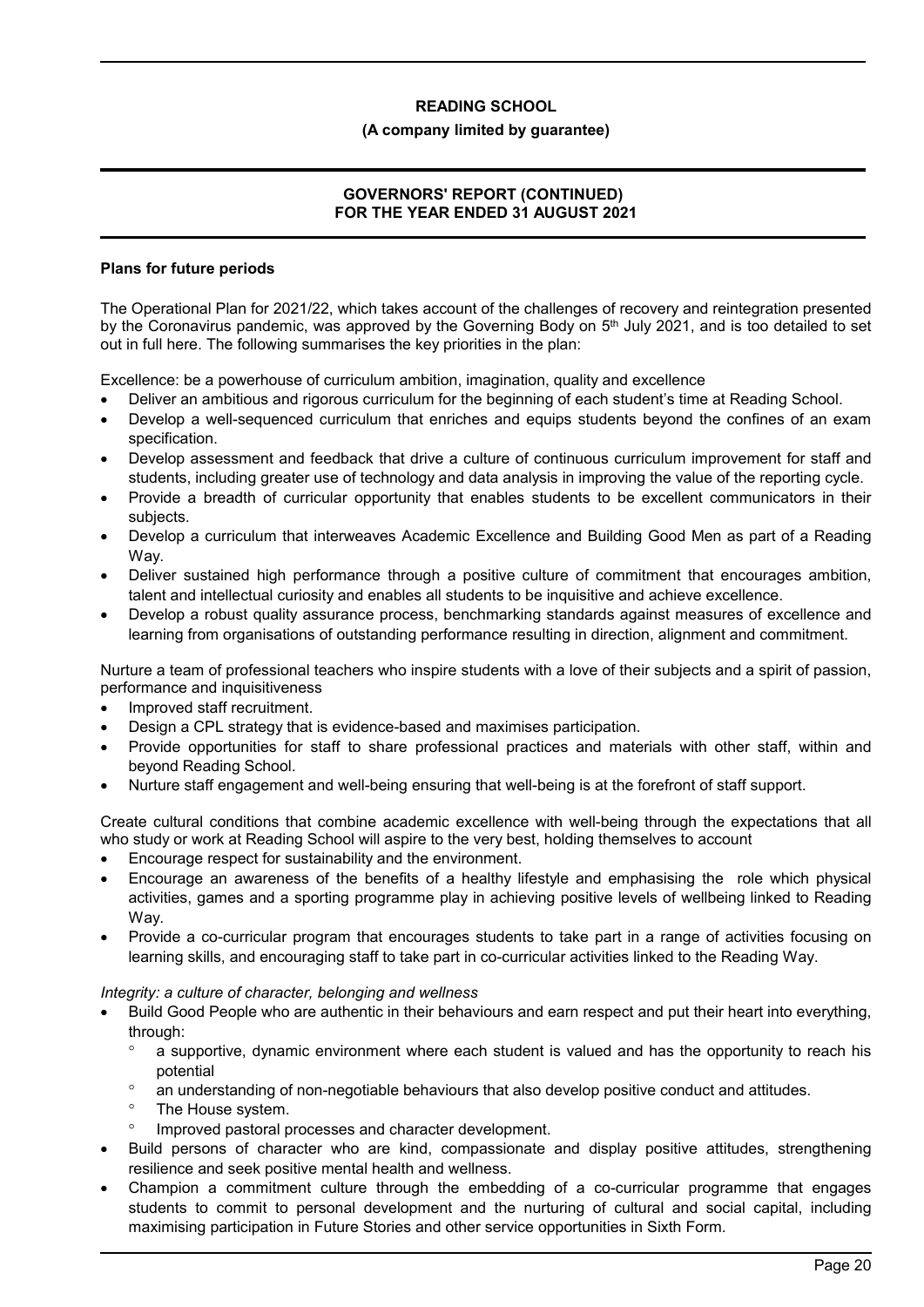## Plans for future periods

The Operational Plan for 2021/22, which takes account of the challenges of recovery and reintegration presented by the Coronavirus pandemic, was approved by the Governing Body on 5th July 2021, and is too detailed to set out in full here. The following summarises the key priorities in the plan:

Excellence: be a powerhouse of curriculum ambition, imagination, quality and excellence

- Deliver an ambitious and rigorous curriculum for the beginning of each student's time at Reading School.
- Develop a well-sequenced curriculum that enriches and equips students beyond the confines of an exam specification.
- Develop assessment and feedback that drive a culture of continuous curriculum improvement for staff and students, including greater use of technology and data analysis in improving the value of the reporting cycle.
- Provide a breadth of curricular opportunity that enables students to be excellent communicators in their subjects.
- Develop a curriculum that interweaves Academic Excellence and Building Good Men as part of a Reading Way.
- Deliver sustained high performance through a positive culture of commitment that encourages ambition, talent and intellectual curiosity and enables all students to be inquisitive and achieve excellence.
- Develop a robust quality assurance process, benchmarking standards against measures of excellence and learning from organisations of outstanding performance resulting in direction, alignment and commitment.

Nurture a team of professional teachers who inspire students with a love of their subjects and a spirit of passion, performance and inquisitiveness

- Improved staff recruitment.
- Design a CPL strategy that is evidence-based and maximises participation.
- Provide opportunities for staff to share professional practices and materials with other staff, within and beyond Reading School.
- Nurture staff engagement and well-being ensuring that well-being is at the forefront of staff support.

Create cultural conditions that combine academic excellence with well-being through the expectations that all who study or work at Reading School will aspire to the very best, holding themselves to account

- Encourage respect for sustainability and the environment.
- Encourage an awareness of the benefits of a healthy lifestyle and emphasising the role which physical activities, games and a sporting programme play in achieving positive levels of wellbeing linked to Reading Way.
- Provide a co-curricular program that encourages students to take part in a range of activities focusing on learning skills, and encouraging staff to take part in co-curricular activities linked to the Reading Way.

*Integrity: a culture of character, belonging and wellness*

- Build Good People who are authentic in their behaviours and earn respect and put their heart into everything, through:
  - a supportive, dynamic environment where each student is valued and has the opportunity to reach his potential
  - an understanding of non-negotiable behaviours that also develop positive conduct and attitudes.
  - The House system.
  - Improved pastoral processes and character development.
- Build persons of character who are kind, compassionate and display positive attitudes, strengthening resilience and seek positive mental health and wellness.
- Champion a commitment culture through the embedding of a co-curricular programme that engages students to commit to personal development and the nurturing of cultural and social capital, including maximising participation in Future Stories and other service opportunities in Sixth Form.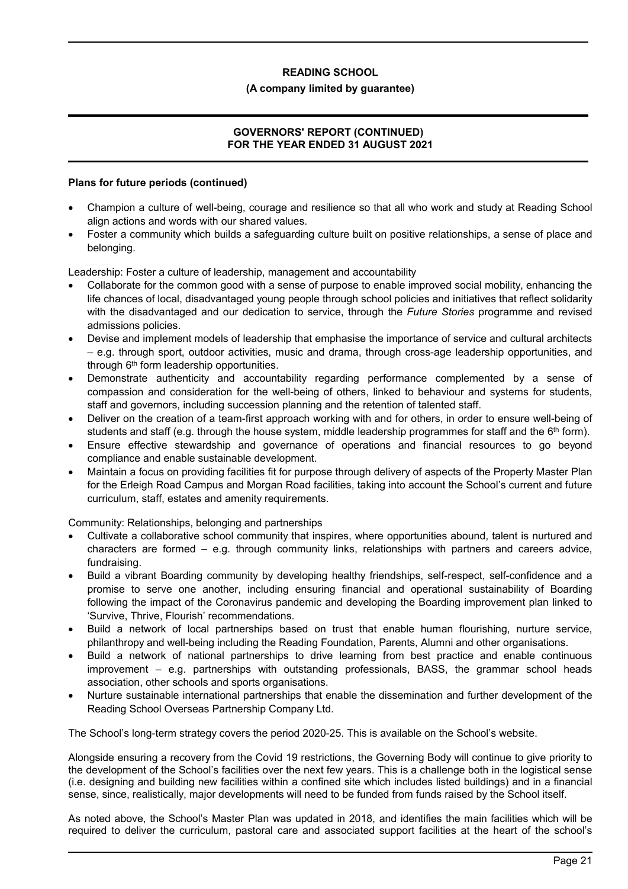**Plans for future periods (continued)**

- Champion a culture of well-being, courage and resilience so that all who work and study at Reading School align actions and words with our shared values.
- Foster a community which builds a safeguarding culture built on positive relationships, a sense of place and belonging.

Leadership: Foster a culture of leadership, management and accountability

- Collaborate for the common good with a sense of purpose to enable improved social mobility, enhancing the life chances of local, disadvantaged young people through school policies and initiatives that reflect solidarity with the disadvantaged and our dedication to service, through the *Future Stories* programme and revised admissions policies.
- Devise and implement models of leadership that emphasise the importance of service and cultural architects – e.g. through sport, outdoor activities, music and drama, through cross-age leadership opportunities, and through 6th form leadership opportunities.
- Demonstrate authenticity and accountability regarding performance complemented by a sense of compassion and consideration for the well-being of others, linked to behaviour and systems for students, staff and governors, including succession planning and the retention of talented staff.
- Deliver on the creation of a team-first approach working with and for others, in order to ensure well-being of students and staff (e.g. through the house system, middle leadership programmes for staff and the 6th form).
- Ensure effective stewardship and governance of operations and financial resources to go beyond compliance and enable sustainable development.
- Maintain a focus on providing facilities fit for purpose through delivery of aspects of the Property Master Plan for the Erleigh Road Campus and Morgan Road facilities, taking into account the School's current and future curriculum, staff, estates and amenity requirements.

Community: Relationships, belonging and partnerships

- Cultivate a collaborative school community that inspires, where opportunities abound, talent is nurtured and characters are formed – e.g. through community links, relationships with partners and careers advice, fundraising.
- Build a vibrant Boarding community by developing healthy friendships, self-respect, self-confidence and a promise to serve one another, including ensuring financial and operational sustainability of Boarding following the impact of the Coronavirus pandemic and developing the Boarding improvement plan linked to 'Survive, Thrive, Flourish' recommendations.
- Build a network of local partnerships based on trust that enable human flourishing, nurture service, philanthropy and well-being including the Reading Foundation, Parents, Alumni and other organisations.
- Build a network of national partnerships to drive learning from best practice and enable continuous improvement – e.g. partnerships with outstanding professionals, BASS, the grammar school heads association, other schools and sports organisations.
- Nurture sustainable international partnerships that enable the dissemination and further development of the Reading School Overseas Partnership Company Ltd.

The School's long-term strategy covers the period 2020-25. This is available on the School's website.

Alongside ensuring a recovery from the Covid 19 restrictions, the Governing Body will continue to give priority to the development of the School's facilities over the next few years. This is a challenge both in the logistical sense (i.e. designing and building new facilities within a confined site which includes listed buildings) and in a financial sense, since, realistically, major developments will need to be funded from funds raised by the School itself.

As noted above, the School's Master Plan was updated in 2018, and identifies the main facilities which will be required to deliver the curriculum, pastoral care and associated support facilities at the heart of the school's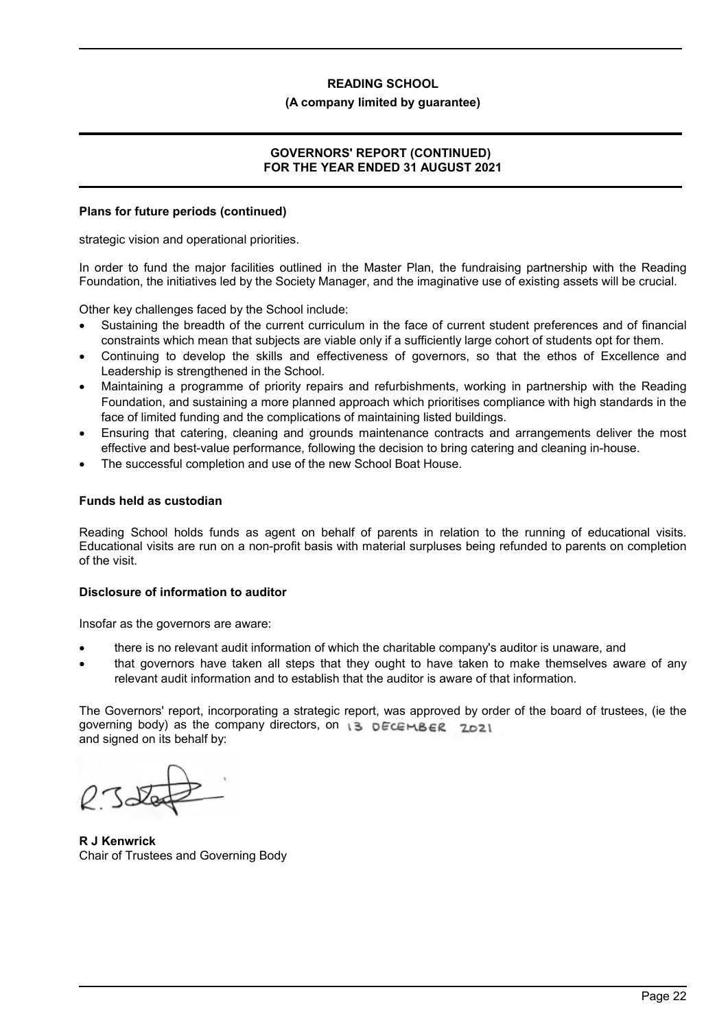### Plans for future periods (continued)

strategic vision and operational priorities.

In order to fund the major facilities outlined in the Master Plan, the fundraising partnership with the Reading Foundation, the initiatives led by the Society Manager, and the imaginative use of existing assets will be crucial.

Other key challenges faced by the School include:

- Sustaining the breadth of the current curriculum in the face of current student preferences and of financial constraints which mean that subjects are viable only if a sufficiently large cohort of students opt for them.
- Continuing to develop the skills and effectiveness of governors, so that the ethos of Excellence and Leadership is strengthened in the School.
- Maintaining a programme of priority repairs and refurbishments, working in partnership with the Reading Foundation, and sustaining a more planned approach which prioritises compliance with high standards in the face of limited funding and the complications of maintaining listed buildings.
- Ensuring that catering, cleaning and grounds maintenance contracts and arrangements deliver the most effective and best-value performance, following the decision to bring catering and cleaning in-house.
- The successful completion and use of the new School Boat House.

### Funds held as custodian

Reading School holds funds as agent on behalf of parents in relation to the running of educational visits. Educational visits are run on a non-profit basis with material surpluses being refunded to parents on completion of the visit.

### Disclosure of information to auditor

Insofar as the governors are aware:

- there is no relevant audit information of which the charitable company's auditor is unaware, and
- that governors have taken all steps that they ought to have taken to make themselves aware of any relevant audit information and to establish that the auditor is aware of that information.

The Governors' report, incorporating a strategic report, was approved by order of the board of trustees, (ie the governing body) as the company directors, on 13 DECEMBER 2021 and signed on its behalf by:

**R J Kenwrick**
Chair of Trustees and Governing Body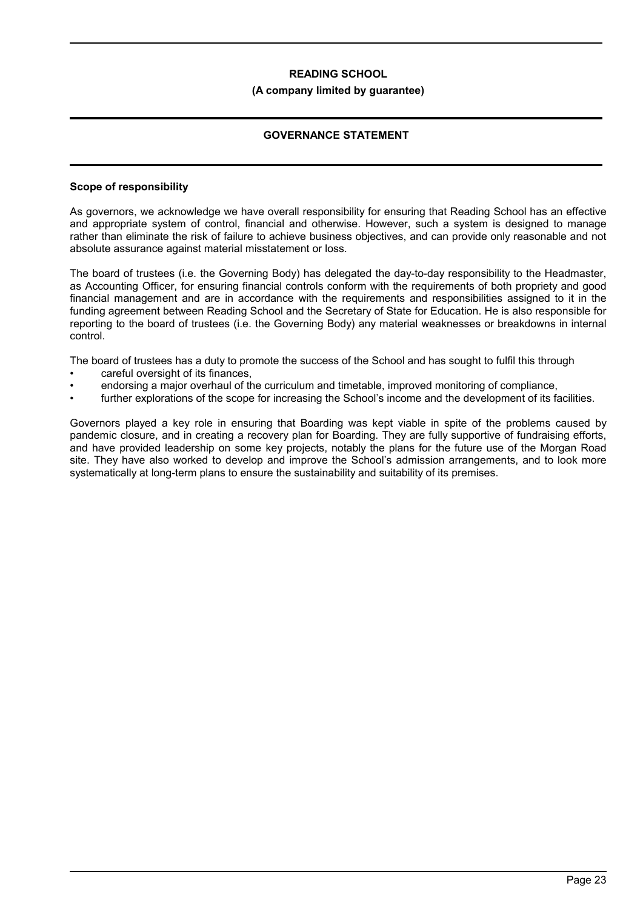# READING SCHOOL

**(A company limited by guarantee)**

## GOVERNANCE STATEMENT

### Scope of responsibility

As governors, we acknowledge we have overall responsibility for ensuring that Reading School has an effective and appropriate system of control, financial and otherwise. However, such a system is designed to manage rather than eliminate the risk of failure to achieve business objectives, and can provide only reasonable and not absolute assurance against material misstatement or loss.

The board of trustees (i.e. the Governing Body) has delegated the day-to-day responsibility to the Headmaster, as Accounting Officer, for ensuring financial controls conform with the requirements of both propriety and good financial management and are in accordance with the requirements and responsibilities assigned to it in the funding agreement between Reading School and the Secretary of State for Education. He is also responsible for reporting to the board of trustees (i.e. the Governing Body) any material weaknesses or breakdowns in internal control.

The board of trustees has a duty to promote the success of the School and has sought to fulfil this through

- careful oversight of its finances,
- endorsing a major overhaul of the curriculum and timetable, improved monitoring of compliance,
- further explorations of the scope for increasing the School's income and the development of its facilities.

Governors played a key role in ensuring that Boarding was kept viable in spite of the problems caused by pandemic closure, and in creating a recovery plan for Boarding. They are fully supportive of fundraising efforts, and have provided leadership on some key projects, notably the plans for the future use of the Morgan Road site. They have also worked to develop and improve the School's admission arrangements, and to look more systematically at long-term plans to ensure the sustainability and suitability of its premises.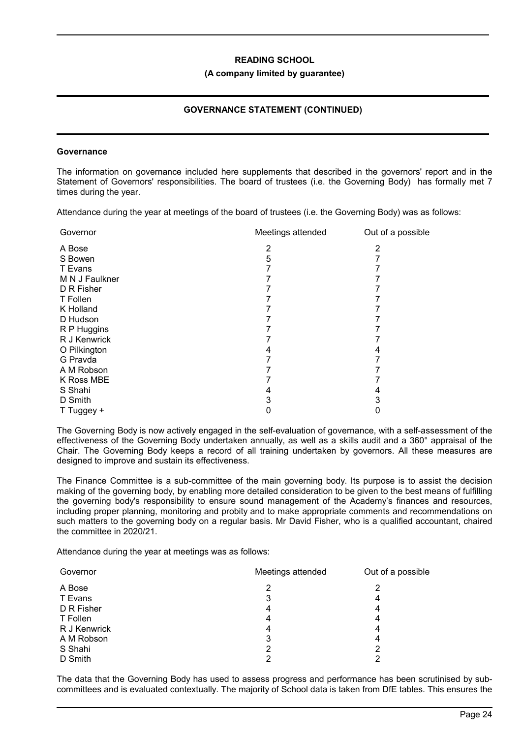**READING SCHOOL**

**(A company limited by guarantee)**

**GOVERNANCE STATEMENT (CONTINUED)**

**Governance**

The information on governance included here supplements that described in the governors' report and in the Statement of Governors' responsibilities. The board of trustees (i.e. the Governing Body) has formally met 7 times during the year.

Attendance during the year at meetings of the board of trustees (i.e. the Governing Body) was as follows:

| Governor | Meetings attended | Out of a possible |
|---|---|---|
| A Bose | 2 | 2 |
| S Bowen | 5 | 7 |
| T Evans | 7 | 7 |
| M N J Faulkner | 7 | 7 |
| D R Fisher | 7 | 7 |
| T Follen | 7 | 7 |
| K Holland | 7 | 7 |
| D Hudson | 7 | 7 |
| R P Huggins | 7 | 7 |
| R J Kenwrick | 7 | 7 |
| O Pilkington | 4 | 4 |
| G Pravda | 7 | 7 |
| A M Robson | 7 | 7 |
| K Ross MBE | 7 | 7 |
| S Shahi | 4 | 4 |
| D Smith | 3 | 3 |
| T Tuggey + | 0 | 0 |

The Governing Body is now actively engaged in the self-evaluation of governance, with a self-assessment of the effectiveness of the Governing Body undertaken annually, as well as a skills audit and a 360° appraisal of the Chair. The Governing Body keeps a record of all training undertaken by governors. All these measures are designed to improve and sustain its effectiveness.

The Finance Committee is a sub-committee of the main governing body. Its purpose is to assist the decision making of the governing body, by enabling more detailed consideration to be given to the best means of fulfilling the governing body's responsibility to ensure sound management of the Academy's finances and resources, including proper planning, monitoring and probity and to make appropriate comments and recommendations on such matters to the governing body on a regular basis. Mr David Fisher, who is a qualified accountant, chaired the committee in 2020/21.

Attendance during the year at meetings was as follows:

| Governor | Meetings attended | Out of a possible |
|---|---|---|
| A Bose | 2 | 2 |
| T Evans | 3 | 4 |
| D R Fisher | 4 | 4 |
| T Follen | 4 | 4 |
| R J Kenwrick | 4 | 4 |
| A M Robson | 3 | 4 |
| S Shahi | 2 | 2 |
| D Smith | 2 | 2 |

The data that the Governing Body has used to assess progress and performance has been scrutinised by sub-committees and is evaluated contextually. The majority of School data is taken from DfE tables. This ensures the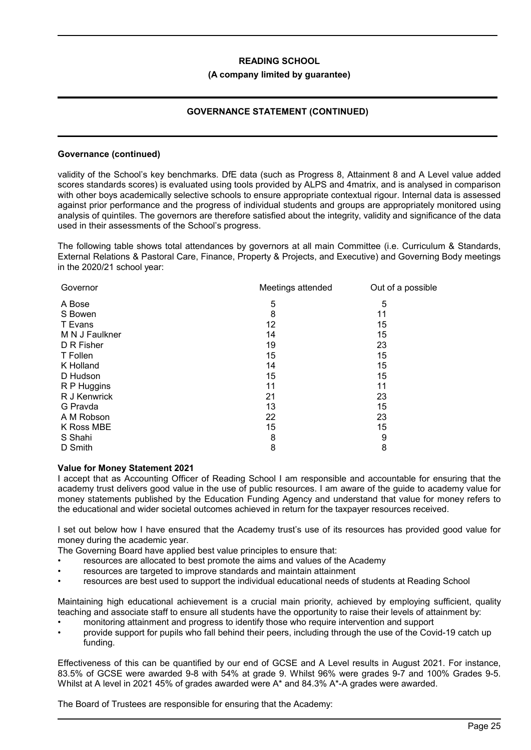**Governance (continued)**

validity of the School's key benchmarks. DfE data (such as Progress 8, Attainment 8 and A Level value added scores standards scores) is evaluated using tools provided by ALPS and 4matrix, and is analysed in comparison with other boys academically selective schools to ensure appropriate contextual rigour. Internal data is assessed against prior performance and the progress of individual students and groups are appropriately monitored using analysis of quintiles. The governors are therefore satisfied about the integrity, validity and significance of the data used in their assessments of the School's progress.

The following table shows total attendances by governors at all main Committee (i.e. Curriculum & Standards, External Relations & Pastoral Care, Finance, Property & Projects, and Executive) and Governing Body meetings in the 2020/21 school year:

| Governor | Meetings attended | Out of a possible |
|---|---|---|
| A Bose | 5 | 5 |
| S Bowen | 8 | 11 |
| T Evans | 12 | 15 |
| M N J Faulkner | 14 | 15 |
| D R Fisher | 19 | 23 |
| T Follen | 15 | 15 |
| K Holland | 14 | 15 |
| D Hudson | 15 | 15 |
| R P Huggins | 11 | 11 |
| R J Kenwrick | 21 | 23 |
| G Pravda | 13 | 15 |
| A M Robson | 22 | 23 |
| K Ross MBE | 15 | 15 |
| S Shahi | 8 | 9 |
| D Smith | 8 | 8 |

**Value for Money Statement 2021**

I accept that as Accounting Officer of Reading School I am responsible and accountable for ensuring that the academy trust delivers good value in the use of public resources. I am aware of the guide to academy value for money statements published by the Education Funding Agency and understand that value for money refers to the educational and wider societal outcomes achieved in return for the taxpayer resources received.

I set out below how I have ensured that the Academy trust's use of its resources has provided good value for money during the academic year.

The Governing Board have applied best value principles to ensure that:

- resources are allocated to best promote the aims and values of the Academy
- resources are targeted to improve standards and maintain attainment
- resources are best used to support the individual educational needs of students at Reading School

Maintaining high educational achievement is a crucial main priority, achieved by employing sufficient, quality teaching and associate staff to ensure all students have the opportunity to raise their levels of attainment by:

- monitoring attainment and progress to identify those who require intervention and support
- provide support for pupils who fall behind their peers, including through the use of the Covid-19 catch up funding.

Effectiveness of this can be quantified by our end of GCSE and A Level results in August 2021. For instance, 83.5% of GCSE were awarded 9-8 with 54% at grade 9. Whilst 96% were grades 9-7 and 100% Grades 9-5. Whilst at A level in 2021 45% of grades awarded were A* and 84.3% A*-A grades were awarded.

The Board of Trustees are responsible for ensuring that the Academy: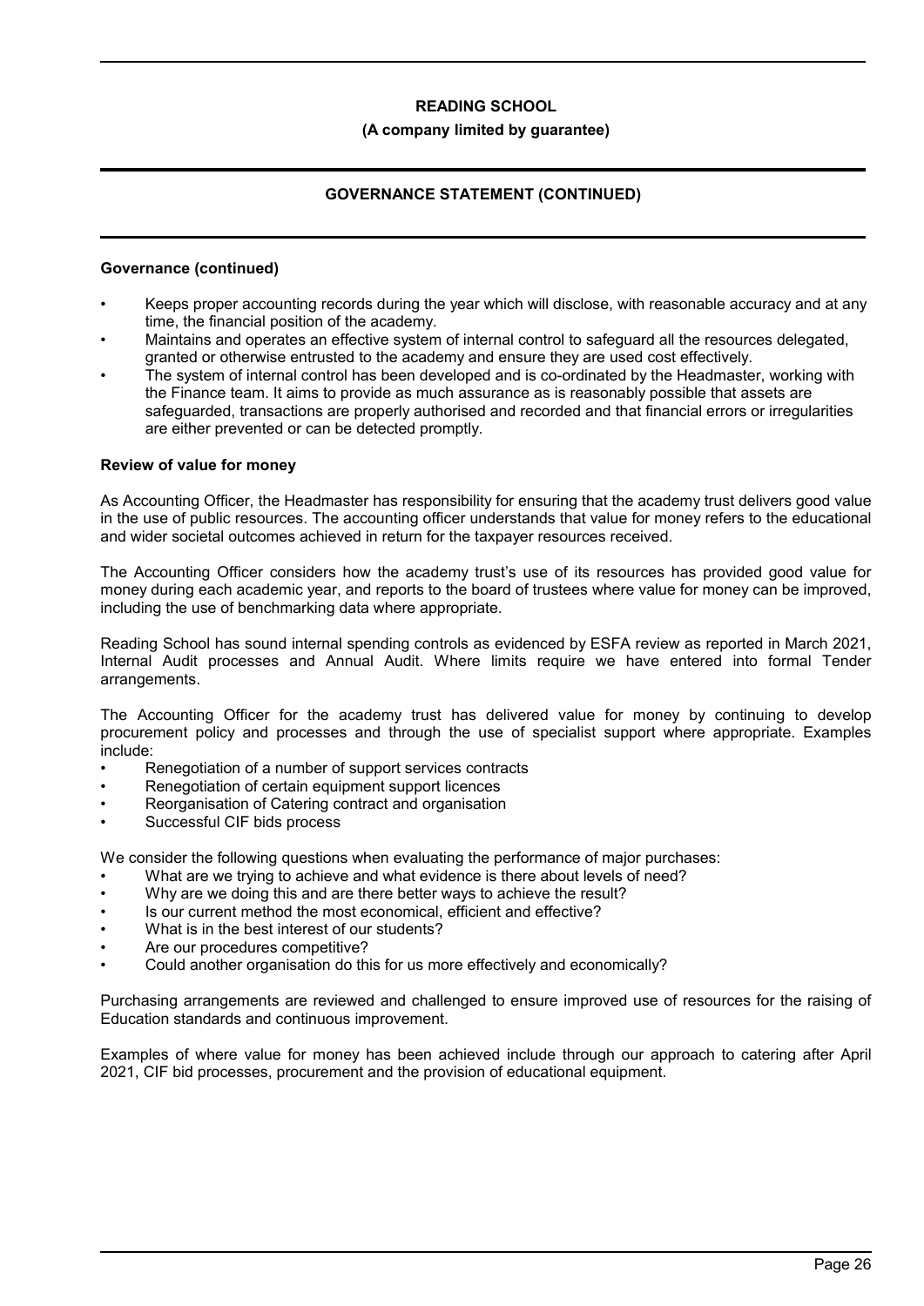### Governance (continued)

- Keeps proper accounting records during the year which will disclose, with reasonable accuracy and at any time, the financial position of the academy.
- Maintains and operates an effective system of internal control to safeguard all the resources delegated, granted or otherwise entrusted to the academy and ensure they are used cost effectively.
- The system of internal control has been developed and is co-ordinated by the Headmaster, working with the Finance team. It aims to provide as much assurance as is reasonably possible that assets are safeguarded, transactions are properly authorised and recorded and that financial errors or irregularities are either prevented or can be detected promptly.

### Review of value for money

As Accounting Officer, the Headmaster has responsibility for ensuring that the academy trust delivers good value in the use of public resources. The accounting officer understands that value for money refers to the educational and wider societal outcomes achieved in return for the taxpayer resources received.

The Accounting Officer considers how the academy trust's use of its resources has provided good value for money during each academic year, and reports to the board of trustees where value for money can be improved, including the use of benchmarking data where appropriate.

Reading School has sound internal spending controls as evidenced by ESFA review as reported in March 2021, Internal Audit processes and Annual Audit. Where limits require we have entered into formal Tender arrangements.

The Accounting Officer for the academy trust has delivered value for money by continuing to develop procurement policy and processes and through the use of specialist support where appropriate. Examples include:

- Renegotiation of a number of support services contracts
- Renegotiation of certain equipment support licences
- Reorganisation of Catering contract and organisation
- Successful CIF bids process

We consider the following questions when evaluating the performance of major purchases:

- What are we trying to achieve and what evidence is there about levels of need?
- Why are we doing this and are there better ways to achieve the result?
- Is our current method the most economical, efficient and effective?
- What is in the best interest of our students?
- Are our procedures competitive?
- Could another organisation do this for us more effectively and economically?

Purchasing arrangements are reviewed and challenged to ensure improved use of resources for the raising of Education standards and continuous improvement.

Examples of where value for money has been achieved include through our approach to catering after April 2021, CIF bid processes, procurement and the provision of educational equipment.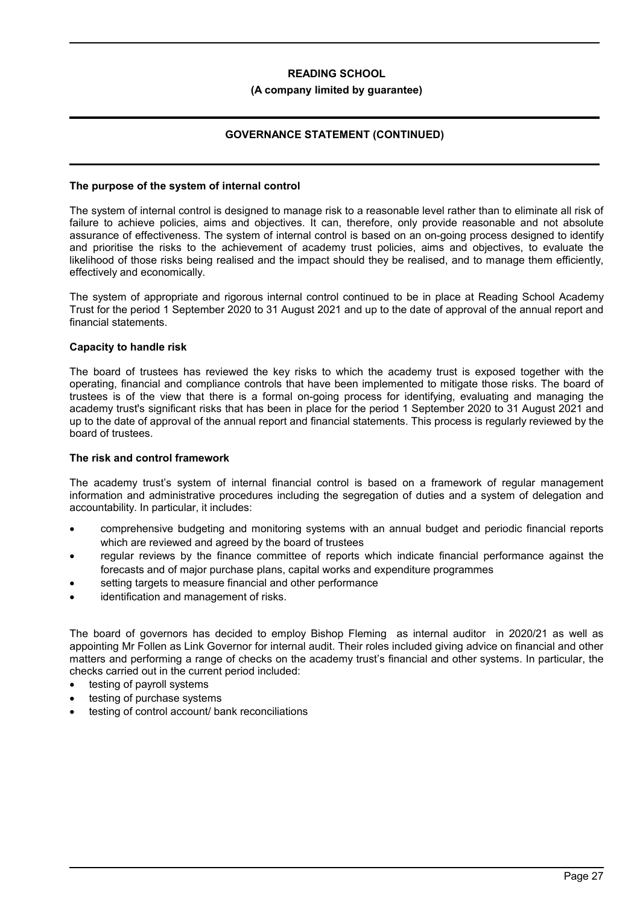## The purpose of the system of internal control

The system of internal control is designed to manage risk to a reasonable level rather than to eliminate all risk of failure to achieve policies, aims and objectives. It can, therefore, only provide reasonable and not absolute assurance of effectiveness. The system of internal control is based on an on-going process designed to identify and prioritise the risks to the achievement of academy trust policies, aims and objectives, to evaluate the likelihood of those risks being realised and the impact should they be realised, and to manage them efficiently, effectively and economically.

The system of appropriate and rigorous internal control continued to be in place at Reading School Academy Trust for the period 1 September 2020 to 31 August 2021 and up to the date of approval of the annual report and financial statements.

## Capacity to handle risk

The board of trustees has reviewed the key risks to which the academy trust is exposed together with the operating, financial and compliance controls that have been implemented to mitigate those risks. The board of trustees is of the view that there is a formal on-going process for identifying, evaluating and managing the academy trust's significant risks that has been in place for the period 1 September 2020 to 31 August 2021 and up to the date of approval of the annual report and financial statements. This process is regularly reviewed by the board of trustees.

## The risk and control framework

The academy trust's system of internal financial control is based on a framework of regular management information and administrative procedures including the segregation of duties and a system of delegation and accountability. In particular, it includes:

- comprehensive budgeting and monitoring systems with an annual budget and periodic financial reports which are reviewed and agreed by the board of trustees
- regular reviews by the finance committee of reports which indicate financial performance against the forecasts and of major purchase plans, capital works and expenditure programmes
- setting targets to measure financial and other performance
- identification and management of risks.

The board of governors has decided to employ Bishop Fleming as internal auditor in 2020/21 as well as appointing Mr Follen as Link Governor for internal audit. Their roles included giving advice on financial and other matters and performing a range of checks on the academy trust's financial and other systems. In particular, the checks carried out in the current period included:

- testing of payroll systems
- testing of purchase systems
- testing of control account/ bank reconciliations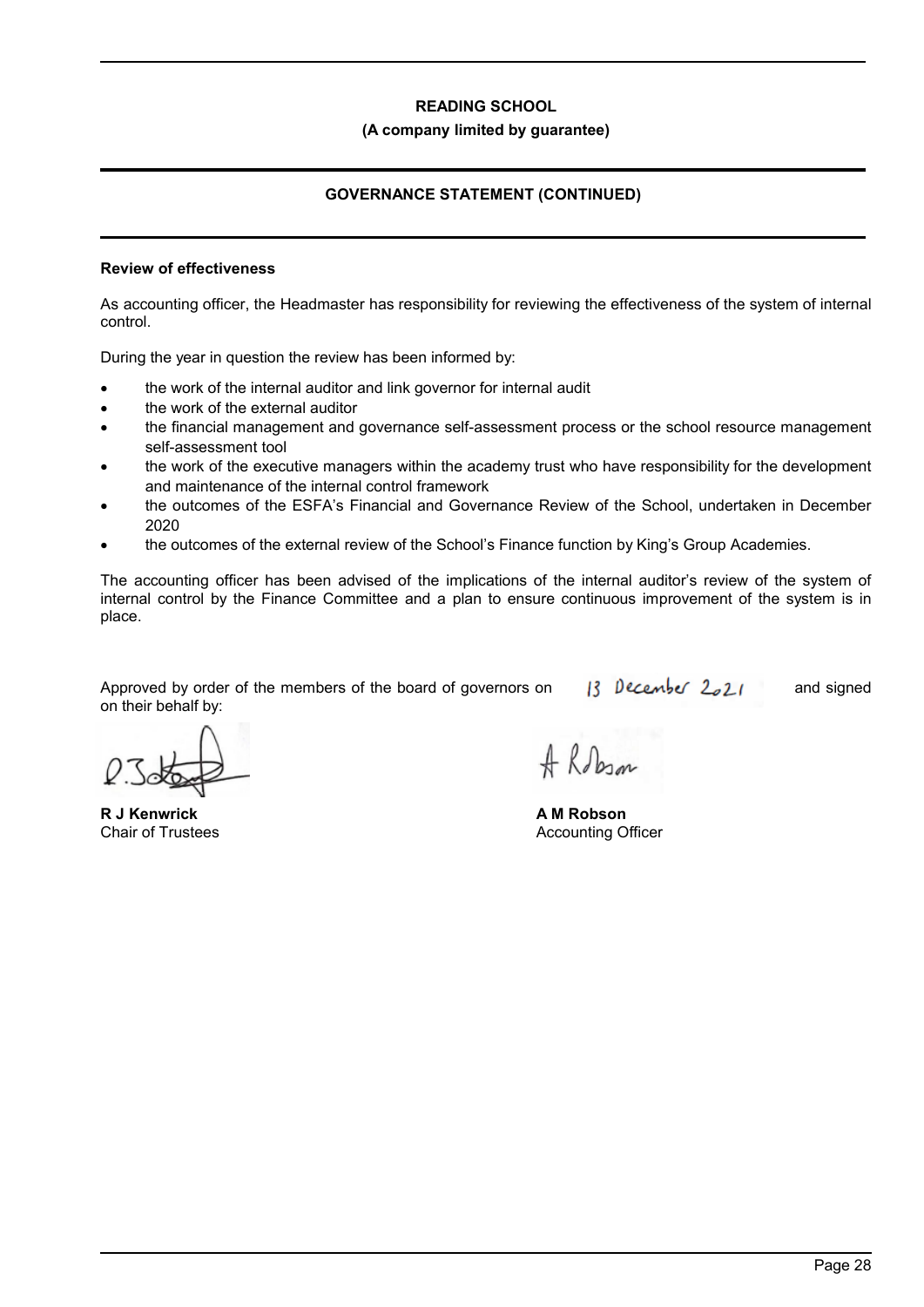**READING SCHOOL**

**(A company limited by guarantee)**

**GOVERNANCE STATEMENT (CONTINUED)**

**Review of effectiveness**

As accounting officer, the Headmaster has responsibility for reviewing the effectiveness of the system of internal control.

During the year in question the review has been informed by:

- the work of the internal auditor and link governor for internal audit
- the work of the external auditor
- the financial management and governance self-assessment process or the school resource management self-assessment tool
- the work of the executive managers within the academy trust who have responsibility for the development and maintenance of the internal control framework
- the outcomes of the ESFA's Financial and Governance Review of the School, undertaken in December 2020
- the outcomes of the external review of the School's Finance function by King's Group Academies.

The accounting officer has been advised of the implications of the internal auditor's review of the system of internal control by the Finance Committee and a plan to ensure continuous improvement of the system is in place.

Approved by order of the members of the board of governors on 13 December 2021 and signed on their behalf by:

**R J Kenwrick**
Chair of Trustees

**A M Robson**
Accounting Officer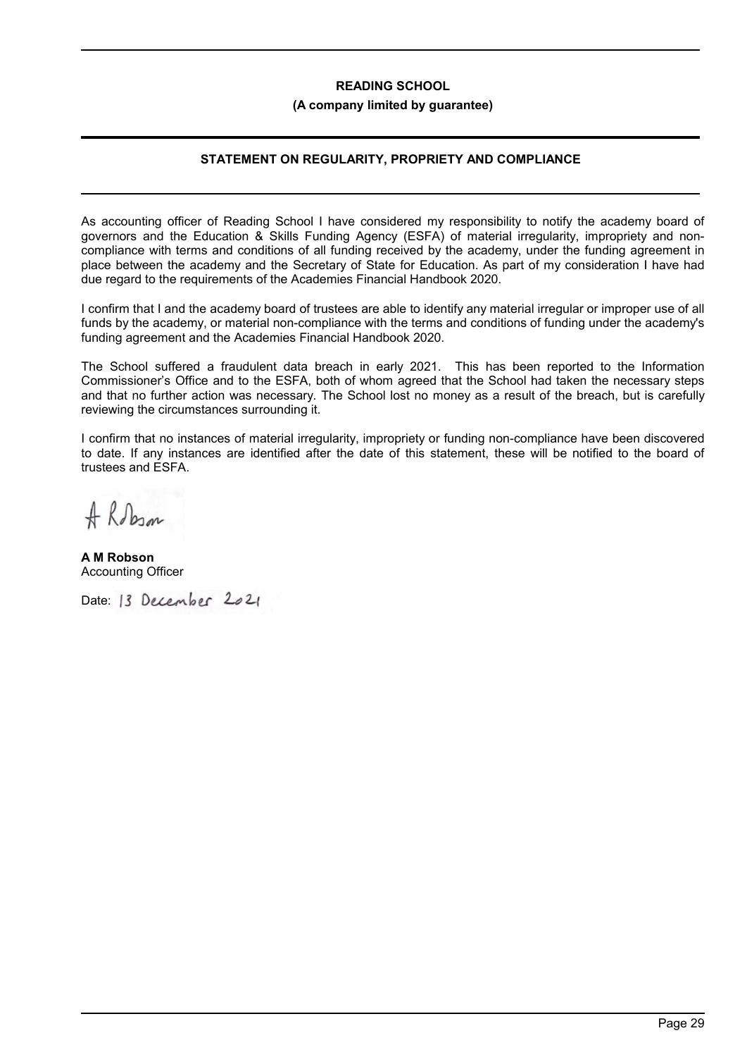**READING SCHOOL**

**(A company limited by guarantee)**

## STATEMENT ON REGULARITY, PROPRIETY AND COMPLIANCE

As accounting officer of Reading School I have considered my responsibility to notify the academy board of governors and the Education & Skills Funding Agency (ESFA) of material irregularity, impropriety and non-compliance with terms and conditions of all funding received by the academy, under the funding agreement in place between the academy and the Secretary of State for Education. As part of my consideration I have had due regard to the requirements of the Academies Financial Handbook 2020.

I confirm that I and the academy board of trustees are able to identify any material irregular or improper use of all funds by the academy, or material non-compliance with the terms and conditions of funding under the academy's funding agreement and the Academies Financial Handbook 2020.

The School suffered a fraudulent data breach in early 2021. This has been reported to the Information Commissioner's Office and to the ESFA, both of whom agreed that the School had taken the necessary steps and that no further action was necessary. The School lost no money as a result of the breach, but is carefully reviewing the circumstances surrounding it.

I confirm that no instances of material irregularity, impropriety or funding non-compliance have been discovered to date. If any instances are identified after the date of this statement, these will be notified to the board of trustees and ESFA.

A Robson

**A M Robson**
Accounting Officer

Date: 13 December 2021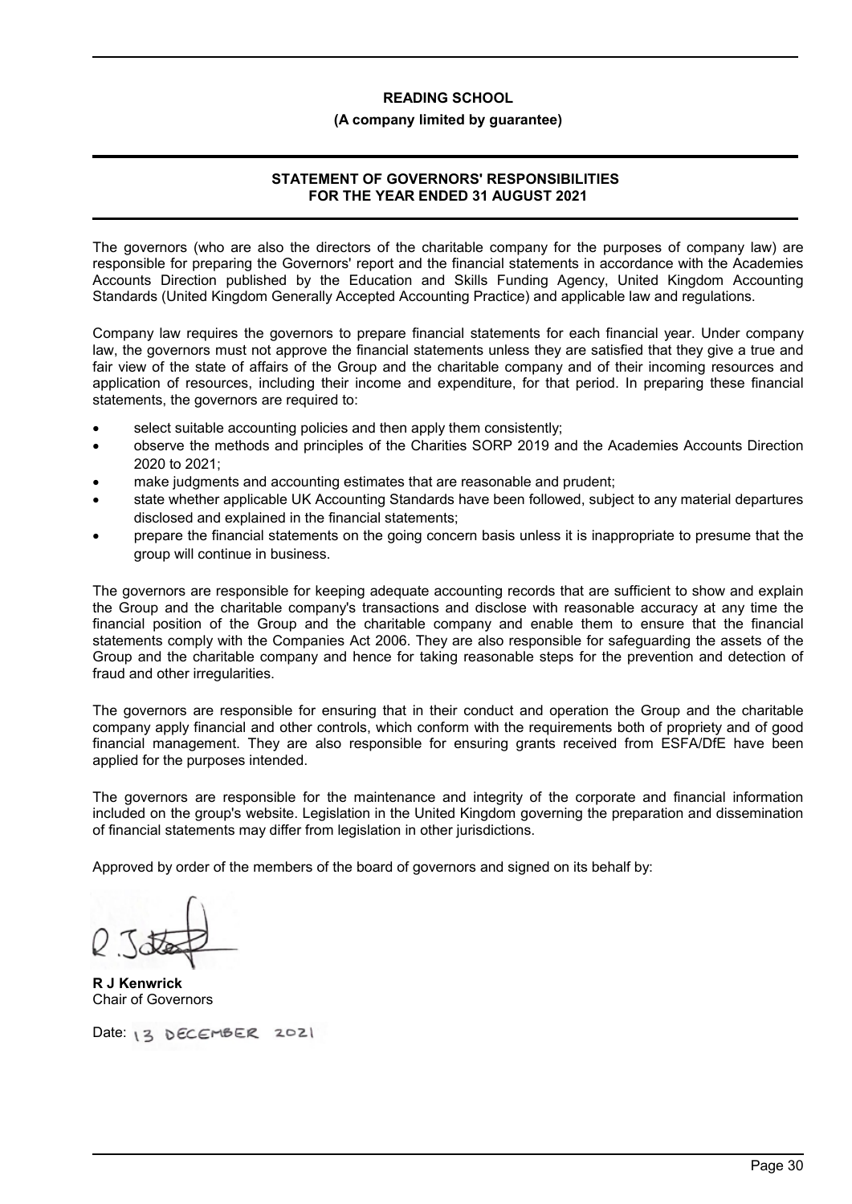**READING SCHOOL**

**(A company limited by guarantee)**

## STATEMENT OF GOVERNORS' RESPONSIBILITIES FOR THE YEAR ENDED 31 AUGUST 2021

The governors (who are also the directors of the charitable company for the purposes of company law) are responsible for preparing the Governors' report and the financial statements in accordance with the Academies Accounts Direction published by the Education and Skills Funding Agency, United Kingdom Accounting Standards (United Kingdom Generally Accepted Accounting Practice) and applicable law and regulations.

Company law requires the governors to prepare financial statements for each financial year. Under company law, the governors must not approve the financial statements unless they are satisfied that they give a true and fair view of the state of affairs of the Group and the charitable company and of their incoming resources and application of resources, including their income and expenditure, for that period. In preparing these financial statements, the governors are required to:

- select suitable accounting policies and then apply them consistently;
- observe the methods and principles of the Charities SORP 2019 and the Academies Accounts Direction 2020 to 2021;
- make judgments and accounting estimates that are reasonable and prudent;
- state whether applicable UK Accounting Standards have been followed, subject to any material departures disclosed and explained in the financial statements;
- prepare the financial statements on the going concern basis unless it is inappropriate to presume that the group will continue in business.

The governors are responsible for keeping adequate accounting records that are sufficient to show and explain the Group and the charitable company's transactions and disclose with reasonable accuracy at any time the financial position of the Group and the charitable company and enable them to ensure that the financial statements comply with the Companies Act 2006. They are also responsible for safeguarding the assets of the Group and the charitable company and hence for taking reasonable steps for the prevention and detection of fraud and other irregularities.

The governors are responsible for ensuring that in their conduct and operation the Group and the charitable company apply financial and other controls, which conform with the requirements both of propriety and of good financial management. They are also responsible for ensuring grants received from ESFA/DfE have been applied for the purposes intended.

The governors are responsible for the maintenance and integrity of the corporate and financial information included on the group's website. Legislation in the United Kingdom governing the preparation and dissemination of financial statements may differ from legislation in other jurisdictions.

Approved by order of the members of the board of governors and signed on its behalf by:

**R J Kenwrick**
Chair of Governors

Date: 13 DECEMBER 2021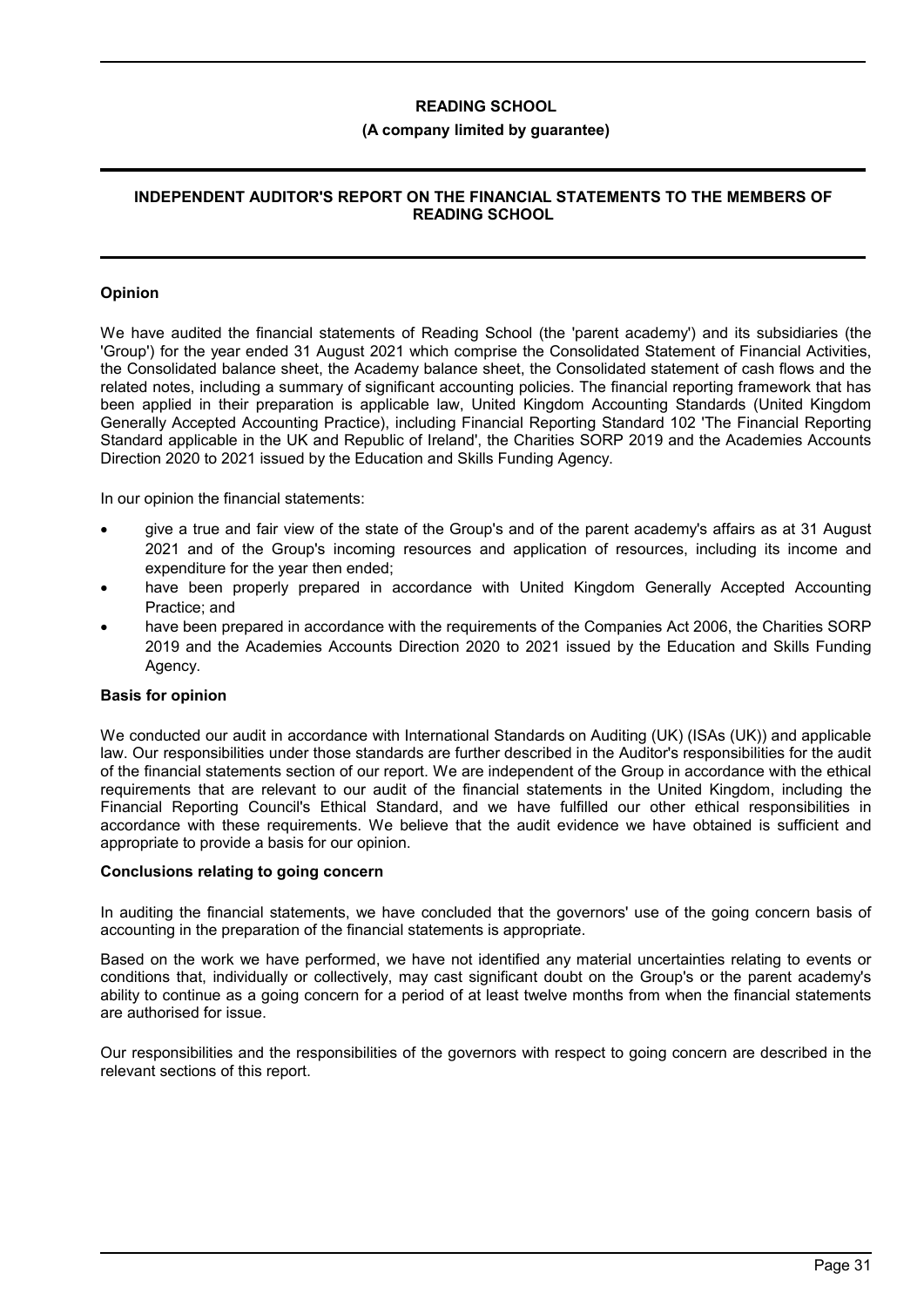# INDEPENDENT AUDITOR'S REPORT ON THE FINANCIAL STATEMENTS TO THE MEMBERS OF READING SCHOOL

## Opinion

We have audited the financial statements of Reading School (the 'parent academy') and its subsidiaries (the 'Group') for the year ended 31 August 2021 which comprise the Consolidated Statement of Financial Activities, the Consolidated balance sheet, the Academy balance sheet, the Consolidated statement of cash flows and the related notes, including a summary of significant accounting policies. The financial reporting framework that has been applied in their preparation is applicable law, United Kingdom Accounting Standards (United Kingdom Generally Accepted Accounting Practice), including Financial Reporting Standard 102 'The Financial Reporting Standard applicable in the UK and Republic of Ireland', the Charities SORP 2019 and the Academies Accounts Direction 2020 to 2021 issued by the Education and Skills Funding Agency.

In our opinion the financial statements:

- give a true and fair view of the state of the Group's and of the parent academy's affairs as at 31 August 2021 and of the Group's incoming resources and application of resources, including its income and expenditure for the year then ended;
- have been properly prepared in accordance with United Kingdom Generally Accepted Accounting Practice; and
- have been prepared in accordance with the requirements of the Companies Act 2006, the Charities SORP 2019 and the Academies Accounts Direction 2020 to 2021 issued by the Education and Skills Funding Agency.

## Basis for opinion

We conducted our audit in accordance with International Standards on Auditing (UK) (ISAs (UK)) and applicable law. Our responsibilities under those standards are further described in the Auditor's responsibilities for the audit of the financial statements section of our report. We are independent of the Group in accordance with the ethical requirements that are relevant to our audit of the financial statements in the United Kingdom, including the Financial Reporting Council's Ethical Standard, and we have fulfilled our other ethical responsibilities in accordance with these requirements. We believe that the audit evidence we have obtained is sufficient and appropriate to provide a basis for our opinion.

## Conclusions relating to going concern

In auditing the financial statements, we have concluded that the governors' use of the going concern basis of accounting in the preparation of the financial statements is appropriate.

Based on the work we have performed, we have not identified any material uncertainties relating to events or conditions that, individually or collectively, may cast significant doubt on the Group's or the parent academy's ability to continue as a going concern for a period of at least twelve months from when the financial statements are authorised for issue.

Our responsibilities and the responsibilities of the governors with respect to going concern are described in the relevant sections of this report.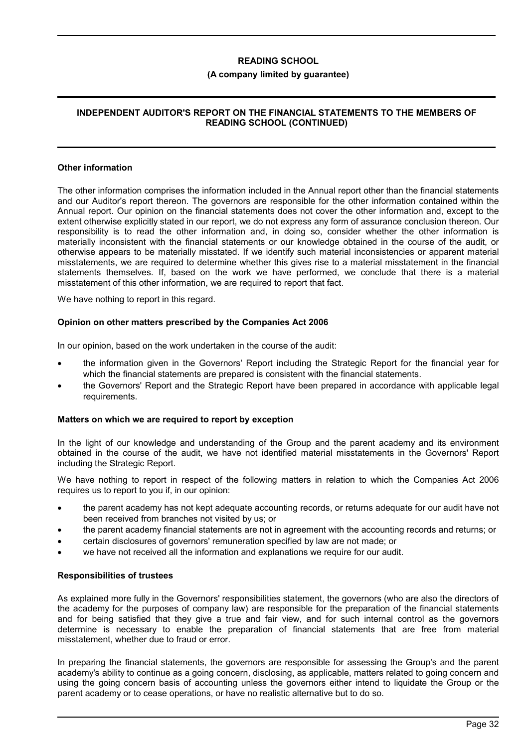## Other information

The other information comprises the information included in the Annual report other than the financial statements and our Auditor's report thereon. The governors are responsible for the other information contained within the Annual report. Our opinion on the financial statements does not cover the other information and, except to the extent otherwise explicitly stated in our report, we do not express any form of assurance conclusion thereon. Our responsibility is to read the other information and, in doing so, consider whether the other information is materially inconsistent with the financial statements or our knowledge obtained in the course of the audit, or otherwise appears to be materially misstated. If we identify such material inconsistencies or apparent material misstatements, we are required to determine whether this gives rise to a material misstatement in the financial statements themselves. If, based on the work we have performed, we conclude that there is a material misstatement of this other information, we are required to report that fact.

We have nothing to report in this regard.

## Opinion on other matters prescribed by the Companies Act 2006

In our opinion, based on the work undertaken in the course of the audit:

- the information given in the Governors' Report including the Strategic Report for the financial year for which the financial statements are prepared is consistent with the financial statements.
- the Governors' Report and the Strategic Report have been prepared in accordance with applicable legal requirements.

## Matters on which we are required to report by exception

In the light of our knowledge and understanding of the Group and the parent academy and its environment obtained in the course of the audit, we have not identified material misstatements in the Governors' Report including the Strategic Report.

We have nothing to report in respect of the following matters in relation to which the Companies Act 2006 requires us to report to you if, in our opinion:

- the parent academy has not kept adequate accounting records, or returns adequate for our audit have not been received from branches not visited by us; or
- the parent academy financial statements are not in agreement with the accounting records and returns; or
- certain disclosures of governors' remuneration specified by law are not made; or
- we have not received all the information and explanations we require for our audit.

## Responsibilities of trustees

As explained more fully in the Governors' responsibilities statement, the governors (who are also the directors of the academy for the purposes of company law) are responsible for the preparation of the financial statements and for being satisfied that they give a true and fair view, and for such internal control as the governors determine is necessary to enable the preparation of financial statements that are free from material misstatement, whether due to fraud or error.

In preparing the financial statements, the governors are responsible for assessing the Group's and the parent academy's ability to continue as a going concern, disclosing, as applicable, matters related to going concern and using the going concern basis of accounting unless the governors either intend to liquidate the Group or the parent academy or to cease operations, or have no realistic alternative but to do so.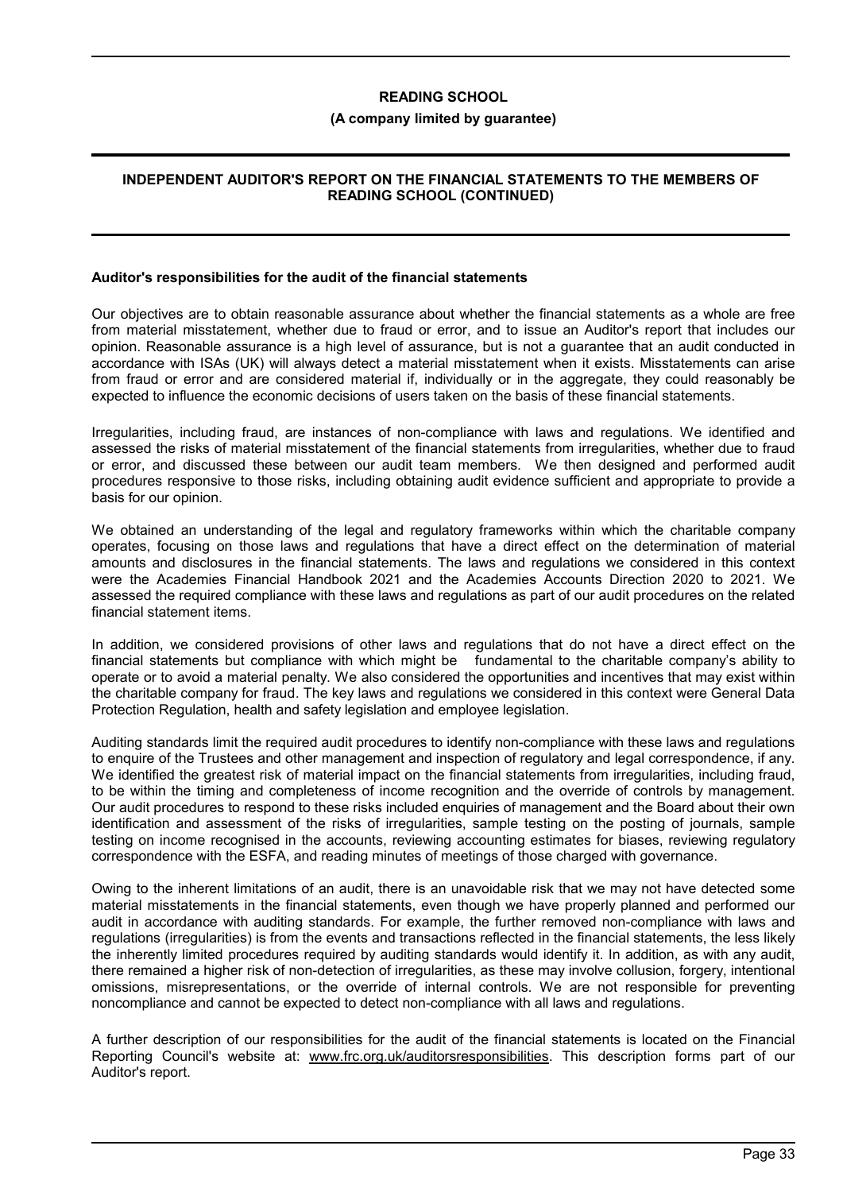**READING SCHOOL**

**(A company limited by guarantee)**

**INDEPENDENT AUDITOR'S REPORT ON THE FINANCIAL STATEMENTS TO THE MEMBERS OF READING SCHOOL (CONTINUED)**

**Auditor's responsibilities for the audit of the financial statements**

Our objectives are to obtain reasonable assurance about whether the financial statements as a whole are free from material misstatement, whether due to fraud or error, and to issue an Auditor's report that includes our opinion. Reasonable assurance is a high level of assurance, but is not a guarantee that an audit conducted in accordance with ISAs (UK) will always detect a material misstatement when it exists. Misstatements can arise from fraud or error and are considered material if, individually or in the aggregate, they could reasonably be expected to influence the economic decisions of users taken on the basis of these financial statements.

Irregularities, including fraud, are instances of non-compliance with laws and regulations. We identified and assessed the risks of material misstatement of the financial statements from irregularities, whether due to fraud or error, and discussed these between our audit team members. We then designed and performed audit procedures responsive to those risks, including obtaining audit evidence sufficient and appropriate to provide a basis for our opinion.

We obtained an understanding of the legal and regulatory frameworks within which the charitable company operates, focusing on those laws and regulations that have a direct effect on the determination of material amounts and disclosures in the financial statements. The laws and regulations we considered in this context were the Academies Financial Handbook 2021 and the Academies Accounts Direction 2020 to 2021. We assessed the required compliance with these laws and regulations as part of our audit procedures on the related financial statement items.

In addition, we considered provisions of other laws and regulations that do not have a direct effect on the financial statements but compliance with which might be fundamental to the charitable company's ability to operate or to avoid a material penalty. We also considered the opportunities and incentives that may exist within the charitable company for fraud. The key laws and regulations we considered in this context were General Data Protection Regulation, health and safety legislation and employee legislation.

Auditing standards limit the required audit procedures to identify non-compliance with these laws and regulations to enquire of the Trustees and other management and inspection of regulatory and legal correspondence, if any. We identified the greatest risk of material impact on the financial statements from irregularities, including fraud, to be within the timing and completeness of income recognition and the override of controls by management. Our audit procedures to respond to these risks included enquiries of management and the Board about their own identification and assessment of the risks of irregularities, sample testing on the posting of journals, sample testing on income recognised in the accounts, reviewing accounting estimates for biases, reviewing regulatory correspondence with the ESFA, and reading minutes of meetings of those charged with governance.

Owing to the inherent limitations of an audit, there is an unavoidable risk that we may not have detected some material misstatements in the financial statements, even though we have properly planned and performed our audit in accordance with auditing standards. For example, the further removed non-compliance with laws and regulations (irregularities) is from the events and transactions reflected in the financial statements, the less likely the inherently limited procedures required by auditing standards would identify it. In addition, as with any audit, there remained a higher risk of non-detection of irregularities, as these may involve collusion, forgery, intentional omissions, misrepresentations, or the override of internal controls. We are not responsible for preventing noncompliance and cannot be expected to detect non-compliance with all laws and regulations.

A further description of our responsibilities for the audit of the financial statements is located on the Financial Reporting Council's website at: www.frc.org.uk/auditorsresponsibilities. This description forms part of our Auditor's report.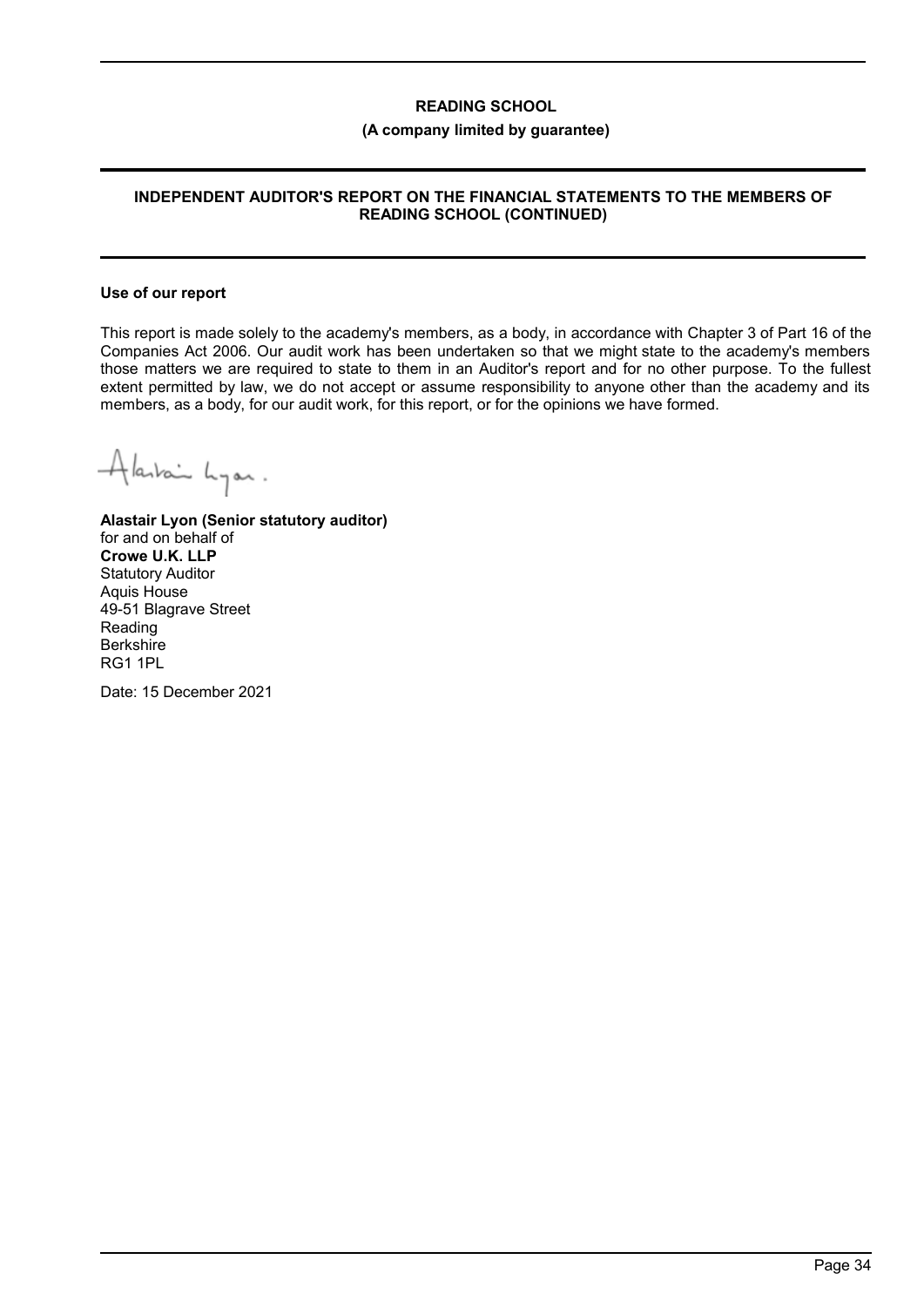# READING SCHOOL

**(A company limited by guarantee)**

## INDEPENDENT AUDITOR'S REPORT ON THE FINANCIAL STATEMENTS TO THE MEMBERS OF READING SCHOOL (CONTINUED)

### Use of our report

This report is made solely to the academy's members, as a body, in accordance with Chapter 3 of Part 16 of the Companies Act 2006. Our audit work has been undertaken so that we might state to the academy's members those matters we are required to state to them in an Auditor's report and for no other purpose. To the fullest extent permitted by law, we do not accept or assume responsibility to anyone other than the academy and its members, as a body, for our audit work, for this report, or for the opinions we have formed.

Alastair Lyon.

**Alastair Lyon (Senior statutory auditor)**
for and on behalf of
**Crowe U.K. LLP**
Statutory Auditor
Aquis House
49-51 Blagrave Street
Reading
Berkshire
RG1 1PL

Date: 15 December 2021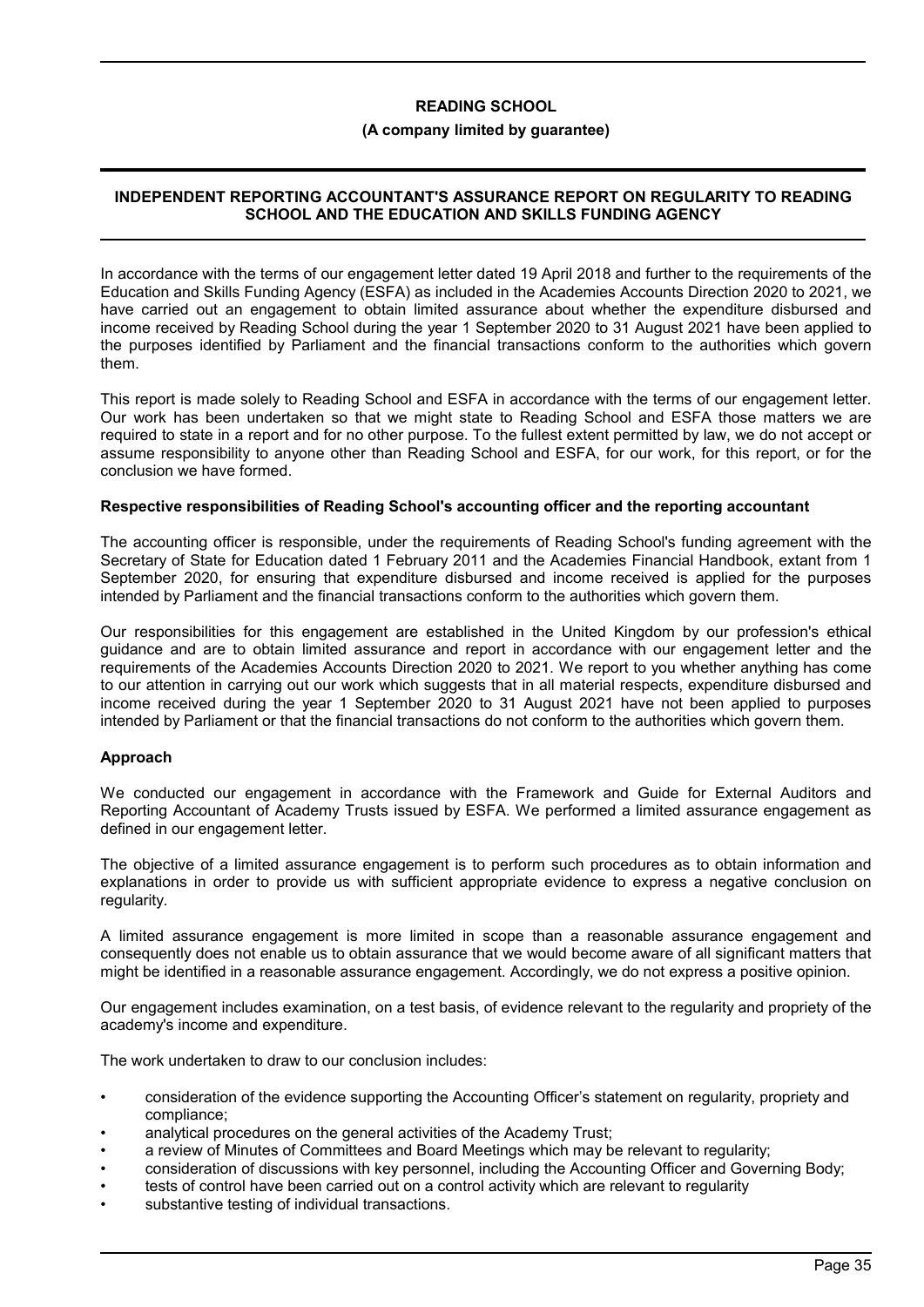**READING SCHOOL**

**(A company limited by guarantee)**

## INDEPENDENT REPORTING ACCOUNTANT'S ASSURANCE REPORT ON REGULARITY TO READING SCHOOL AND THE EDUCATION AND SKILLS FUNDING AGENCY

In accordance with the terms of our engagement letter dated 19 April 2018 and further to the requirements of the Education and Skills Funding Agency (ESFA) as included in the Academies Accounts Direction 2020 to 2021, we have carried out an engagement to obtain limited assurance about whether the expenditure disbursed and income received by Reading School during the year 1 September 2020 to 31 August 2021 have been applied to the purposes identified by Parliament and the financial transactions conform to the authorities which govern them.

This report is made solely to Reading School and ESFA in accordance with the terms of our engagement letter. Our work has been undertaken so that we might state to Reading School and ESFA those matters we are required to state in a report and for no other purpose. To the fullest extent permitted by law, we do not accept or assume responsibility to anyone other than Reading School and ESFA, for our work, for this report, or for the conclusion we have formed.

### Respective responsibilities of Reading School's accounting officer and the reporting accountant

The accounting officer is responsible, under the requirements of Reading School's funding agreement with the Secretary of State for Education dated 1 February 2011 and the Academies Financial Handbook, extant from 1 September 2020, for ensuring that expenditure disbursed and income received is applied for the purposes intended by Parliament and the financial transactions conform to the authorities which govern them.

Our responsibilities for this engagement are established in the United Kingdom by our profession's ethical guidance and are to obtain limited assurance and report in accordance with our engagement letter and the requirements of the Academies Accounts Direction 2020 to 2021. We report to you whether anything has come to our attention in carrying out our work which suggests that in all material respects, expenditure disbursed and income received during the year 1 September 2020 to 31 August 2021 have not been applied to purposes intended by Parliament or that the financial transactions do not conform to the authorities which govern them.

### Approach

We conducted our engagement in accordance with the Framework and Guide for External Auditors and Reporting Accountant of Academy Trusts issued by ESFA. We performed a limited assurance engagement as defined in our engagement letter.

The objective of a limited assurance engagement is to perform such procedures as to obtain information and explanations in order to provide us with sufficient appropriate evidence to express a negative conclusion on regularity.

A limited assurance engagement is more limited in scope than a reasonable assurance engagement and consequently does not enable us to obtain assurance that we would become aware of all significant matters that might be identified in a reasonable assurance engagement. Accordingly, we do not express a positive opinion.

Our engagement includes examination, on a test basis, of evidence relevant to the regularity and propriety of the academy's income and expenditure.

The work undertaken to draw to our conclusion includes:

- consideration of the evidence supporting the Accounting Officer's statement on regularity, propriety and compliance;
- analytical procedures on the general activities of the Academy Trust;
- a review of Minutes of Committees and Board Meetings which may be relevant to regularity;
- consideration of discussions with key personnel, including the Accounting Officer and Governing Body;
- tests of control have been carried out on a control activity which are relevant to regularity
- substantive testing of individual transactions.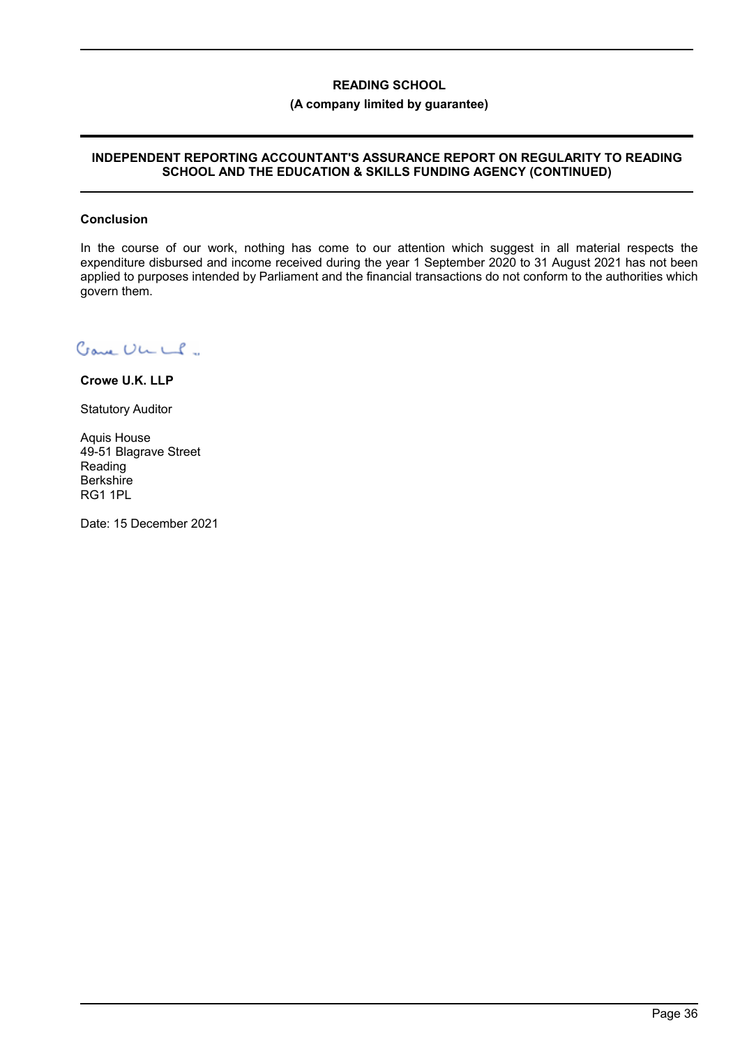**READING SCHOOL**

**(A company limited by guarantee)**

**INDEPENDENT REPORTING ACCOUNTANT'S ASSURANCE REPORT ON REGULARITY TO READING SCHOOL AND THE EDUCATION & SKILLS FUNDING AGENCY (CONTINUED)**

**Conclusion**

In the course of our work, nothing has come to our attention which suggest in all material respects the expenditure disbursed and income received during the year 1 September 2020 to 31 August 2021 has not been applied to purposes intended by Parliament and the financial transactions do not conform to the authorities which govern them.

**Crowe U.K. LLP**

Statutory Auditor

Aquis House
49-51 Blagrave Street
Reading
Berkshire
RG1 1PL

Date: 15 December 2021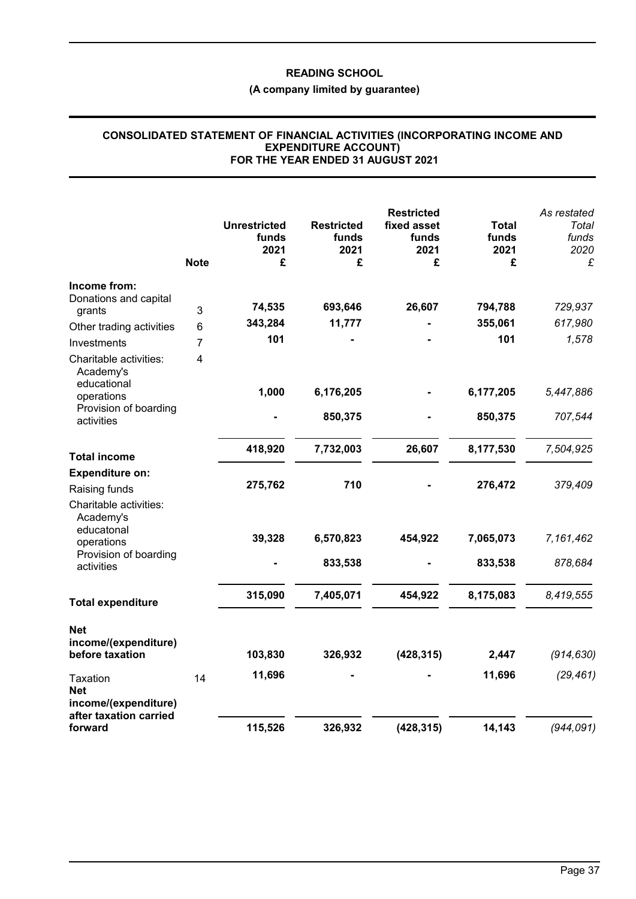**READING SCHOOL**

**(A company limited by guarantee)**

**CONSOLIDATED STATEMENT OF FINANCIAL ACTIVITIES (INCORPORATING INCOME AND EXPENDITURE ACCOUNT)**
**FOR THE YEAR ENDED 31 AUGUST 2021**

| | Note | Unrestricted funds 2021 £ | Restricted funds 2021 £ | Restricted fixed asset funds 2021 £ | Total funds 2021 £ | *As restated Total funds 2020 £* |
|---|---|---|---|---|---|---|
| **Income from:** | | | | | | |
| Donations and capital grants | 3 | **74,535** | **693,646** | **26,607** | **794,788** | *729,937* |
| Other trading activities | 6 | **343,284** | **11,777** | **-** | **355,061** | *617,980* |
| Investments | 7 | **101** | **-** | **-** | **101** | *1,578* |
| Charitable activities: | 4 | | | | | |
| Academy's educational operations | | **1,000** | **6,176,205** | **-** | **6,177,205** | *5,447,886* |
| Provision of boarding activities | | **-** | **850,375** | **-** | **850,375** | *707,544* |
| **Total income** | | **418,920** | **7,732,003** | **26,607** | **8,177,530** | *7,504,925* |
| **Expenditure on:** | | | | | | |
| Raising funds | | **275,762** | **710** | **-** | **276,472** | *379,409* |
| Charitable activities: | | | | | | |
| Academy's educatonal operations | | **39,328** | **6,570,823** | **454,922** | **7,065,073** | *7,161,462* |
| Provision of boarding activities | | **-** | **833,538** | **-** | **833,538** | *878,684* |
| **Total expenditure** | | **315,090** | **7,405,071** | **454,922** | **8,175,083** | *8,419,555* |
| **Net income/(expenditure) before taxation** | | **103,830** | **326,932** | **(428,315)** | **2,447** | *(914,630)* |
| Taxation | 14 | **11,696** | **-** | **-** | **11,696** | *(29,461)* |
| **Net income/(expenditure) after taxation carried forward** | | **115,526** | **326,932** | **(428,315)** | **14,143** | *(944,091)* |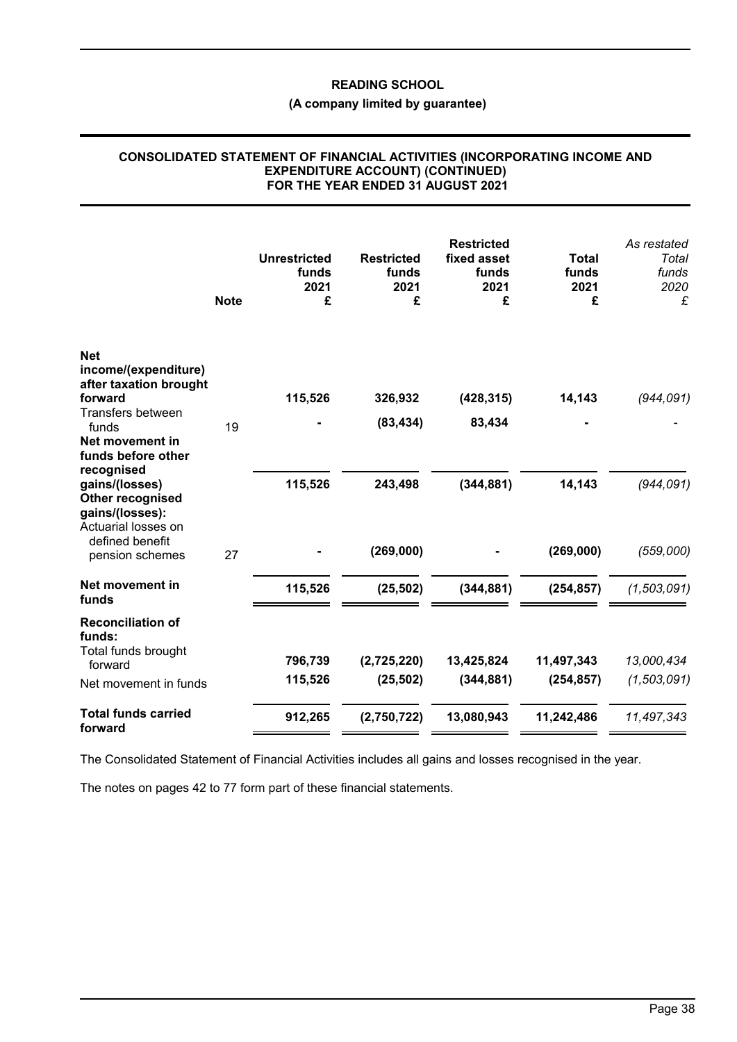**READING SCHOOL**

**(A company limited by guarantee)**

**CONSOLIDATED STATEMENT OF FINANCIAL ACTIVITIES (INCORPORATING INCOME AND EXPENDITURE ACCOUNT) (CONTINUED) FOR THE YEAR ENDED 31 AUGUST 2021**

| | Note | Unrestricted funds 2021 £ | Restricted funds 2021 £ | Restricted fixed asset funds 2021 £ | Total funds 2021 £ | *As restated Total funds 2020 £* |
|---|---|---|---|---|---|---|
| **Net income/(expenditure) after taxation brought forward** | | **115,526** | **326,932** | **(428,315)** | **14,143** | *(944,091)* |
| Transfers between funds | 19 | **-** | **(83,434)** | **83,434** | **-** | - |
| **Net movement in funds before other recognised gains/(losses)** | | **115,526** | **243,498** | **(344,881)** | **14,143** | *(944,091)* |
| **Other recognised gains/(losses):** | | | | | | |
| Actuarial losses on defined benefit pension schemes | 27 | **-** | **(269,000)** | **-** | **(269,000)** | *(559,000)* |
| **Net movement in funds** | | **115,526** | **(25,502)** | **(344,881)** | **(254,857)** | *(1,503,091)* |
| **Reconciliation of funds:** | | | | | | |
| Total funds brought forward | | **796,739** | **(2,725,220)** | **13,425,824** | **11,497,343** | *13,000,434* |
| Net movement in funds | | **115,526** | **(25,502)** | **(344,881)** | **(254,857)** | *(1,503,091)* |
| **Total funds carried forward** | | **912,265** | **(2,750,722)** | **13,080,943** | **11,242,486** | *11,497,343* |

The Consolidated Statement of Financial Activities includes all gains and losses recognised in the year.

The notes on pages 42 to 77 form part of these financial statements.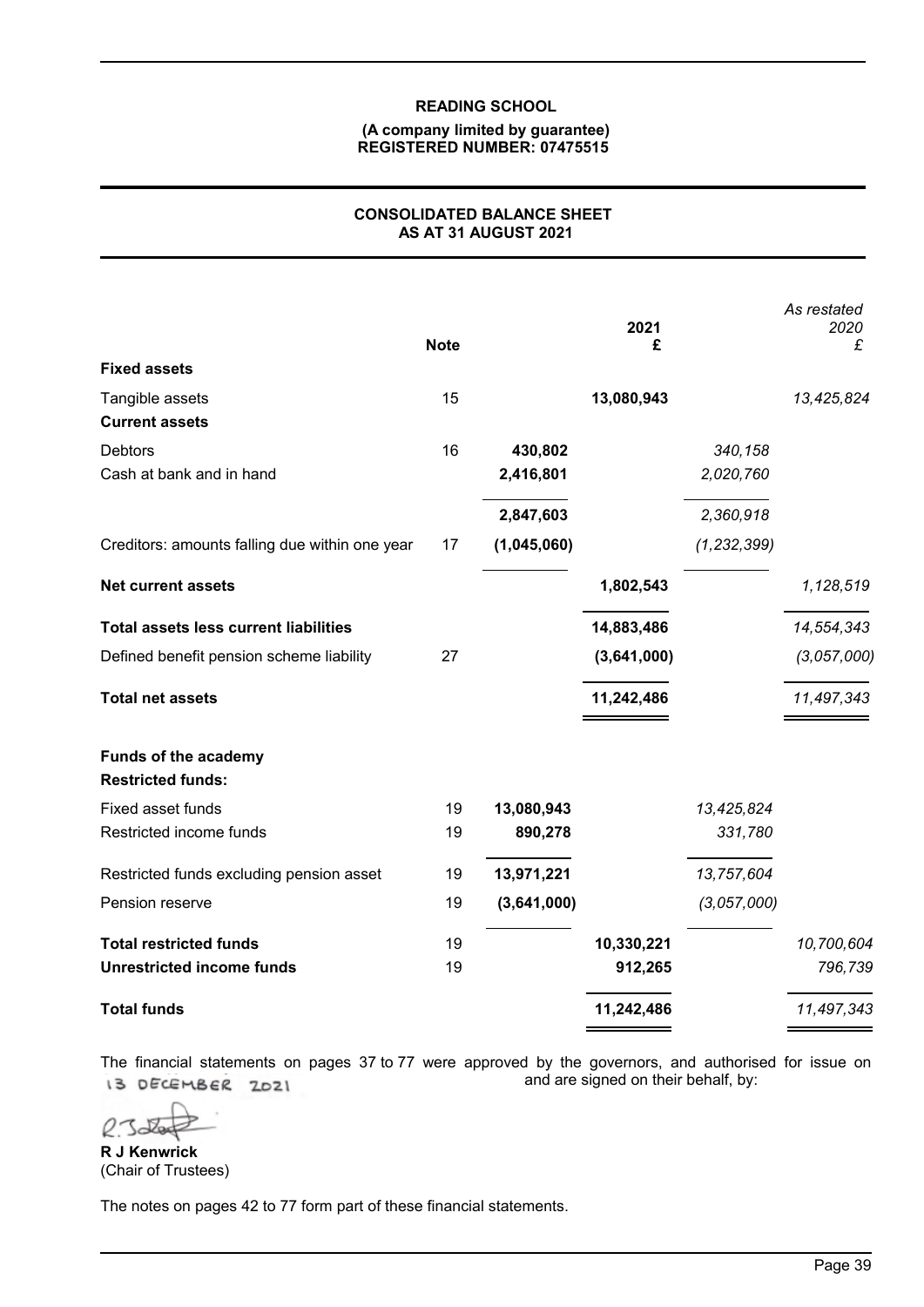**READING SCHOOL**

**(A company limited by guarantee)**
**REGISTERED NUMBER: 07475515**

## CONSOLIDATED BALANCE SHEET
## AS AT 31 AUGUST 2021

| | Note | | 2021 £ | | *As restated 2020 £* |
|---|---|---|---|---|---|
| **Fixed assets** | | | | | |
| Tangible assets | 15 | | **13,080,943** | | *13,425,824* |
| **Current assets** | | | | | |
| Debtors | 16 | **430,802** | | *340,158* | |
| Cash at bank and in hand | | **2,416,801** | | *2,020,760* | |
| | | **2,847,603** | | *2,360,918* | |
| Creditors: amounts falling due within one year | 17 | **(1,045,060)** | | *(1,232,399)* | |
| **Net current assets** | | | **1,802,543** | | *1,128,519* |
| **Total assets less current liabilities** | | | **14,883,486** | | *14,554,343* |
| Defined benefit pension scheme liability | 27 | | **(3,641,000)** | | *(3,057,000)* |
| **Total net assets** | | | **11,242,486** | | *11,497,343* |
| **Funds of the academy** | | | | | |
| **Restricted funds:** | | | | | |
| Fixed asset funds | 19 | **13,080,943** | | *13,425,824* | |
| Restricted income funds | 19 | **890,278** | | *331,780* | |
| Restricted funds excluding pension asset | 19 | **13,971,221** | | *13,757,604* | |
| Pension reserve | 19 | **(3,641,000)** | | *(3,057,000)* | |
| **Total restricted funds** | 19 | | **10,330,221** | | *10,700,604* |
| **Unrestricted income funds** | 19 | | **912,265** | | *796,739* |
| **Total funds** | | | **11,242,486** | | *11,497,343* |

The financial statements on pages 37 to 77 were approved by the governors, and authorised for issue on 13 DECEMBER 2021 and are signed on their behalf, by:

**R J Kenwrick**
(Chair of Trustees)

The notes on pages 42 to 77 form part of these financial statements.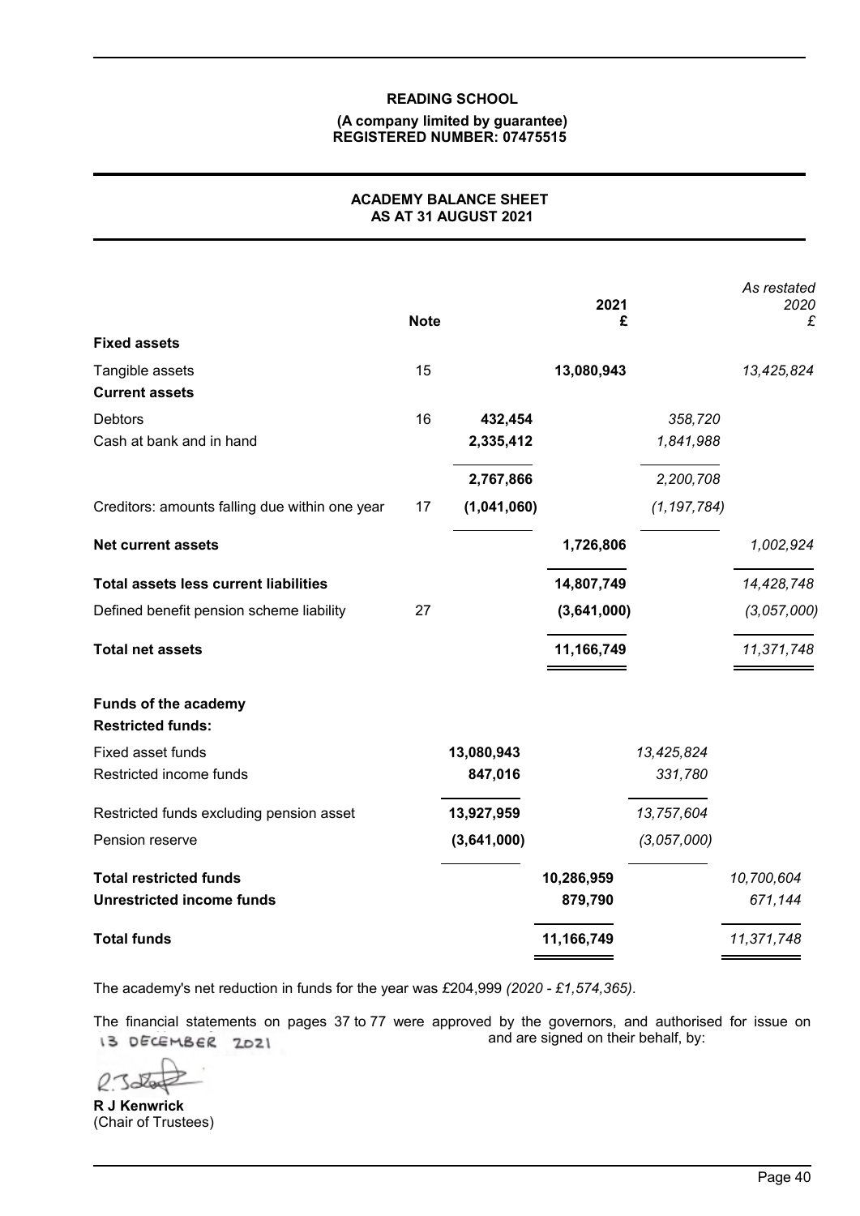**READING SCHOOL**

**(A company limited by guarantee)**
**REGISTERED NUMBER: 07475515**

## ACADEMY BALANCE SHEET
## AS AT 31 AUGUST 2021

| | Note | | 2021 £ | | *As restated 2020 £* |
|---|---|---|---|---|---|
| **Fixed assets** | | | | | |
| Tangible assets | 15 | | **13,080,943** | | *13,425,824* |
| **Current assets** | | | | | |
| Debtors | 16 | **432,454** | | *358,720* | |
| Cash at bank and in hand | | **2,335,412** | | *1,841,988* | |
| | | **2,767,866** | | *2,200,708* | |
| Creditors: amounts falling due within one year | 17 | **(1,041,060)** | | *(1,197,784)* | |
| **Net current assets** | | | **1,726,806** | | *1,002,924* |
| **Total assets less current liabilities** | | | **14,807,749** | | *14,428,748* |
| Defined benefit pension scheme liability | 27 | | **(3,641,000)** | | *(3,057,000)* |
| **Total net assets** | | | **11,166,749** | | *11,371,748* |
| **Funds of the academy** | | | | | |
| **Restricted funds:** | | | | | |
| Fixed asset funds | | **13,080,943** | | *13,425,824* | |
| Restricted income funds | | **847,016** | | *331,780* | |
| Restricted funds excluding pension asset | | **13,927,959** | | *13,757,604* | |
| Pension reserve | | **(3,641,000)** | | *(3,057,000)* | |
| **Total restricted funds** | | | **10,286,959** | | *10,700,604* |
| **Unrestricted income funds** | | | **879,790** | | *671,144* |
| **Total funds** | | | **11,166,749** | | *11,371,748* |

The academy's net reduction in funds for the year was £204,999 *(2020 - £1,574,365)*.

The financial statements on pages 37 to 77 were approved by the governors, and authorised for issue on 13 DECEMBER 2021 and are signed on their behalf, by:

**R J Kenwrick**
(Chair of Trustees)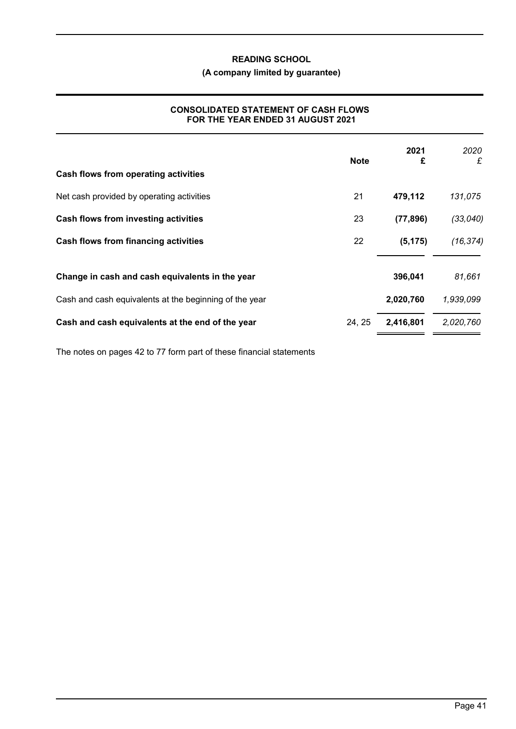**READING SCHOOL**

**(A company limited by guarantee)**

## CONSOLIDATED STATEMENT OF CASH FLOWS FOR THE YEAR ENDED 31 AUGUST 2021

| | Note | 2021 £ | *2020 £* |
|---|---|---|---|
| **Cash flows from operating activities** | | | |
| Net cash provided by operating activities | 21 | **479,112** | *131,075* |
| **Cash flows from investing activities** | 23 | **(77,896)** | *(33,040)* |
| **Cash flows from financing activities** | 22 | **(5,175)** | *(16,374)* |
| **Change in cash and cash equivalents in the year** | | **396,041** | *81,661* |
| Cash and cash equivalents at the beginning of the year | | **2,020,760** | *1,939,099* |
| **Cash and cash equivalents at the end of the year** | 24, 25 | **2,416,801** | *2,020,760* |

The notes on pages 42 to 77 form part of these financial statements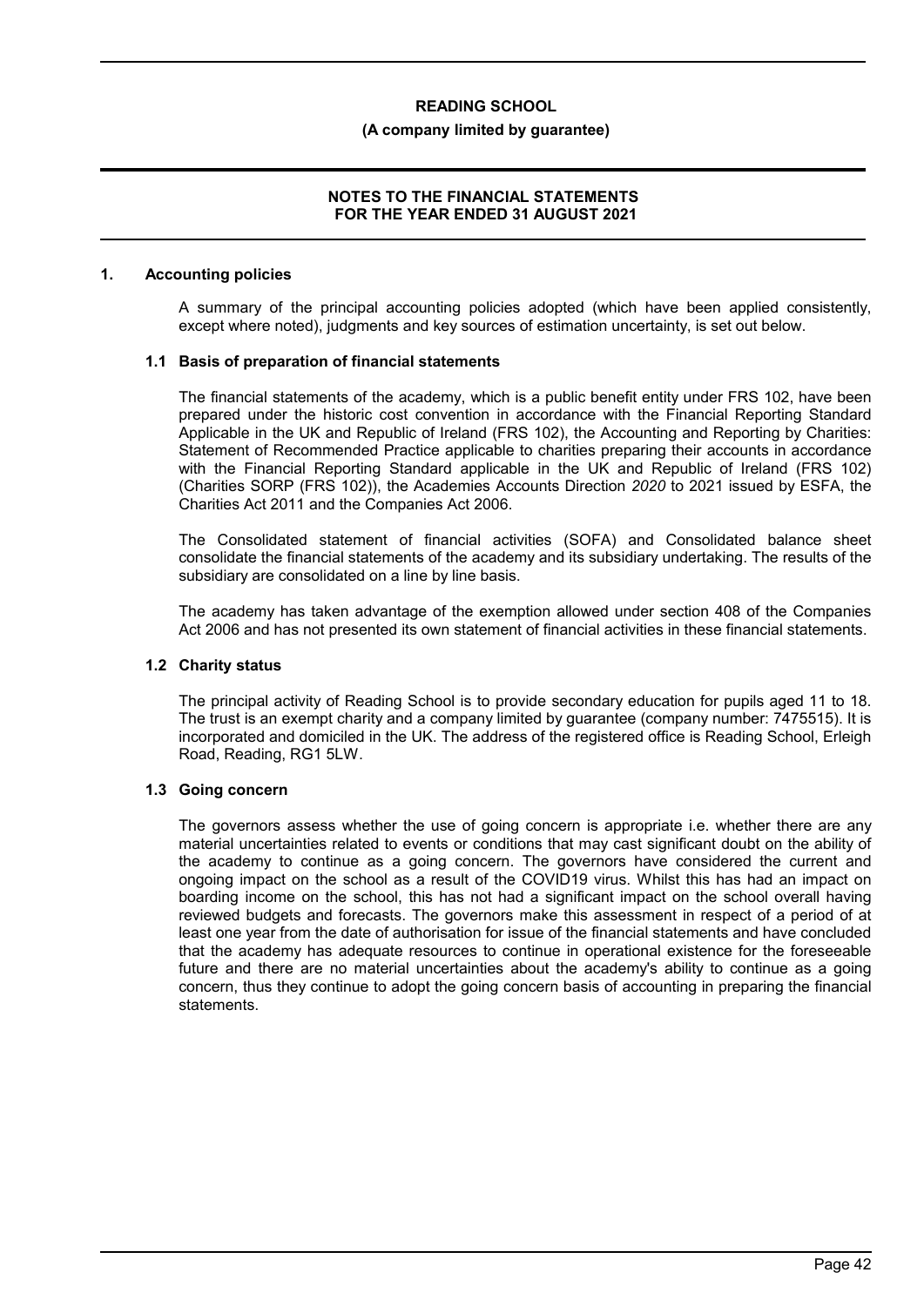# READING SCHOOL

**(A company limited by guarantee)**

**NOTES TO THE FINANCIAL STATEMENTS FOR THE YEAR ENDED 31 AUGUST 2021**

## 1. Accounting policies

A summary of the principal accounting policies adopted (which have been applied consistently, except where noted), judgments and key sources of estimation uncertainty, is set out below.

### 1.1 Basis of preparation of financial statements

The financial statements of the academy, which is a public benefit entity under FRS 102, have been prepared under the historic cost convention in accordance with the Financial Reporting Standard Applicable in the UK and Republic of Ireland (FRS 102), the Accounting and Reporting by Charities: Statement of Recommended Practice applicable to charities preparing their accounts in accordance with the Financial Reporting Standard applicable in the UK and Republic of Ireland (FRS 102) (Charities SORP (FRS 102)), the Academies Accounts Direction *2020* to 2021 issued by ESFA, the Charities Act 2011 and the Companies Act 2006.

The Consolidated statement of financial activities (SOFA) and Consolidated balance sheet consolidate the financial statements of the academy and its subsidiary undertaking. The results of the subsidiary are consolidated on a line by line basis.

The academy has taken advantage of the exemption allowed under section 408 of the Companies Act 2006 and has not presented its own statement of financial activities in these financial statements.

### 1.2 Charity status

The principal activity of Reading School is to provide secondary education for pupils aged 11 to 18. The trust is an exempt charity and a company limited by guarantee (company number: 7475515). It is incorporated and domiciled in the UK. The address of the registered office is Reading School, Erleigh Road, Reading, RG1 5LW.

### 1.3 Going concern

The governors assess whether the use of going concern is appropriate i.e. whether there are any material uncertainties related to events or conditions that may cast significant doubt on the ability of the academy to continue as a going concern. The governors have considered the current and ongoing impact on the school as a result of the COVID19 virus. Whilst this has had an impact on boarding income on the school, this has not had a significant impact on the school overall having reviewed budgets and forecasts. The governors make this assessment in respect of a period of at least one year from the date of authorisation for issue of the financial statements and have concluded that the academy has adequate resources to continue in operational existence for the foreseeable future and there are no material uncertainties about the academy's ability to continue as a going concern, thus they continue to adopt the going concern basis of accounting in preparing the financial statements.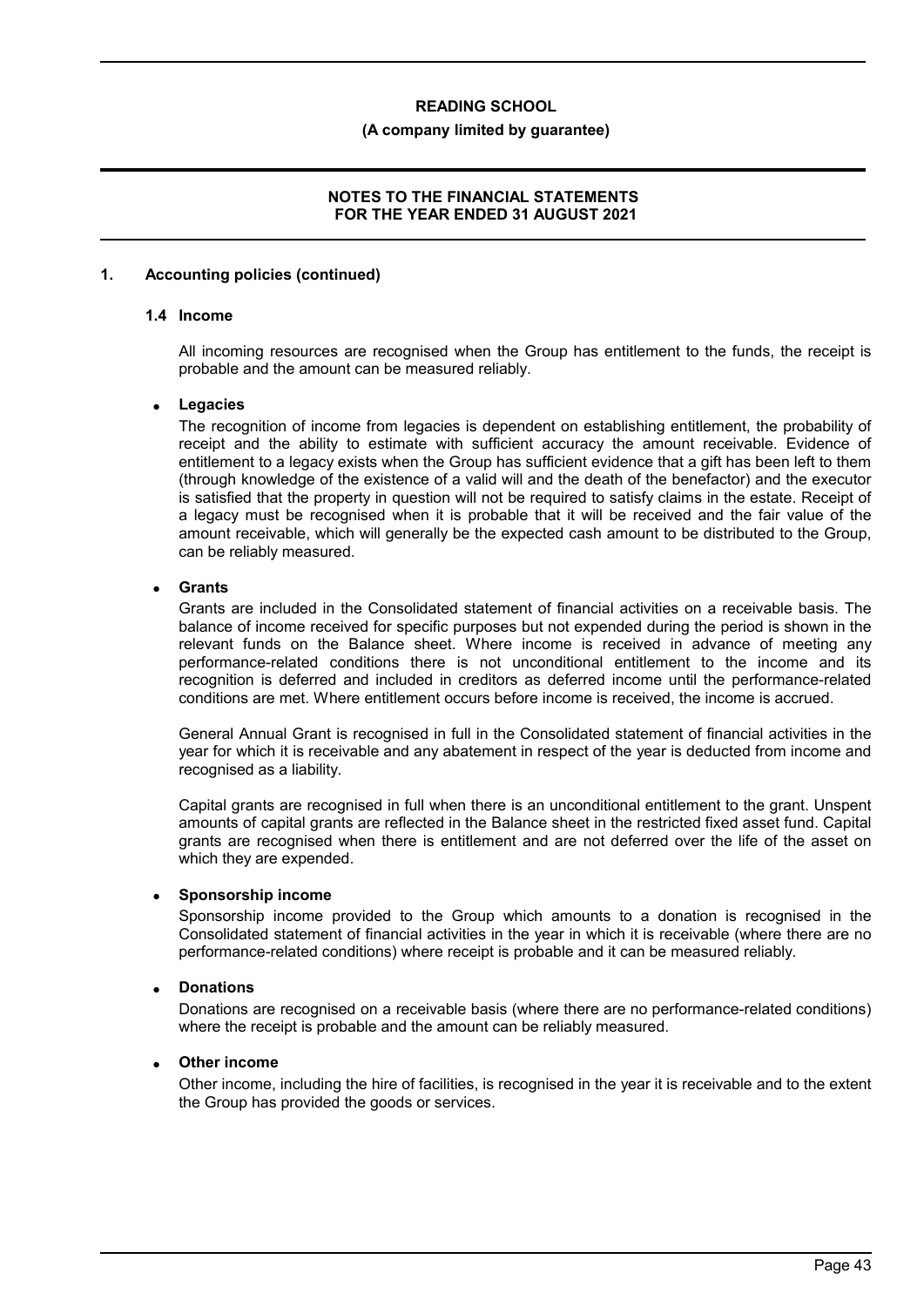## 1. Accounting policies (continued)

### 1.4 Income

All incoming resources are recognised when the Group has entitlement to the funds, the receipt is probable and the amount can be measured reliably.

- **Legacies**

  The recognition of income from legacies is dependent on establishing entitlement, the probability of receipt and the ability to estimate with sufficient accuracy the amount receivable. Evidence of entitlement to a legacy exists when the Group has sufficient evidence that a gift has been left to them (through knowledge of the existence of a valid will and the death of the benefactor) and the executor is satisfied that the property in question will not be required to satisfy claims in the estate. Receipt of a legacy must be recognised when it is probable that it will be received and the fair value of the amount receivable, which will generally be the expected cash amount to be distributed to the Group, can be reliably measured.

- **Grants**

  Grants are included in the Consolidated statement of financial activities on a receivable basis. The balance of income received for specific purposes but not expended during the period is shown in the relevant funds on the Balance sheet. Where income is received in advance of meeting any performance-related conditions there is not unconditional entitlement to the income and its recognition is deferred and included in creditors as deferred income until the performance-related conditions are met. Where entitlement occurs before income is received, the income is accrued.

  General Annual Grant is recognised in full in the Consolidated statement of financial activities in the year for which it is receivable and any abatement in respect of the year is deducted from income and recognised as a liability.

  Capital grants are recognised in full when there is an unconditional entitlement to the grant. Unspent amounts of capital grants are reflected in the Balance sheet in the restricted fixed asset fund. Capital grants are recognised when there is entitlement and are not deferred over the life of the asset on which they are expended.

- **Sponsorship income**

  Sponsorship income provided to the Group which amounts to a donation is recognised in the Consolidated statement of financial activities in the year in which it is receivable (where there are no performance-related conditions) where receipt is probable and it can be measured reliably.

- **Donations**

  Donations are recognised on a receivable basis (where there are no performance-related conditions) where the receipt is probable and the amount can be reliably measured.

- **Other income**

  Other income, including the hire of facilities, is recognised in the year it is receivable and to the extent the Group has provided the goods or services.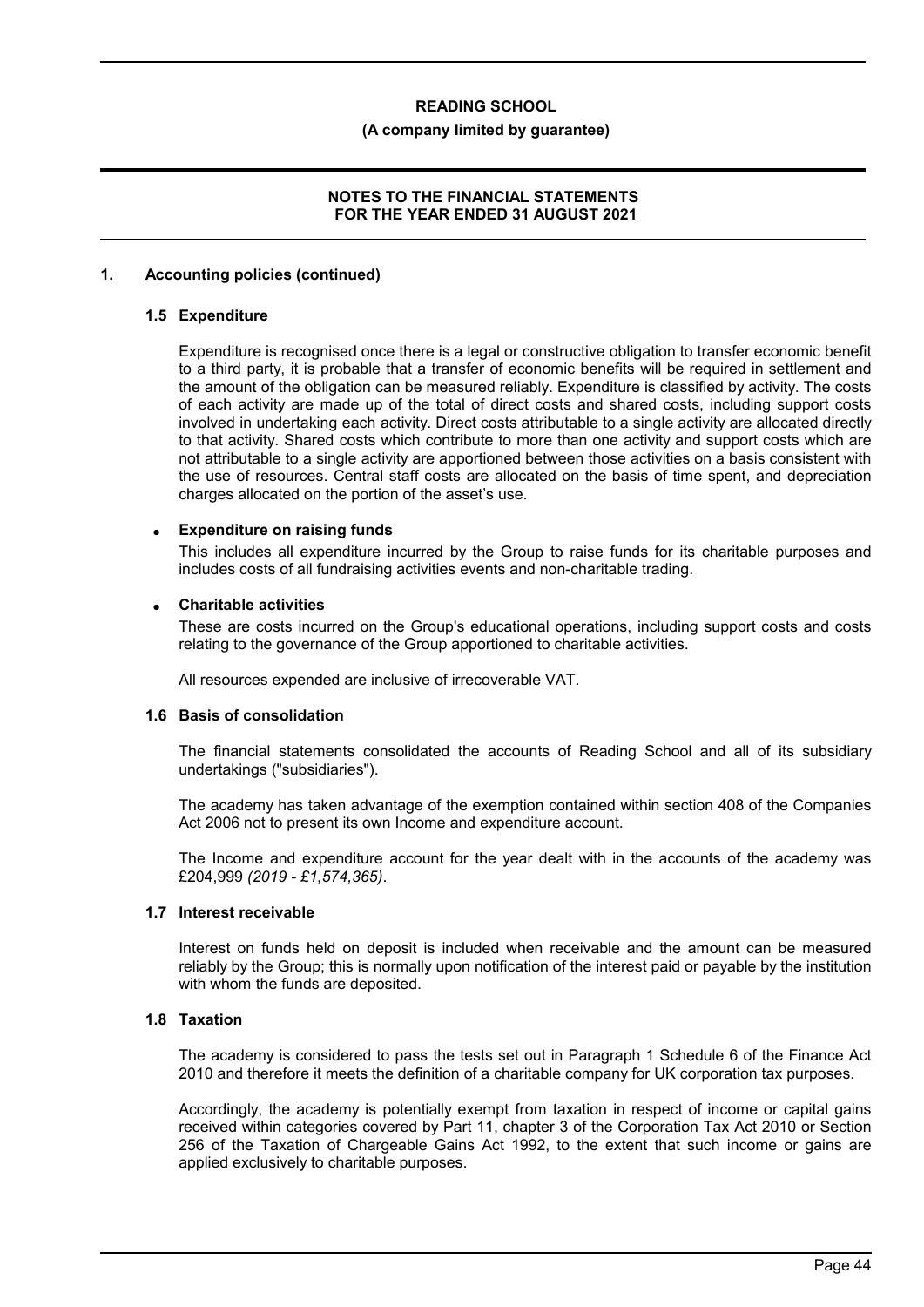## 1. Accounting policies (continued)

### 1.5 Expenditure

Expenditure is recognised once there is a legal or constructive obligation to transfer economic benefit to a third party, it is probable that a transfer of economic benefits will be required in settlement and the amount of the obligation can be measured reliably. Expenditure is classified by activity. The costs of each activity are made up of the total of direct costs and shared costs, including support costs involved in undertaking each activity. Direct costs attributable to a single activity are allocated directly to that activity. Shared costs which contribute to more than one activity and support costs which are not attributable to a single activity are apportioned between those activities on a basis consistent with the use of resources. Central staff costs are allocated on the basis of time spent, and depreciation charges allocated on the portion of the asset's use.

- **Expenditure on raising funds**

  This includes all expenditure incurred by the Group to raise funds for its charitable purposes and includes costs of all fundraising activities events and non-charitable trading.

- **Charitable activities**

  These are costs incurred on the Group's educational operations, including support costs and costs relating to the governance of the Group apportioned to charitable activities.

  All resources expended are inclusive of irrecoverable VAT.

### 1.6 Basis of consolidation

The financial statements consolidated the accounts of Reading School and all of its subsidiary undertakings ("subsidiaries").

The academy has taken advantage of the exemption contained within section 408 of the Companies Act 2006 not to present its own Income and expenditure account.

The Income and expenditure account for the year dealt with in the accounts of the academy was £204,999 *(2019 - £1,574,365)*.

### 1.7 Interest receivable

Interest on funds held on deposit is included when receivable and the amount can be measured reliably by the Group; this is normally upon notification of the interest paid or payable by the institution with whom the funds are deposited.

### 1.8 Taxation

The academy is considered to pass the tests set out in Paragraph 1 Schedule 6 of the Finance Act 2010 and therefore it meets the definition of a charitable company for UK corporation tax purposes.

Accordingly, the academy is potentially exempt from taxation in respect of income or capital gains received within categories covered by Part 11, chapter 3 of the Corporation Tax Act 2010 or Section 256 of the Taxation of Chargeable Gains Act 1992, to the extent that such income or gains are applied exclusively to charitable purposes.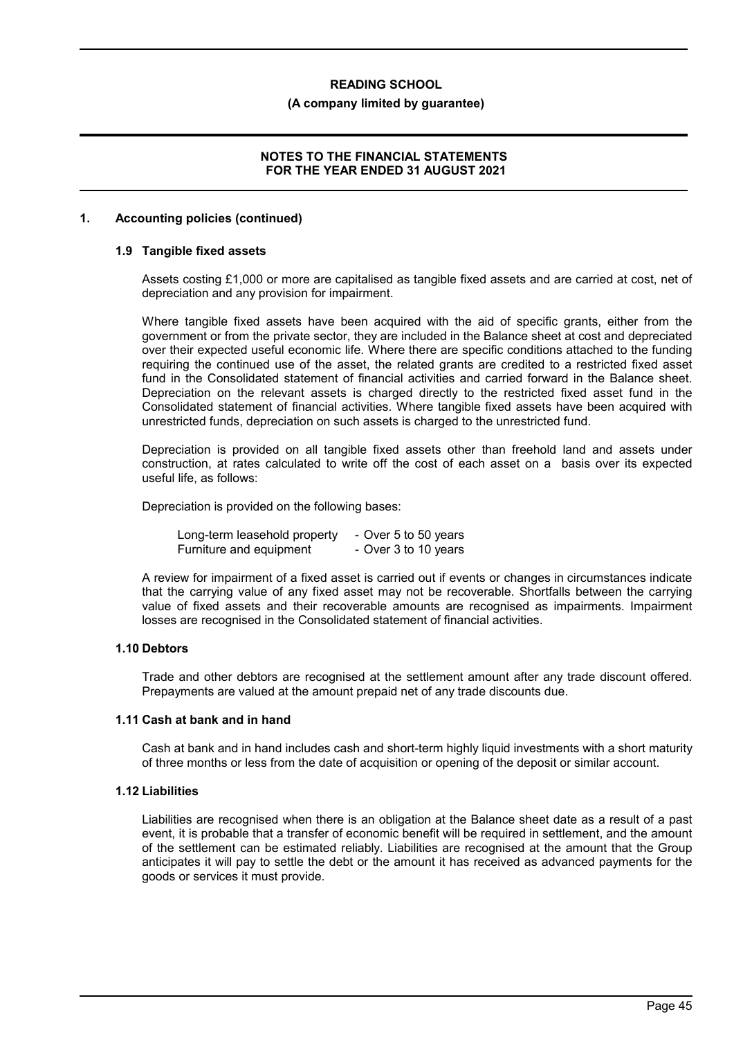## 1. Accounting policies (continued)

### 1.9 Tangible fixed assets

Assets costing £1,000 or more are capitalised as tangible fixed assets and are carried at cost, net of depreciation and any provision for impairment.

Where tangible fixed assets have been acquired with the aid of specific grants, either from the government or from the private sector, they are included in the Balance sheet at cost and depreciated over their expected useful economic life. Where there are specific conditions attached to the funding requiring the continued use of the asset, the related grants are credited to a restricted fixed asset fund in the Consolidated statement of financial activities and carried forward in the Balance sheet. Depreciation on the relevant assets is charged directly to the restricted fixed asset fund in the Consolidated statement of financial activities. Where tangible fixed assets have been acquired with unrestricted funds, depreciation on such assets is charged to the unrestricted fund.

Depreciation is provided on all tangible fixed assets other than freehold land and assets under construction, at rates calculated to write off the cost of each asset on a  basis over its expected useful life, as follows:

Depreciation is provided on the following bases:

| | |
|---|---|
| Long-term leasehold property | - Over 5 to 50 years |
| Furniture and equipment | - Over 3 to 10 years |

A review for impairment of a fixed asset is carried out if events or changes in circumstances indicate that the carrying value of any fixed asset may not be recoverable. Shortfalls between the carrying value of fixed assets and their recoverable amounts are recognised as impairments. Impairment losses are recognised in the Consolidated statement of financial activities.

### 1.10 Debtors

Trade and other debtors are recognised at the settlement amount after any trade discount offered. Prepayments are valued at the amount prepaid net of any trade discounts due.

### 1.11 Cash at bank and in hand

Cash at bank and in hand includes cash and short-term highly liquid investments with a short maturity of three months or less from the date of acquisition or opening of the deposit or similar account.

### 1.12 Liabilities

Liabilities are recognised when there is an obligation at the Balance sheet date as a result of a past event, it is probable that a transfer of economic benefit will be required in settlement, and the amount of the settlement can be estimated reliably. Liabilities are recognised at the amount that the Group anticipates it will pay to settle the debt or the amount it has received as advanced payments for the goods or services it must provide.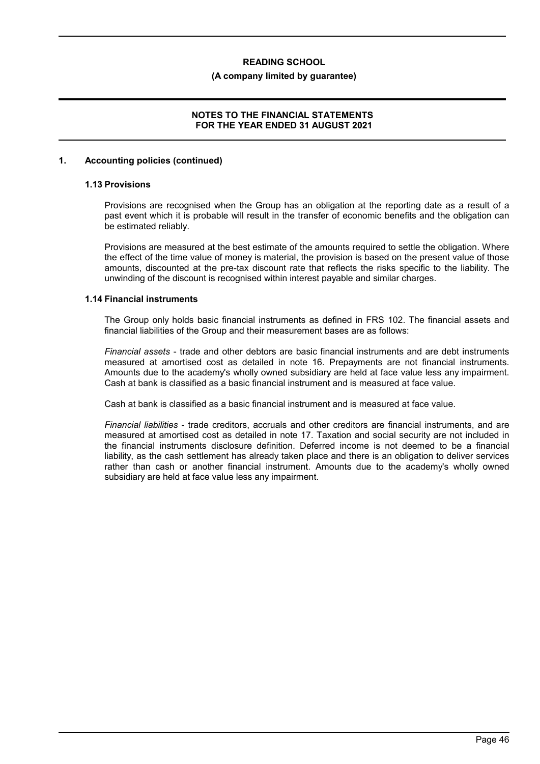## 1. Accounting policies (continued)

### 1.13 Provisions

Provisions are recognised when the Group has an obligation at the reporting date as a result of a past event which it is probable will result in the transfer of economic benefits and the obligation can be estimated reliably.

Provisions are measured at the best estimate of the amounts required to settle the obligation. Where the effect of the time value of money is material, the provision is based on the present value of those amounts, discounted at the pre-tax discount rate that reflects the risks specific to the liability. The unwinding of the discount is recognised within interest payable and similar charges.

### 1.14 Financial instruments

The Group only holds basic financial instruments as defined in FRS 102. The financial assets and financial liabilities of the Group and their measurement bases are as follows:

*Financial assets* - trade and other debtors are basic financial instruments and are debt instruments measured at amortised cost as detailed in note 16. Prepayments are not financial instruments. Amounts due to the academy's wholly owned subsidiary are held at face value less any impairment. Cash at bank is classified as a basic financial instrument and is measured at face value.

Cash at bank is classified as a basic financial instrument and is measured at face value.

*Financial liabilities* - trade creditors, accruals and other creditors are financial instruments, and are measured at amortised cost as detailed in note 17. Taxation and social security are not included in the financial instruments disclosure definition. Deferred income is not deemed to be a financial liability, as the cash settlement has already taken place and there is an obligation to deliver services rather than cash or another financial instrument. Amounts due to the academy's wholly owned subsidiary are held at face value less any impairment.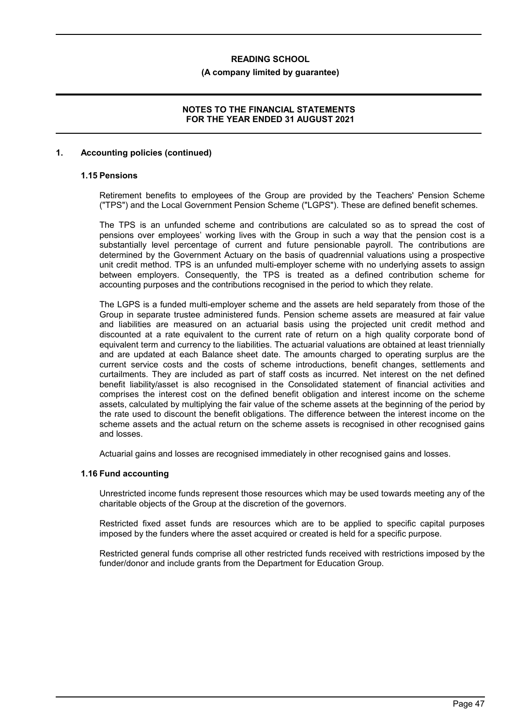## 1. Accounting policies (continued)

### 1.15 Pensions

Retirement benefits to employees of the Group are provided by the Teachers' Pension Scheme ("TPS") and the Local Government Pension Scheme ("LGPS"). These are defined benefit schemes.

The TPS is an unfunded scheme and contributions are calculated so as to spread the cost of pensions over employees' working lives with the Group in such a way that the pension cost is a substantially level percentage of current and future pensionable payroll. The contributions are determined by the Government Actuary on the basis of quadrennial valuations using a prospective unit credit method. TPS is an unfunded multi-employer scheme with no underlying assets to assign between employers. Consequently, the TPS is treated as a defined contribution scheme for accounting purposes and the contributions recognised in the period to which they relate.

The LGPS is a funded multi-employer scheme and the assets are held separately from those of the Group in separate trustee administered funds. Pension scheme assets are measured at fair value and liabilities are measured on an actuarial basis using the projected unit credit method and discounted at a rate equivalent to the current rate of return on a high quality corporate bond of equivalent term and currency to the liabilities. The actuarial valuations are obtained at least triennially and are updated at each Balance sheet date. The amounts charged to operating surplus are the current service costs and the costs of scheme introductions, benefit changes, settlements and curtailments. They are included as part of staff costs as incurred. Net interest on the net defined benefit liability/asset is also recognised in the Consolidated statement of financial activities and comprises the interest cost on the defined benefit obligation and interest income on the scheme assets, calculated by multiplying the fair value of the scheme assets at the beginning of the period by the rate used to discount the benefit obligations. The difference between the interest income on the scheme assets and the actual return on the scheme assets is recognised in other recognised gains and losses.

Actuarial gains and losses are recognised immediately in other recognised gains and losses.

### 1.16 Fund accounting

Unrestricted income funds represent those resources which may be used towards meeting any of the charitable objects of the Group at the discretion of the governors.

Restricted fixed asset funds are resources which are to be applied to specific capital purposes imposed by the funders where the asset acquired or created is held for a specific purpose.

Restricted general funds comprise all other restricted funds received with restrictions imposed by the funder/donor and include grants from the Department for Education Group.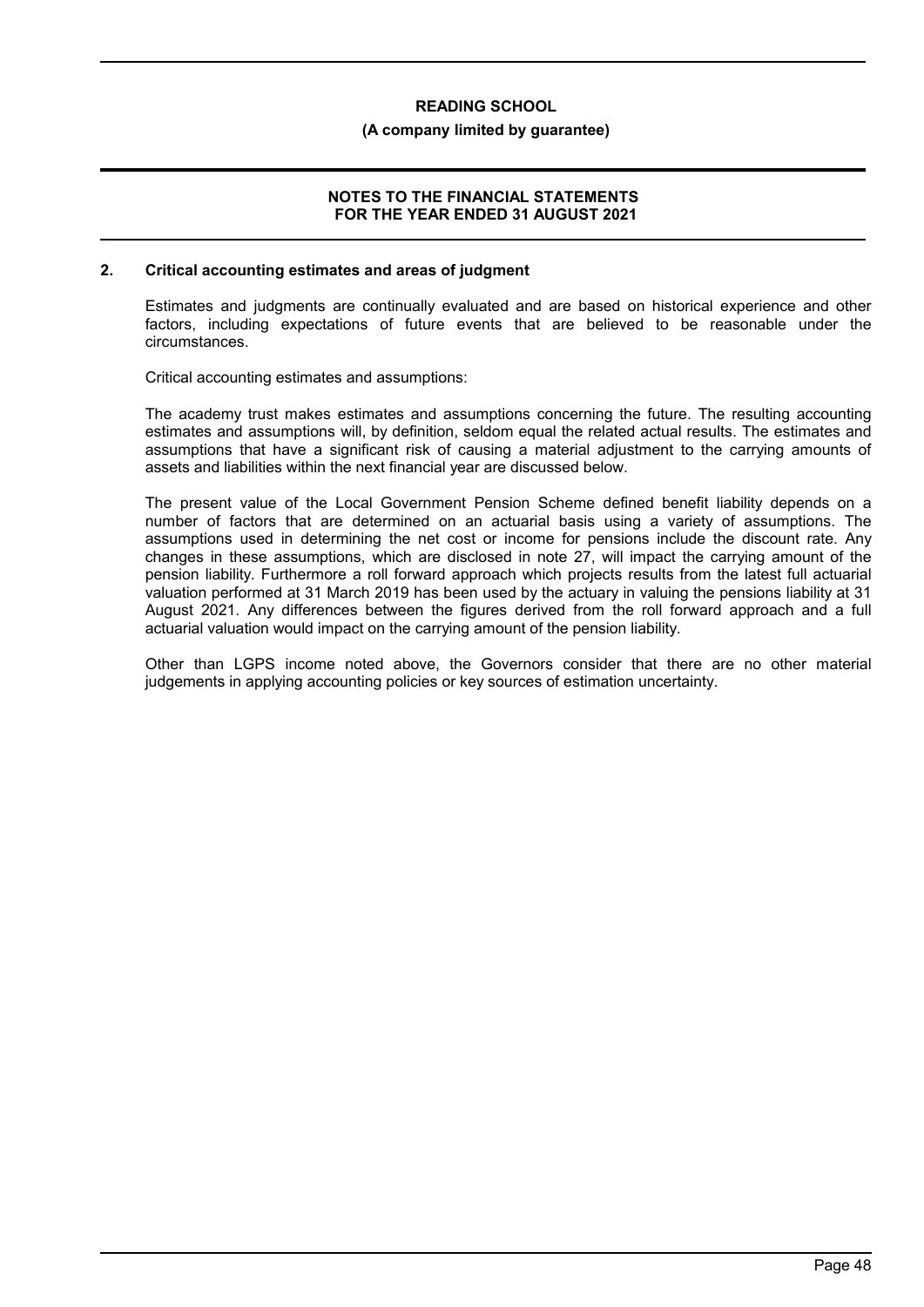## 2. Critical accounting estimates and areas of judgment

Estimates and judgments are continually evaluated and are based on historical experience and other factors, including expectations of future events that are believed to be reasonable under the circumstances.

Critical accounting estimates and assumptions:

The academy trust makes estimates and assumptions concerning the future. The resulting accounting estimates and assumptions will, by definition, seldom equal the related actual results. The estimates and assumptions that have a significant risk of causing a material adjustment to the carrying amounts of assets and liabilities within the next financial year are discussed below.

The present value of the Local Government Pension Scheme defined benefit liability depends on a number of factors that are determined on an actuarial basis using a variety of assumptions. The assumptions used in determining the net cost or income for pensions include the discount rate. Any changes in these assumptions, which are disclosed in note 27, will impact the carrying amount of the pension liability. Furthermore a roll forward approach which projects results from the latest full actuarial valuation performed at 31 March 2019 has been used by the actuary in valuing the pensions liability at 31 August 2021. Any differences between the figures derived from the roll forward approach and a full actuarial valuation would impact on the carrying amount of the pension liability.

Other than LGPS income noted above, the Governors consider that there are no other material judgements in applying accounting policies or key sources of estimation uncertainty.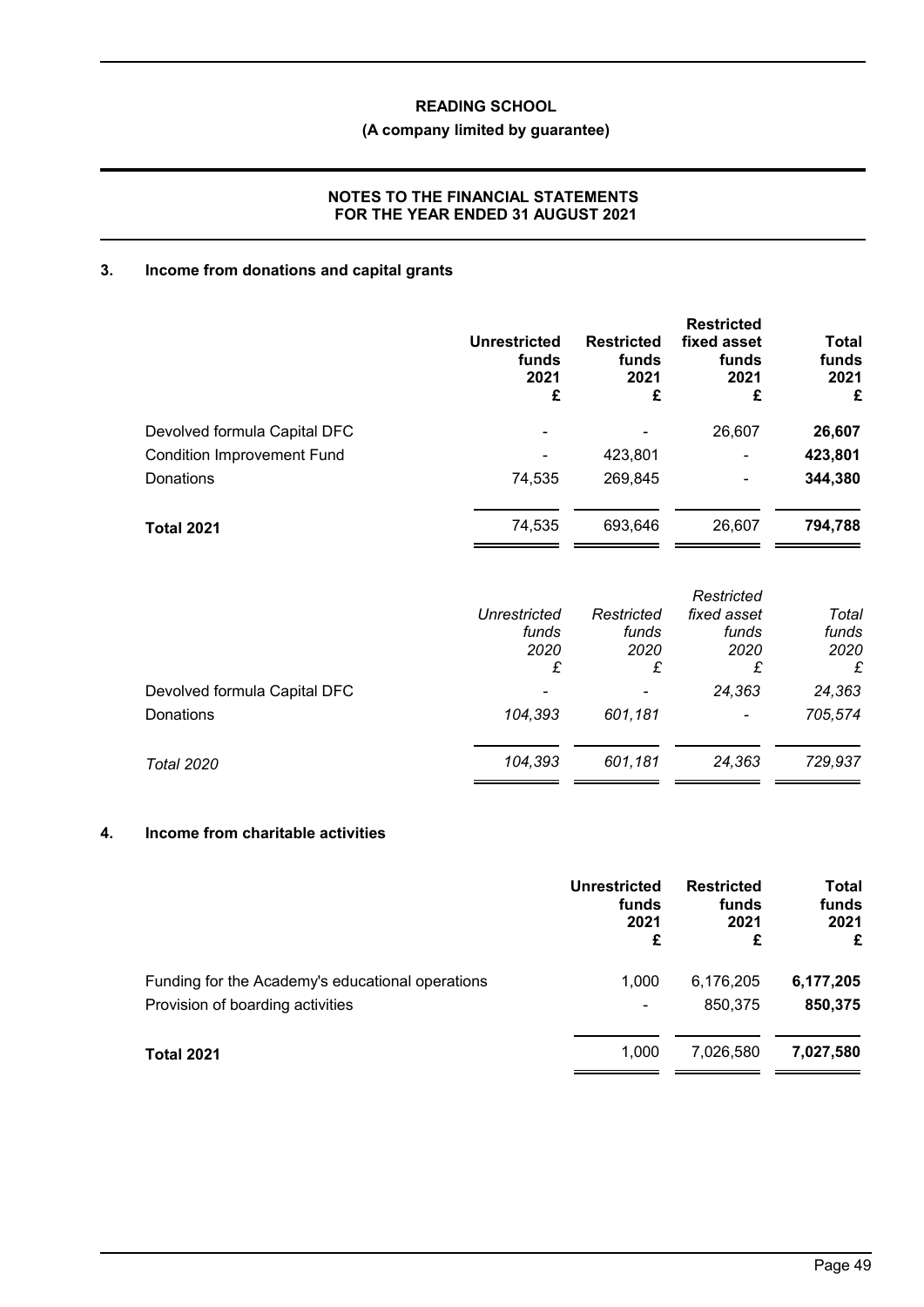## 3. Income from donations and capital grants

| | Unrestricted funds 2021 £ | Restricted funds 2021 £ | Restricted fixed asset funds 2021 £ | Total funds 2021 £ |
|---|---|---|---|---|
| Devolved formula Capital DFC | - | - | 26,607 | **26,607** |
| Condition Improvement Fund | - | 423,801 | - | **423,801** |
| Donations | 74,535 | 269,845 | - | **344,380** |
| **Total 2021** | 74,535 | 693,646 | 26,607 | **794,788** |

| | *Unrestricted funds 2020 £* | *Restricted funds 2020 £* | *Restricted fixed asset funds 2020 £* | *Total funds 2020 £* |
|---|---|---|---|---|
| Devolved formula Capital DFC | - | - | *24,363* | *24,363* |
| Donations | *104,393* | *601,181* | - | *705,574* |
| *Total 2020* | *104,393* | *601,181* | *24,363* | *729,937* |

## 4. Income from charitable activities

| | Unrestricted funds 2021 £ | Restricted funds 2021 £ | Total funds 2021 £ |
|---|---|---|---|
| Funding for the Academy's educational operations | 1,000 | 6,176,205 | **6,177,205** |
| Provision of boarding activities | - | 850,375 | **850,375** |
| **Total 2021** | 1,000 | 7,026,580 | **7,027,580** |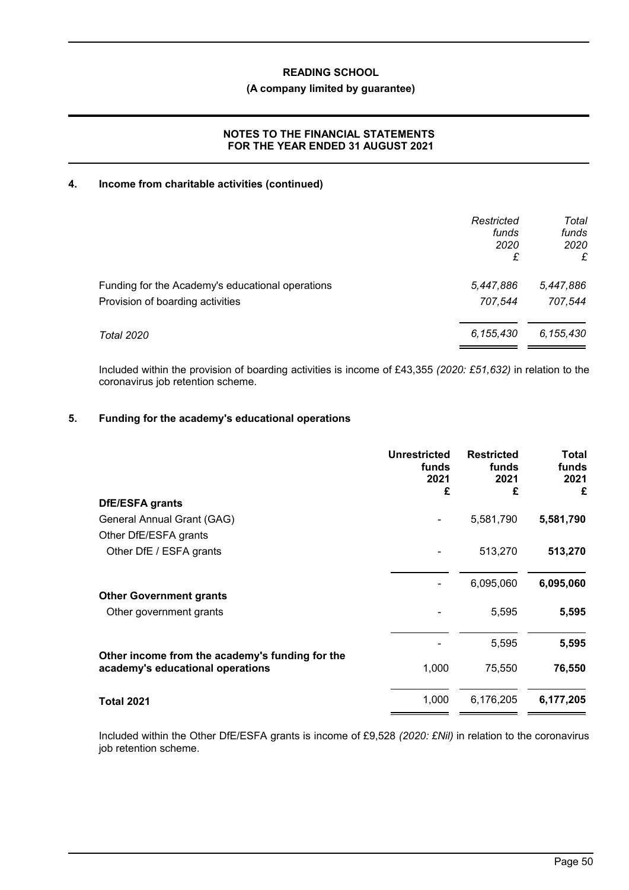## 4. Income from charitable activities (continued)

| | *Restricted funds 2020 £* | *Total funds 2020 £* |
|---|---|---|
| Funding for the Academy's educational operations | *5,447,886* | *5,447,886* |
| Provision of boarding activities | *707,544* | *707,544* |
| *Total 2020* | *6,155,430* | *6,155,430* |

Included within the provision of boarding activities is income of £43,355 *(2020: £51,632)* in relation to the coronavirus job retention scheme.

## 5. Funding for the academy's educational operations

| | **Unrestricted funds 2021 £** | **Restricted funds 2021 £** | **Total funds 2021 £** |
|---|---|---|---|
| **DfE/ESFA grants** | | | |
| General Annual Grant (GAG) | - | 5,581,790 | **5,581,790** |
| Other DfE/ESFA grants | | | |
| Other DfE / ESFA grants | - | 513,270 | **513,270** |
| | - | 6,095,060 | **6,095,060** |
| **Other Government grants** | | | |
| Other government grants | - | 5,595 | **5,595** |
| | - | 5,595 | **5,595** |
| **Other income from the academy's funding for the academy's educational operations** | 1,000 | 75,550 | **76,550** |
| **Total 2021** | 1,000 | 6,176,205 | **6,177,205** |

Included within the Other DfE/ESFA grants is income of £9,528 *(2020: £Nil)* in relation to the coronavirus job retention scheme.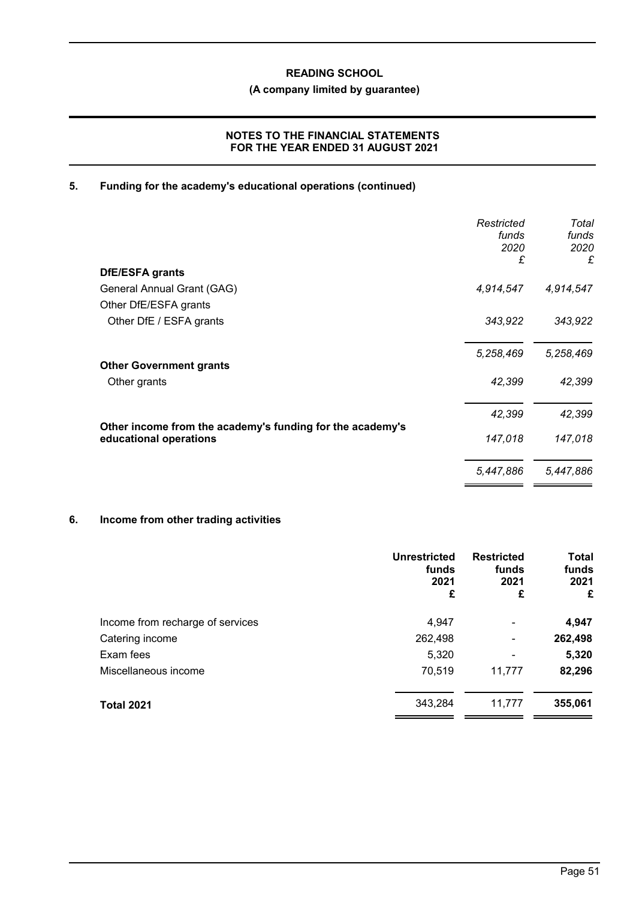**READING SCHOOL**

**(A company limited by guarantee)**

**NOTES TO THE FINANCIAL STATEMENTS FOR THE YEAR ENDED 31 AUGUST 2021**

## 5. Funding for the academy's educational operations (continued)

| | *Restricted funds 2020 £* | *Total funds 2020 £* |
|---|---|---|
| **DfE/ESFA grants** | | |
| General Annual Grant (GAG) | *4,914,547* | *4,914,547* |
| Other DfE/ESFA grants | | |
| Other DfE / ESFA grants | *343,922* | *343,922* |
| | *5,258,469* | *5,258,469* |
| **Other Government grants** | | |
| Other grants | *42,399* | *42,399* |
| | *42,399* | *42,399* |
| **Other income from the academy's funding for the academy's educational operations** | *147,018* | *147,018* |
| | *5,447,886* | *5,447,886* |

## 6. Income from other trading activities

| | **Unrestricted funds 2021 £** | **Restricted funds 2021 £** | **Total funds 2021 £** |
|---|---|---|---|
| Income from recharge of services | 4,947 | - | **4,947** |
| Catering income | 262,498 | - | **262,498** |
| Exam fees | 5,320 | - | **5,320** |
| Miscellaneous income | 70,519 | 11,777 | **82,296** |
| **Total 2021** | 343,284 | 11,777 | **355,061** |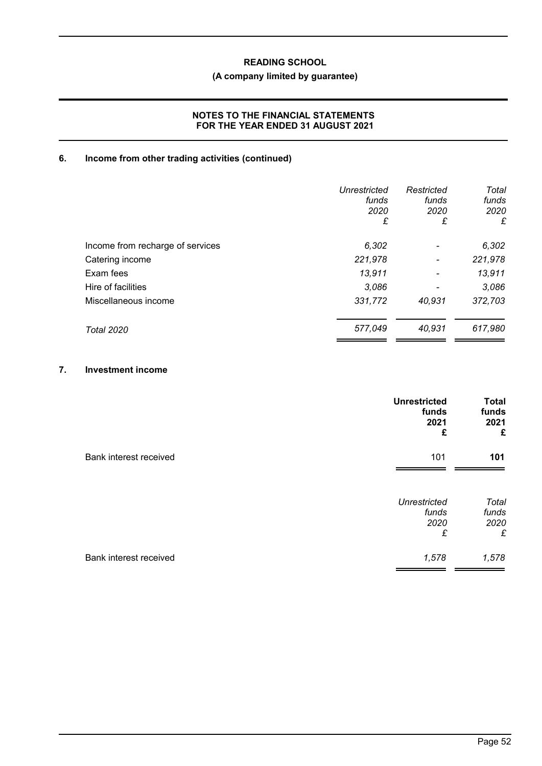## 6. Income from other trading activities (continued)

| | *Unrestricted funds 2020 £* | *Restricted funds 2020 £* | *Total funds 2020 £* |
|---|---|---|---|
| Income from recharge of services | *6,302* | - | *6,302* |
| Catering income | *221,978* | - | *221,978* |
| Exam fees | *13,911* | - | *13,911* |
| Hire of facilities | *3,086* | - | *3,086* |
| Miscellaneous income | *331,772* | *40,931* | *372,703* |
| *Total 2020* | *577,049* | *40,931* | *617,980* |

## 7. Investment income

| | **Unrestricted funds 2021 £** | **Total funds 2021 £** |
|---|---|---|
| Bank interest received | 101 | **101** |

| | *Unrestricted funds 2020 £* | *Total funds 2020 £* |
|---|---|---|
| Bank interest received | *1,578* | *1,578* |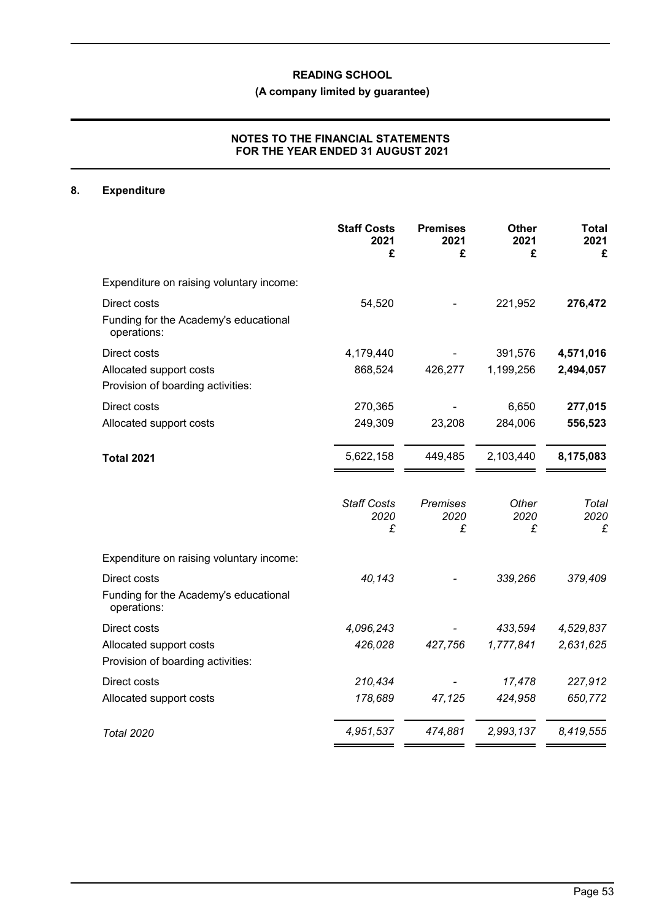**READING SCHOOL**

**(A company limited by guarantee)**

**NOTES TO THE FINANCIAL STATEMENTS FOR THE YEAR ENDED 31 AUGUST 2021**

## 8. Expenditure

| | **Staff Costs 2021 £** | **Premises 2021 £** | **Other 2021 £** | **Total 2021 £** |
|---|---|---|---|---|
| Expenditure on raising voluntary income: | | | | |
| Direct costs | 54,520 | - | 221,952 | **276,472** |
| Funding for the Academy's educational operations: | | | | |
| Direct costs | 4,179,440 | - | 391,576 | **4,571,016** |
| Allocated support costs | 868,524 | 426,277 | 1,199,256 | **2,494,057** |
| Provision of boarding activities: | | | | |
| Direct costs | 270,365 | - | 6,650 | **277,015** |
| Allocated support costs | 249,309 | 23,208 | 284,006 | **556,523** |
| **Total 2021** | 5,622,158 | 449,485 | 2,103,440 | **8,175,083** |

| | *Staff Costs 2020 £* | *Premises 2020 £* | *Other 2020 £* | *Total 2020 £* |
|---|---|---|---|---|
| Expenditure on raising voluntary income: | | | | |
| Direct costs | *40,143* | - | *339,266* | *379,409* |
| Funding for the Academy's educational operations: | | | | |
| Direct costs | *4,096,243* | - | *433,594* | *4,529,837* |
| Allocated support costs | *426,028* | *427,756* | *1,777,841* | *2,631,625* |
| Provision of boarding activities: | | | | |
| Direct costs | *210,434* | - | *17,478* | *227,912* |
| Allocated support costs | *178,689* | *47,125* | *424,958* | *650,772* |
| *Total 2020* | *4,951,537* | *474,881* | *2,993,137* | *8,419,555* |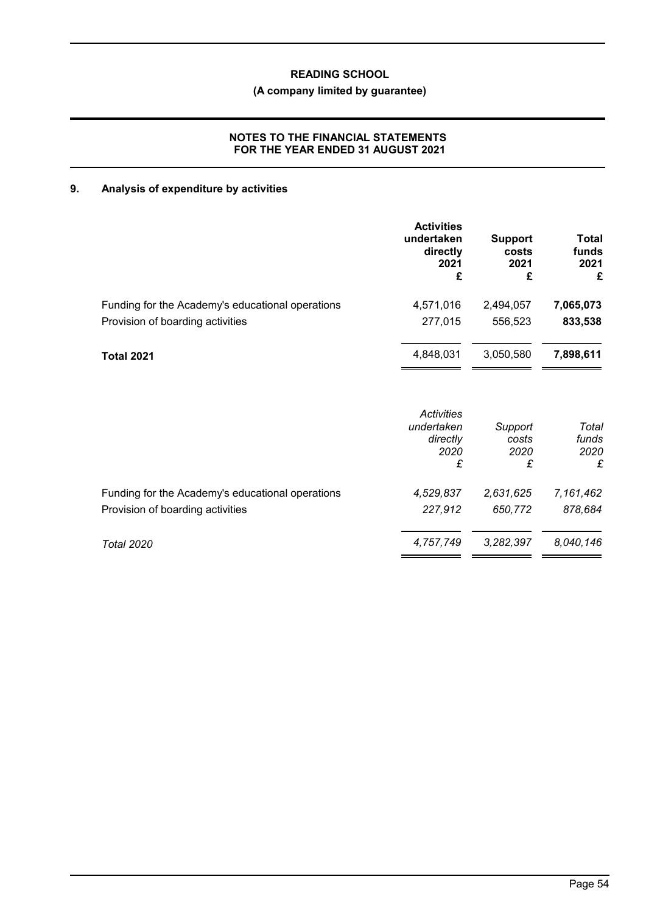## 9. Analysis of expenditure by activities

| | Activities undertaken directly 2021 £ | Support costs 2021 £ | Total funds 2021 £ |
|---|---|---|---|
| Funding for the Academy's educational operations | 4,571,016 | 2,494,057 | **7,065,073** |
| Provision of boarding activities | 277,015 | 556,523 | **833,538** |
| **Total 2021** | 4,848,031 | 3,050,580 | **7,898,611** |

| | *Activities undertaken directly 2020 £* | *Support costs 2020 £* | *Total funds 2020 £* |
|---|---|---|---|
| Funding for the Academy's educational operations | *4,529,837* | *2,631,625* | *7,161,462* |
| Provision of boarding activities | *227,912* | *650,772* | *878,684* |
| *Total 2020* | *4,757,749* | *3,282,397* | *8,040,146* |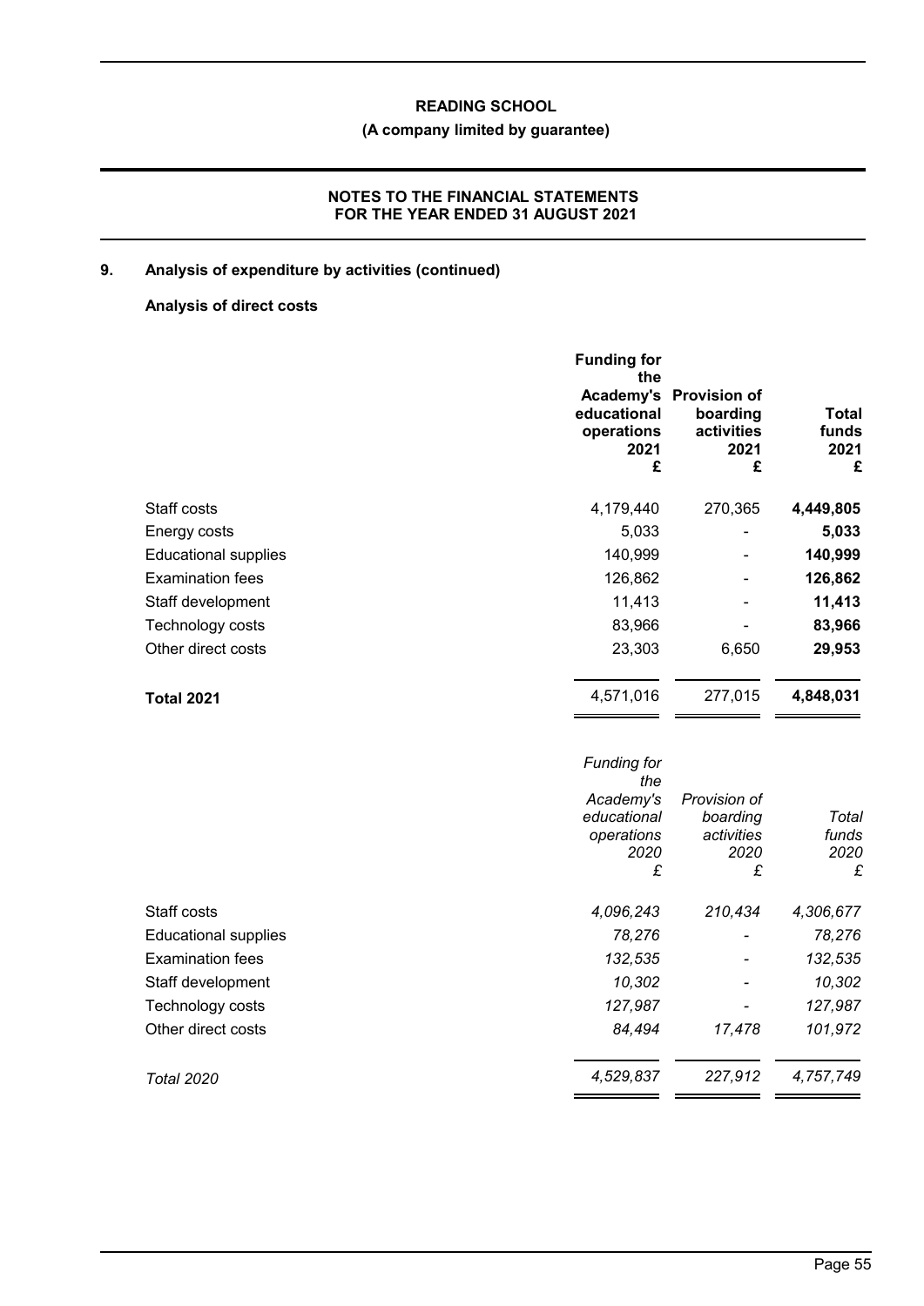## 9. Analysis of expenditure by activities (continued)

### Analysis of direct costs

| | Funding for the Academy's educational operations 2021 £ | Provision of boarding activities 2021 £ | Total funds 2021 £ |
|---|---|---|---|
| Staff costs | 4,179,440 | 270,365 | **4,449,805** |
| Energy costs | 5,033 | - | **5,033** |
| Educational supplies | 140,999 | - | **140,999** |
| Examination fees | 126,862 | - | **126,862** |
| Staff development | 11,413 | - | **11,413** |
| Technology costs | 83,966 | - | **83,966** |
| Other direct costs | 23,303 | 6,650 | **29,953** |
| **Total 2021** | 4,571,016 | 277,015 | **4,848,031** |

| | *Funding for the Academy's educational operations 2020 £* | *Provision of boarding activities 2020 £* | *Total funds 2020 £* |
|---|---|---|---|
| Staff costs | *4,096,243* | *210,434* | *4,306,677* |
| Educational supplies | *78,276* | *-* | *78,276* |
| Examination fees | *132,535* | *-* | *132,535* |
| Staff development | *10,302* | *-* | *10,302* |
| Technology costs | *127,987* | *-* | *127,987* |
| Other direct costs | *84,494* | *17,478* | *101,972* |
| *Total 2020* | *4,529,837* | *227,912* | *4,757,749* |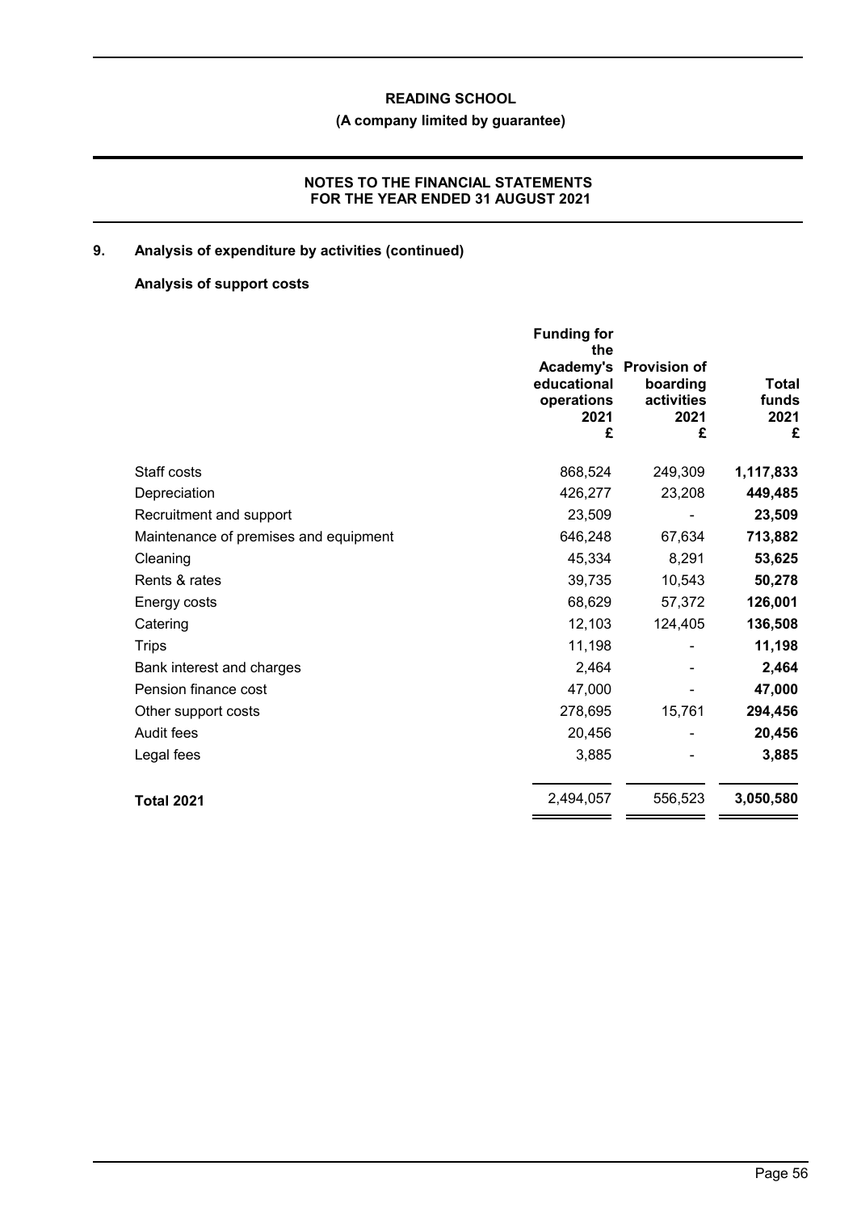## 9. Analysis of expenditure by activities (continued)

### Analysis of support costs

| | Funding for the Academy's educational operations 2021 £ | Provision of boarding activities 2021 £ | Total funds 2021 £ |
|---|---|---|---|
| Staff costs | 868,524 | 249,309 | **1,117,833** |
| Depreciation | 426,277 | 23,208 | **449,485** |
| Recruitment and support | 23,509 | - | **23,509** |
| Maintenance of premises and equipment | 646,248 | 67,634 | **713,882** |
| Cleaning | 45,334 | 8,291 | **53,625** |
| Rents & rates | 39,735 | 10,543 | **50,278** |
| Energy costs | 68,629 | 57,372 | **126,001** |
| Catering | 12,103 | 124,405 | **136,508** |
| Trips | 11,198 | - | **11,198** |
| Bank interest and charges | 2,464 | - | **2,464** |
| Pension finance cost | 47,000 | - | **47,000** |
| Other support costs | 278,695 | 15,761 | **294,456** |
| Audit fees | 20,456 | - | **20,456** |
| Legal fees | 3,885 | - | **3,885** |
| **Total 2021** | 2,494,057 | 556,523 | **3,050,580** |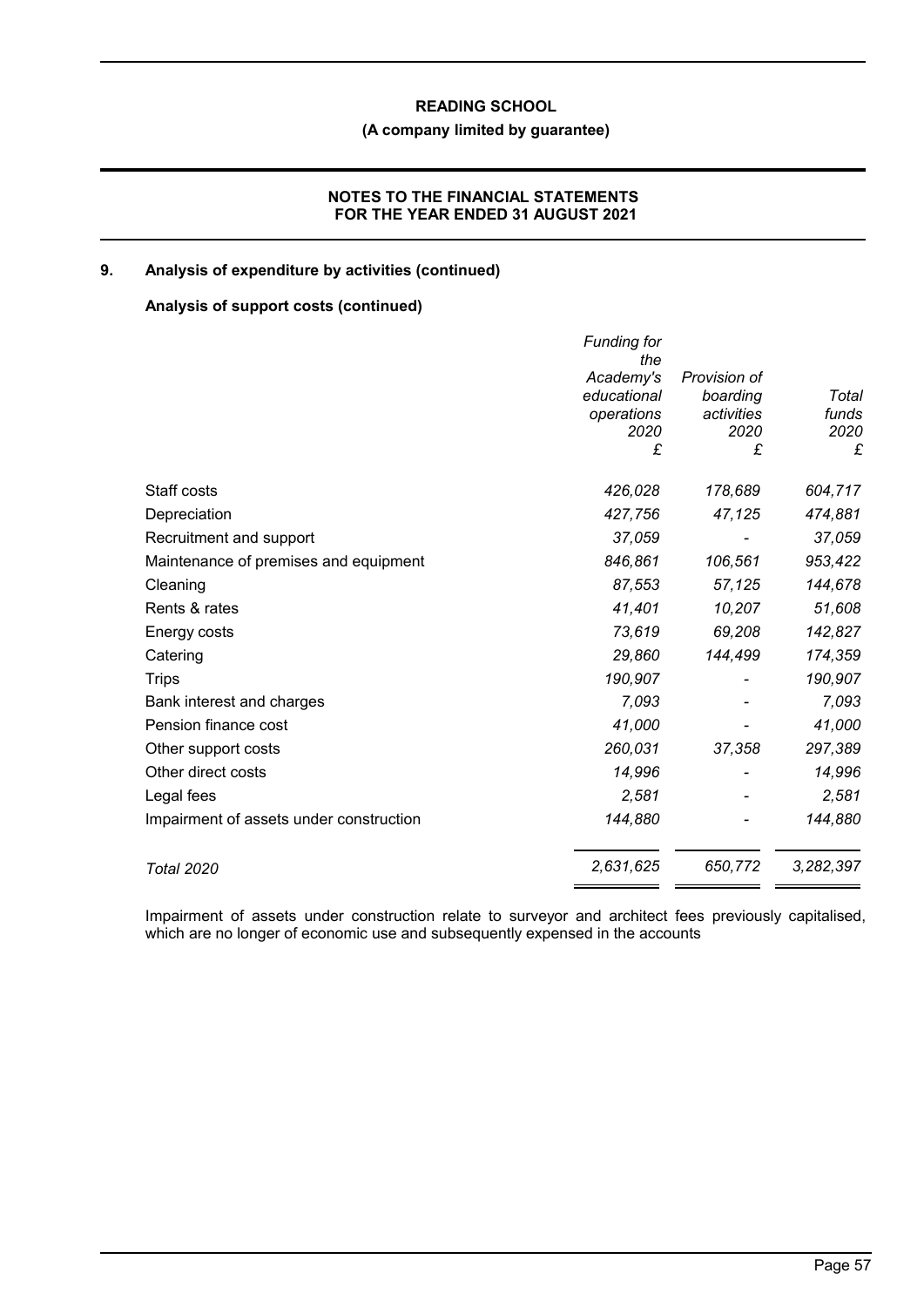## 9. Analysis of expenditure by activities (continued)

### Analysis of support costs (continued)

| | *Funding for the Academy's educational operations 2020 £* | *Provision of boarding activities 2020 £* | *Total funds 2020 £* |
|---|---|---|---|
| Staff costs | *426,028* | *178,689* | *604,717* |
| Depreciation | *427,756* | *47,125* | *474,881* |
| Recruitment and support | *37,059* | *-* | *37,059* |
| Maintenance of premises and equipment | *846,861* | *106,561* | *953,422* |
| Cleaning | *87,553* | *57,125* | *144,678* |
| Rents & rates | *41,401* | *10,207* | *51,608* |
| Energy costs | *73,619* | *69,208* | *142,827* |
| Catering | *29,860* | *144,499* | *174,359* |
| Trips | *190,907* | *-* | *190,907* |
| Bank interest and charges | *7,093* | *-* | *7,093* |
| Pension finance cost | *41,000* | *-* | *41,000* |
| Other support costs | *260,031* | *37,358* | *297,389* |
| Other direct costs | *14,996* | *-* | *14,996* |
| Legal fees | *2,581* | *-* | *2,581* |
| Impairment of assets under construction | *144,880* | *-* | *144,880* |
| *Total 2020* | *2,631,625* | *650,772* | *3,282,397* |

Impairment of assets under construction relate to surveyor and architect fees previously capitalised, which are no longer of economic use and subsequently expensed in the accounts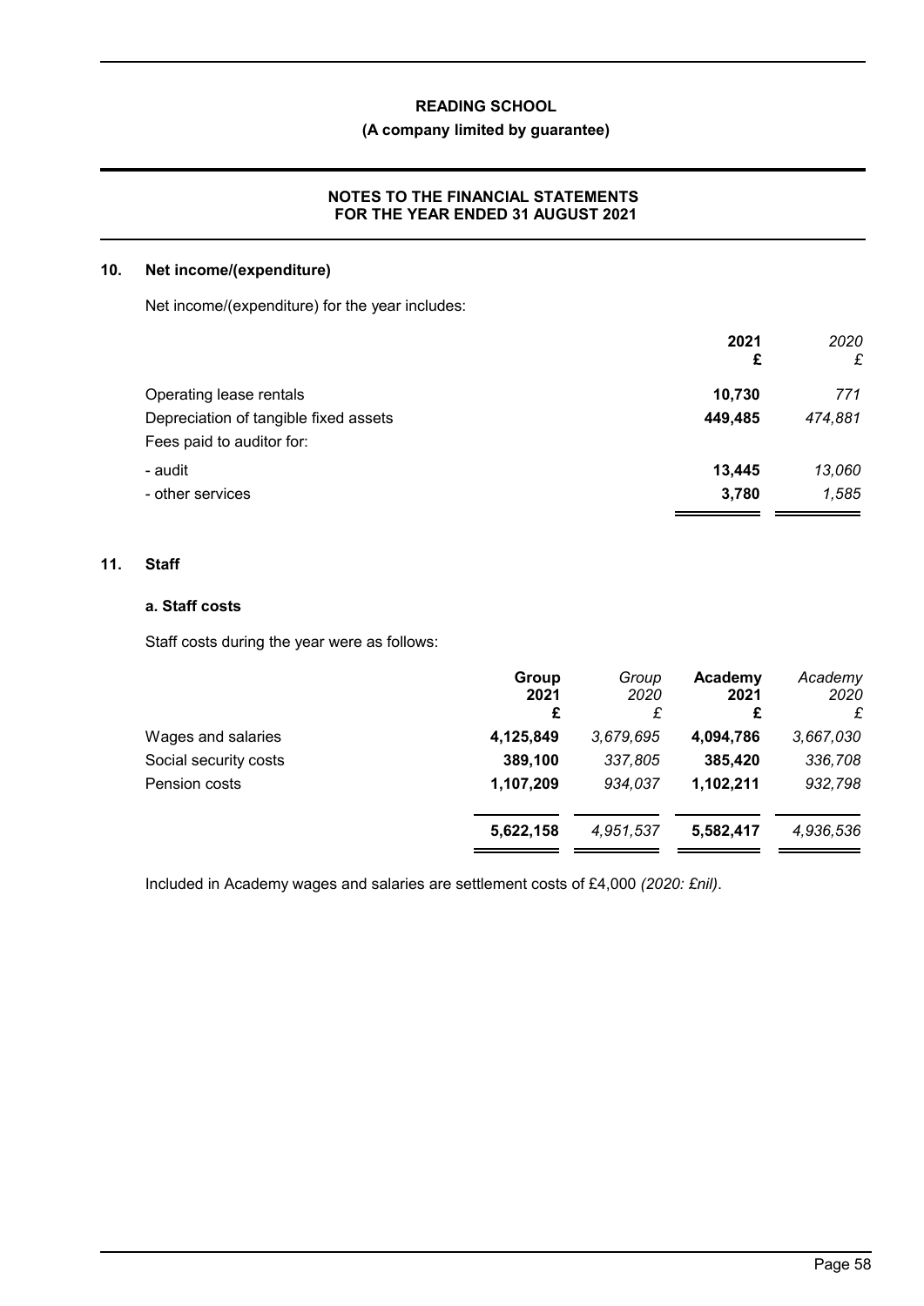## 10. Net income/(expenditure)

Net income/(expenditure) for the year includes:

| | 2021 £ | *2020 £* |
|---|---|---|
| Operating lease rentals | **10,730** | *771* |
| Depreciation of tangible fixed assets | **449,485** | *474,881* |
| Fees paid to auditor for: | | |
| - audit | **13,445** | *13,060* |
| - other services | **3,780** | *1,585* |

## 11. Staff

### a. Staff costs

Staff costs during the year were as follows:

| | Group 2021 £ | *Group 2020 £* | Academy 2021 £ | *Academy 2020 £* |
|---|---|---|---|---|
| Wages and salaries | **4,125,849** | *3,679,695* | **4,094,786** | *3,667,030* |
| Social security costs | **389,100** | *337,805* | **385,420** | *336,708* |
| Pension costs | **1,107,209** | *934,037* | **1,102,211** | *932,798* |
| | **5,622,158** | *4,951,537* | **5,582,417** | *4,936,536* |

Included in Academy wages and salaries are settlement costs of £4,000 *(2020: £nil)*.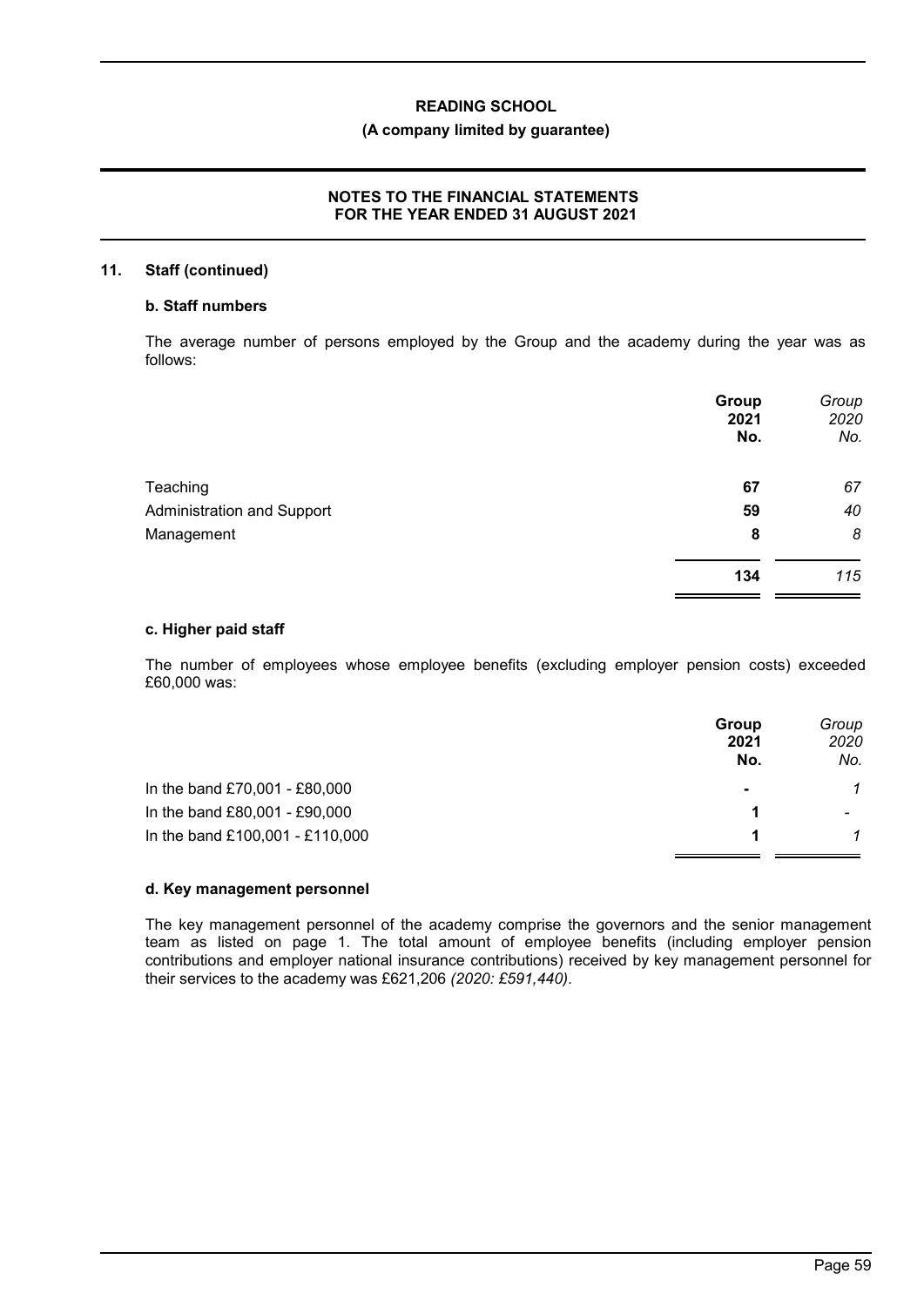### 11. Staff (continued)

#### b. Staff numbers

The average number of persons employed by the Group and the academy during the year was as follows:

| | Group 2021 No. | *Group 2020 No.* |
|---|---|---|
| Teaching | **67** | *67* |
| Administration and Support | **59** | *40* |
| Management | **8** | *8* |
| | **134** | *115* |

#### c. Higher paid staff

The number of employees whose employee benefits (excluding employer pension costs) exceeded £60,000 was:

| | Group 2021 No. | *Group 2020 No.* |
|---|---|---|
| In the band £70,001 - £80,000 | **-** | *1* |
| In the band £80,001 - £90,000 | **1** | - |
| In the band £100,001 - £110,000 | **1** | *1* |

#### d. Key management personnel

The key management personnel of the academy comprise the governors and the senior management team as listed on page 1. The total amount of employee benefits (including employer pension contributions and employer national insurance contributions) received by key management personnel for their services to the academy was £621,206 *(2020: £591,440)*.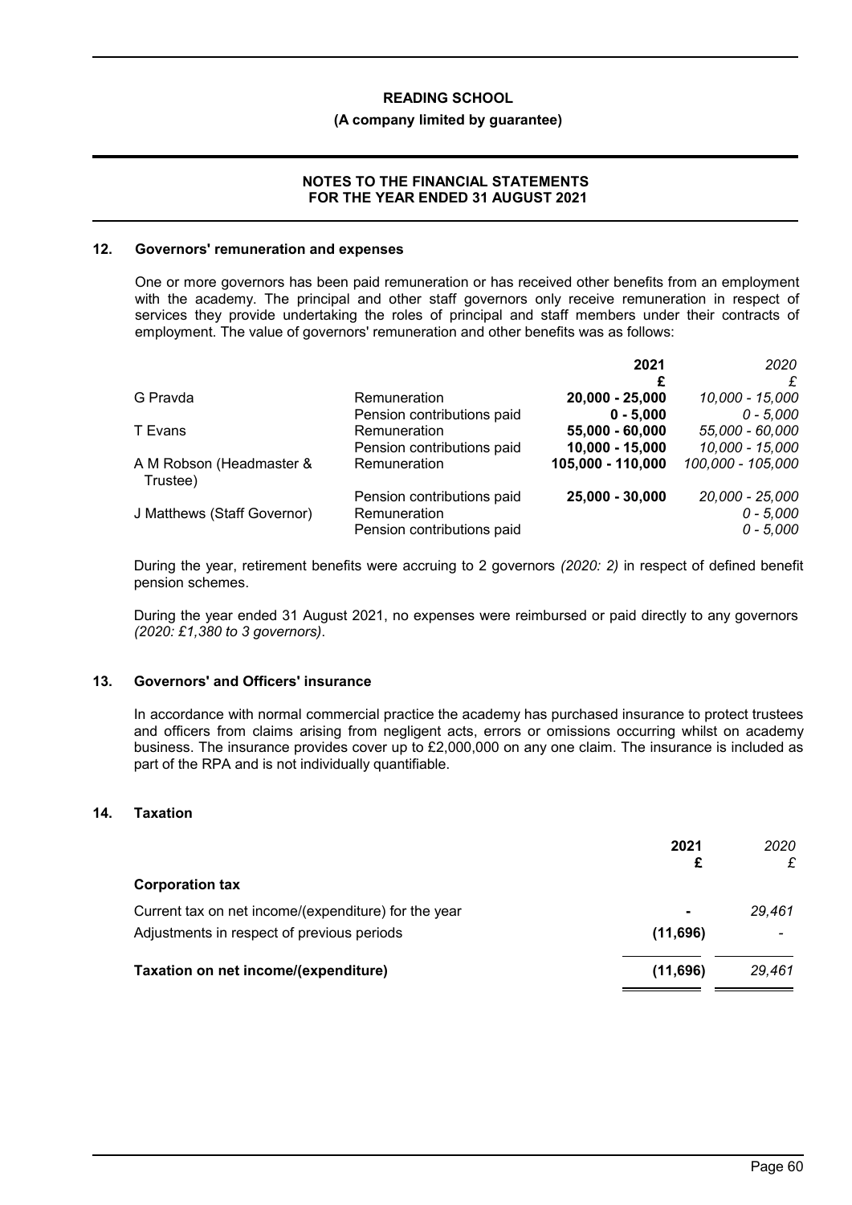## 12. Governors' remuneration and expenses

One or more governors has been paid remuneration or has received other benefits from an employment with the academy. The principal and other staff governors only receive remuneration in respect of services they provide undertaking the roles of principal and staff members under their contracts of employment. The value of governors' remuneration and other benefits was as follows:

| | | 2021 | *2020* |
|---|---|---|---|
| | | £ | *£* |
| G Pravda | Remuneration | **20,000 - 25,000** | *10,000 - 15,000* |
| | Pension contributions paid | **0 - 5,000** | *0 - 5,000* |
| T Evans | Remuneration | **55,000 - 60,000** | *55,000 - 60,000* |
| | Pension contributions paid | **10,000 - 15,000** | *10,000 - 15,000* |
| A M Robson (Headmaster & Trustee) | Remuneration | **105,000 - 110,000** | *100,000 - 105,000* |
| | Pension contributions paid | **25,000 - 30,000** | *20,000 - 25,000* |
| J Matthews (Staff Governor) | Remuneration | | *0 - 5,000* |
| | Pension contributions paid | | *0 - 5,000* |

During the year, retirement benefits were accruing to 2 governors *(2020: 2)* in respect of defined benefit pension schemes.

During the year ended 31 August 2021, no expenses were reimbursed or paid directly to any governors *(2020: £1,380 to 3 governors)*.

## 13. Governors' and Officers' insurance

In accordance with normal commercial practice the academy has purchased insurance to protect trustees and officers from claims arising from negligent acts, errors or omissions occurring whilst on academy business. The insurance provides cover up to £2,000,000 on any one claim. The insurance is included as part of the RPA and is not individually quantifiable.

## 14. Taxation

| | 2021 | *2020* |
|---|---|---|
| | £ | *£* |
| **Corporation tax** | | |
| Current tax on net income/(expenditure) for the year | **-** | *29,461* |
| Adjustments in respect of previous periods | **(11,696)** | *-* |
| **Taxation on net income/(expenditure)** | **(11,696)** | *29,461* |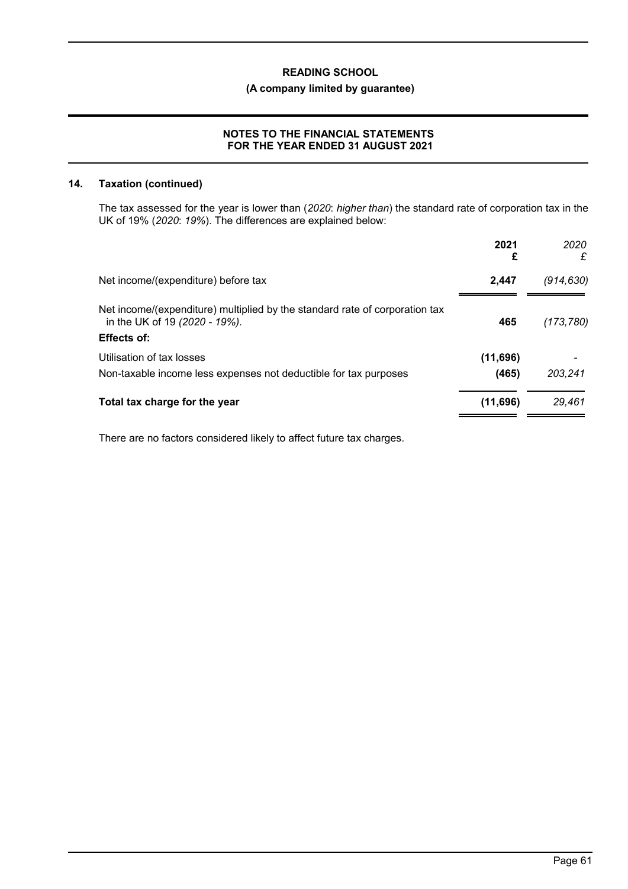## 14. Taxation (continued)

The tax assessed for the year is lower than (*2020*: *higher than*) the standard rate of corporation tax in the UK of 19% (*2020*: *19%*). The differences are explained below:

| | **2021** **£** | *2020* *£* |
|---|---|---|
| Net income/(expenditure) before tax | **2,447** | *(914,630)* |
| Net income/(expenditure) multiplied by the standard rate of corporation tax in the UK of 19 *(2020 - 19%).* | **465** | *(173,780)* |
| **Effects of:** | | |
| Utilisation of tax losses | **(11,696)** | - |
| Non-taxable income less expenses not deductible for tax purposes | **(465)** | *203,241* |
| **Total tax charge for the year** | **(11,696)** | *29,461* |

There are no factors considered likely to affect future tax charges.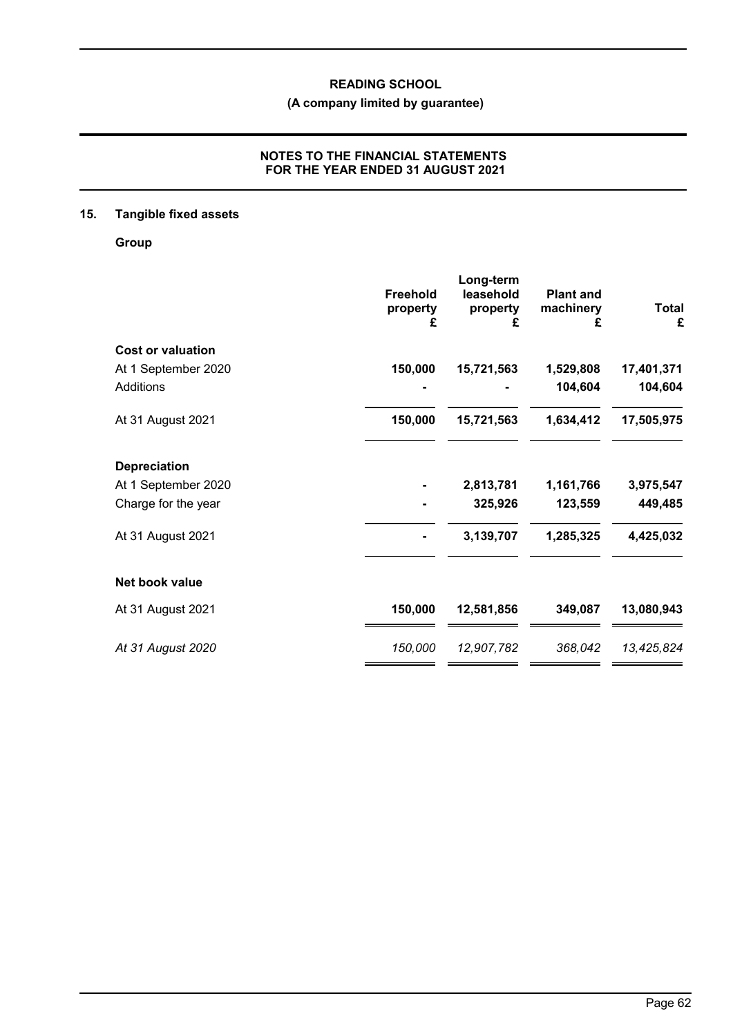READING SCHOOL

(A company limited by guarantee)

NOTES TO THE FINANCIAL STATEMENTS
FOR THE YEAR ENDED 31 AUGUST 2021

## 15. Tangible fixed assets

**Group**

| | Freehold property £ | Long-term leasehold property £ | Plant and machinery £ | Total £ |
|---|---|---|---|---|
| **Cost or valuation** | | | | |
| At 1 September 2020 | **150,000** | **15,721,563** | **1,529,808** | **17,401,371** |
| Additions | **-** | **-** | **104,604** | **104,604** |
| At 31 August 2021 | **150,000** | **15,721,563** | **1,634,412** | **17,505,975** |
| **Depreciation** | | | | |
| At 1 September 2020 | **-** | **2,813,781** | **1,161,766** | **3,975,547** |
| Charge for the year | **-** | **325,926** | **123,559** | **449,485** |
| At 31 August 2021 | **-** | **3,139,707** | **1,285,325** | **4,425,032** |
| **Net book value** | | | | |
| At 31 August 2021 | **150,000** | **12,581,856** | **349,087** | **13,080,943** |
| *At 31 August 2020* | *150,000* | *12,907,782* | *368,042* | *13,425,824* |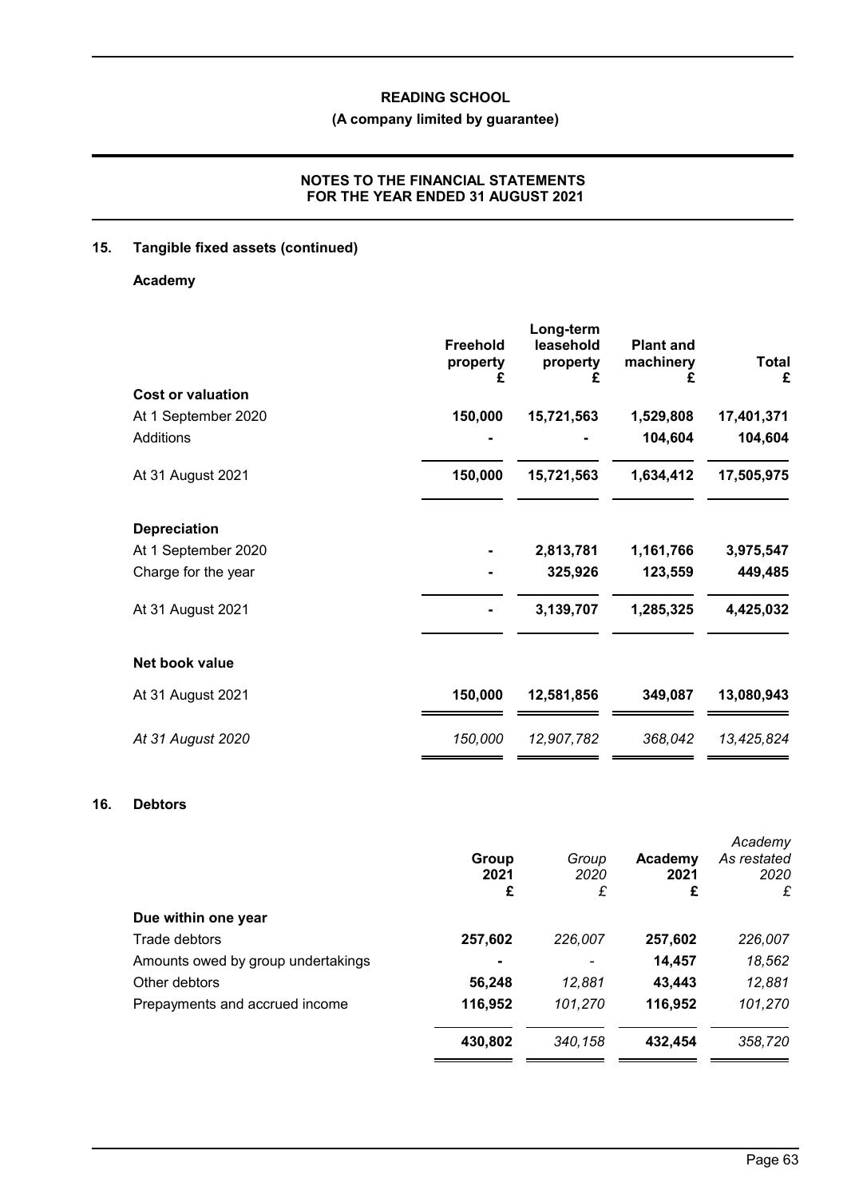## 15. Tangible fixed assets (continued)

### Academy

| | Freehold property £ | Long-term leasehold property £ | Plant and machinery £ | Total £ |
|---|---|---|---|---|
| **Cost or valuation** | | | | |
| At 1 September 2020 | **150,000** | **15,721,563** | **1,529,808** | **17,401,371** |
| Additions | **-** | **-** | **104,604** | **104,604** |
| At 31 August 2021 | **150,000** | **15,721,563** | **1,634,412** | **17,505,975** |
| **Depreciation** | | | | |
| At 1 September 2020 | **-** | **2,813,781** | **1,161,766** | **3,975,547** |
| Charge for the year | **-** | **325,926** | **123,559** | **449,485** |
| At 31 August 2021 | **-** | **3,139,707** | **1,285,325** | **4,425,032** |
| **Net book value** | | | | |
| At 31 August 2021 | **150,000** | **12,581,856** | **349,087** | **13,080,943** |
| *At 31 August 2020* | *150,000* | *12,907,782* | *368,042* | *13,425,824* |

## 16. Debtors

| | Group 2021 £ | *Group 2020 £* | Academy 2021 £ | *Academy As restated 2020 £* |
|---|---|---|---|---|
| **Due within one year** | | | | |
| Trade debtors | **257,602** | *226,007* | **257,602** | *226,007* |
| Amounts owed by group undertakings | **-** | *-* | **14,457** | *18,562* |
| Other debtors | **56,248** | *12,881* | **43,443** | *12,881* |
| Prepayments and accrued income | **116,952** | *101,270* | **116,952** | *101,270* |
| | **430,802** | *340,158* | **432,454** | *358,720* |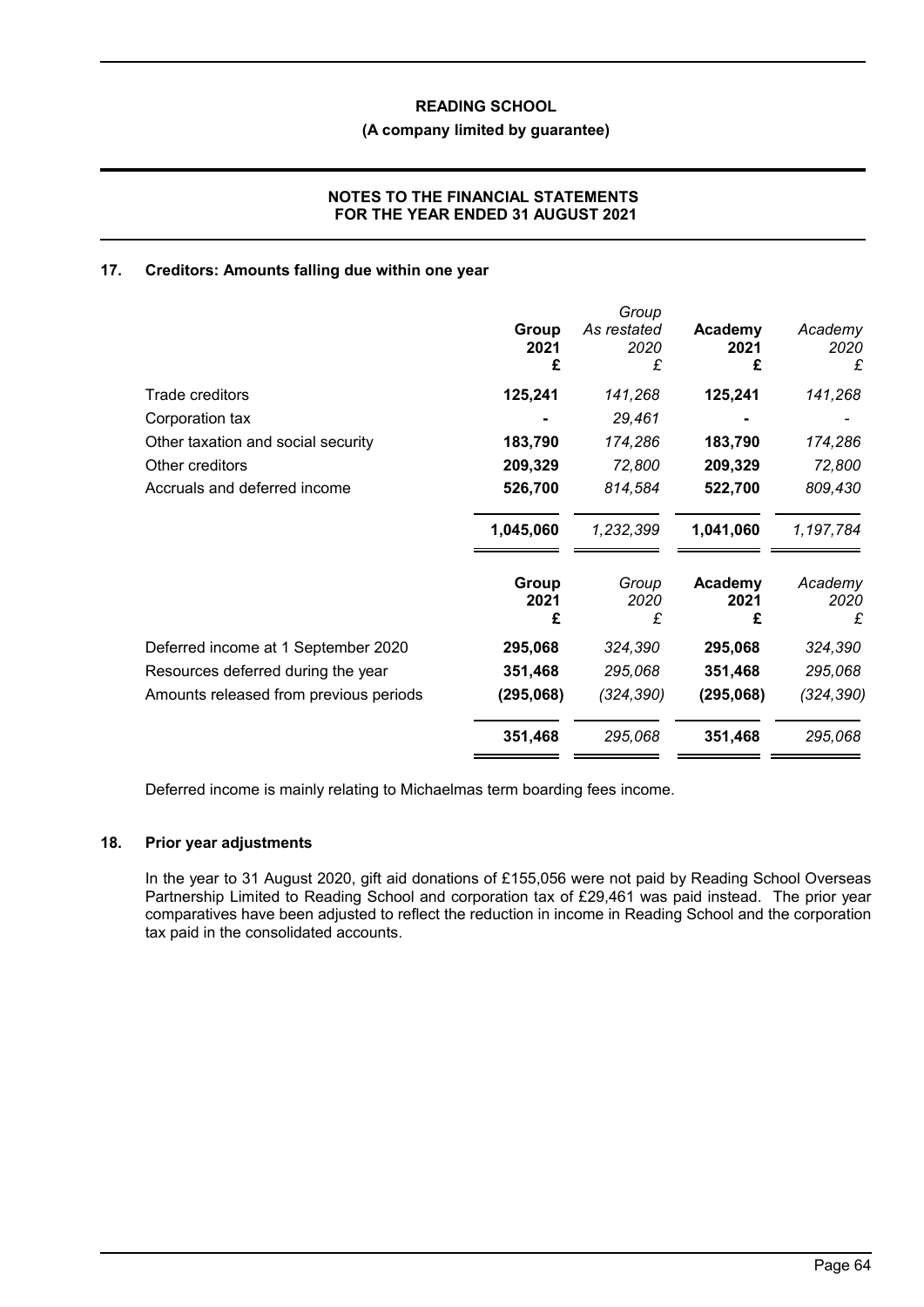## 17. Creditors: Amounts falling due within one year

| | **Group 2021 £** | *Group As restated 2020 £* | **Academy 2021 £** | *Academy 2020 £* |
|---|---|---|---|---|
| Trade creditors | **125,241** | *141,268* | **125,241** | *141,268* |
| Corporation tax | **-** | *29,461* | **-** | *-* |
| Other taxation and social security | **183,790** | *174,286* | **183,790** | *174,286* |
| Other creditors | **209,329** | *72,800* | **209,329** | *72,800* |
| Accruals and deferred income | **526,700** | *814,584* | **522,700** | *809,430* |
| | **1,045,060** | *1,232,399* | **1,041,060** | *1,197,784* |

| | **Group 2021 £** | *Group 2020 £* | **Academy 2021 £** | *Academy 2020 £* |
|---|---|---|---|---|
| Deferred income at 1 September 2020 | **295,068** | *324,390* | **295,068** | *324,390* |
| Resources deferred during the year | **351,468** | *295,068* | **351,468** | *295,068* |
| Amounts released from previous periods | **(295,068)** | *(324,390)* | **(295,068)** | *(324,390)* |
| | **351,468** | *295,068* | **351,468** | *295,068* |

Deferred income is mainly relating to Michaelmas term boarding fees income.

## 18. Prior year adjustments

In the year to 31 August 2020, gift aid donations of £155,056 were not paid by Reading School Overseas Partnership Limited to Reading School and corporation tax of £29,461 was paid instead. The prior year comparatives have been adjusted to reflect the reduction in income in Reading School and the corporation tax paid in the consolidated accounts.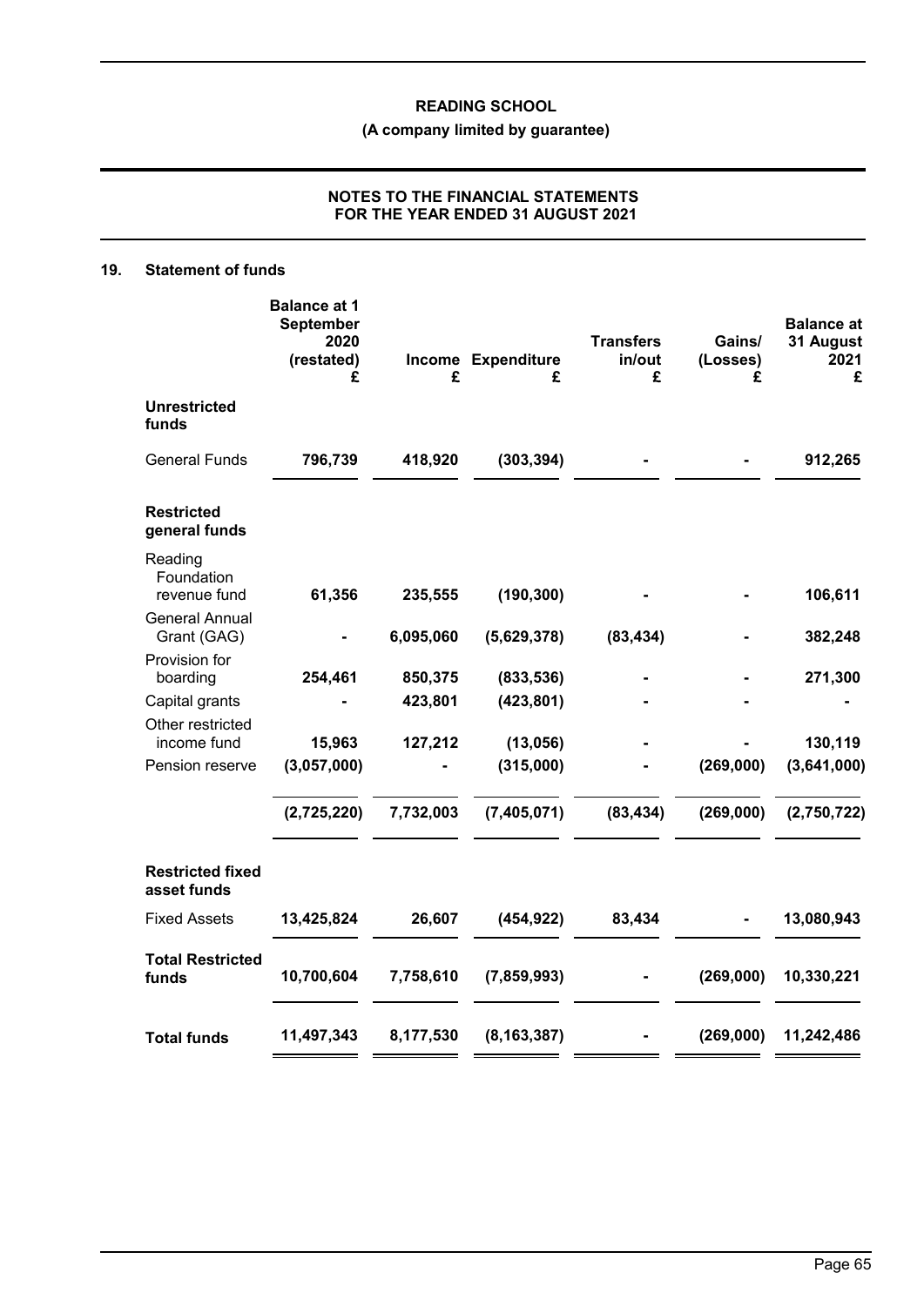**READING SCHOOL**

**(A company limited by guarantee)**

**NOTES TO THE FINANCIAL STATEMENTS FOR THE YEAR ENDED 31 AUGUST 2021**

## 19. Statement of funds

| | Balance at 1 September 2020 (restated) £ | Income £ | Expenditure £ | Transfers in/out £ | Gains/ (Losses) £ | Balance at 31 August 2021 £ |
|---|---|---|---|---|---|---|
| **Unrestricted funds** | | | | | | |
| General Funds | **796,739** | **418,920** | **(303,394)** | **-** | **-** | **912,265** |
| **Restricted general funds** | | | | | | |
| Reading Foundation revenue fund | **61,356** | **235,555** | **(190,300)** | **-** | **-** | **106,611** |
| General Annual Grant (GAG) | **-** | **6,095,060** | **(5,629,378)** | **(83,434)** | **-** | **382,248** |
| Provision for boarding | **254,461** | **850,375** | **(833,536)** | **-** | **-** | **271,300** |
| Capital grants | **-** | **423,801** | **(423,801)** | **-** | **-** | **-** |
| Other restricted income fund | **15,963** | **127,212** | **(13,056)** | **-** | **-** | **130,119** |
| Pension reserve | **(3,057,000)** | **-** | **(315,000)** | **-** | **(269,000)** | **(3,641,000)** |
| | **(2,725,220)** | **7,732,003** | **(7,405,071)** | **(83,434)** | **(269,000)** | **(2,750,722)** |
| **Restricted fixed asset funds** | | | | | | |
| Fixed Assets | **13,425,824** | **26,607** | **(454,922)** | **83,434** | **-** | **13,080,943** |
| **Total Restricted funds** | **10,700,604** | **7,758,610** | **(7,859,993)** | **-** | **(269,000)** | **10,330,221** |
| **Total funds** | **11,497,343** | **8,177,530** | **(8,163,387)** | **-** | **(269,000)** | **11,242,486** |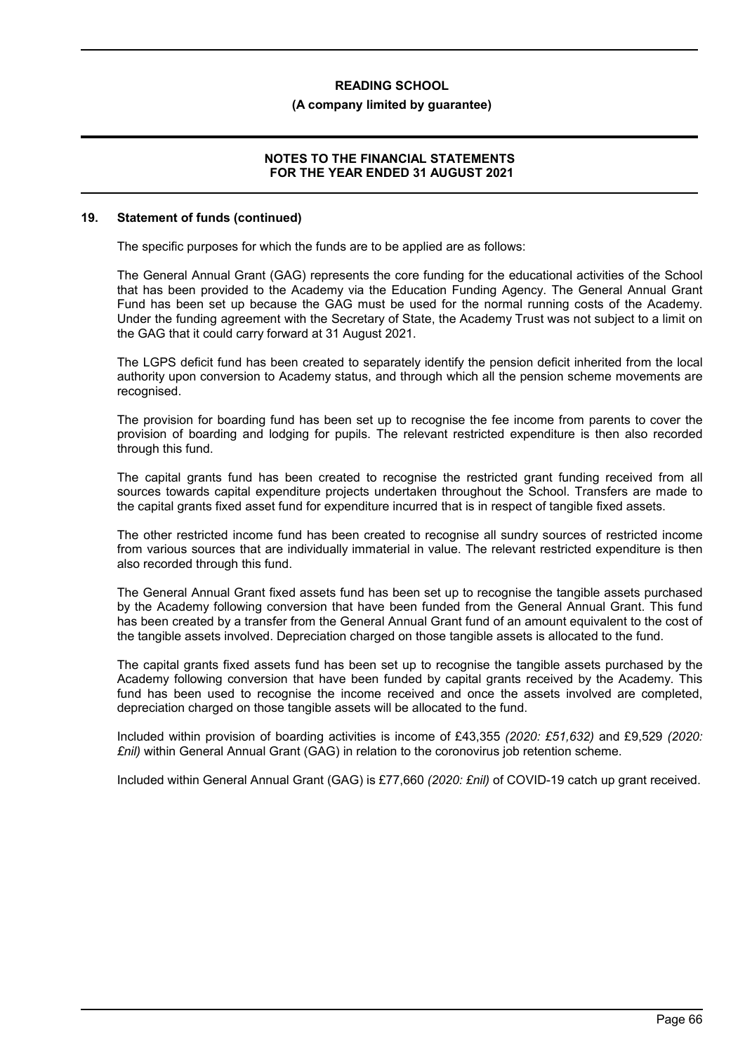## 19. Statement of funds (continued)

The specific purposes for which the funds are to be applied are as follows:

The General Annual Grant (GAG) represents the core funding for the educational activities of the School that has been provided to the Academy via the Education Funding Agency. The General Annual Grant Fund has been set up because the GAG must be used for the normal running costs of the Academy. Under the funding agreement with the Secretary of State, the Academy Trust was not subject to a limit on the GAG that it could carry forward at 31 August 2021.

The LGPS deficit fund has been created to separately identify the pension deficit inherited from the local authority upon conversion to Academy status, and through which all the pension scheme movements are recognised.

The provision for boarding fund has been set up to recognise the fee income from parents to cover the provision of boarding and lodging for pupils. The relevant restricted expenditure is then also recorded through this fund.

The capital grants fund has been created to recognise the restricted grant funding received from all sources towards capital expenditure projects undertaken throughout the School. Transfers are made to the capital grants fixed asset fund for expenditure incurred that is in respect of tangible fixed assets.

The other restricted income fund has been created to recognise all sundry sources of restricted income from various sources that are individually immaterial in value. The relevant restricted expenditure is then also recorded through this fund.

The General Annual Grant fixed assets fund has been set up to recognise the tangible assets purchased by the Academy following conversion that have been funded from the General Annual Grant. This fund has been created by a transfer from the General Annual Grant fund of an amount equivalent to the cost of the tangible assets involved. Depreciation charged on those tangible assets is allocated to the fund.

The capital grants fixed assets fund has been set up to recognise the tangible assets purchased by the Academy following conversion that have been funded by capital grants received by the Academy. This fund has been used to recognise the income received and once the assets involved are completed, depreciation charged on those tangible assets will be allocated to the fund.

Included within provision of boarding activities is income of £43,355 *(2020: £51,632)* and £9,529 *(2020: £nil)* within General Annual Grant (GAG) in relation to the coronovirus job retention scheme.

Included within General Annual Grant (GAG) is £77,660 *(2020: £nil)* of COVID-19 catch up grant received.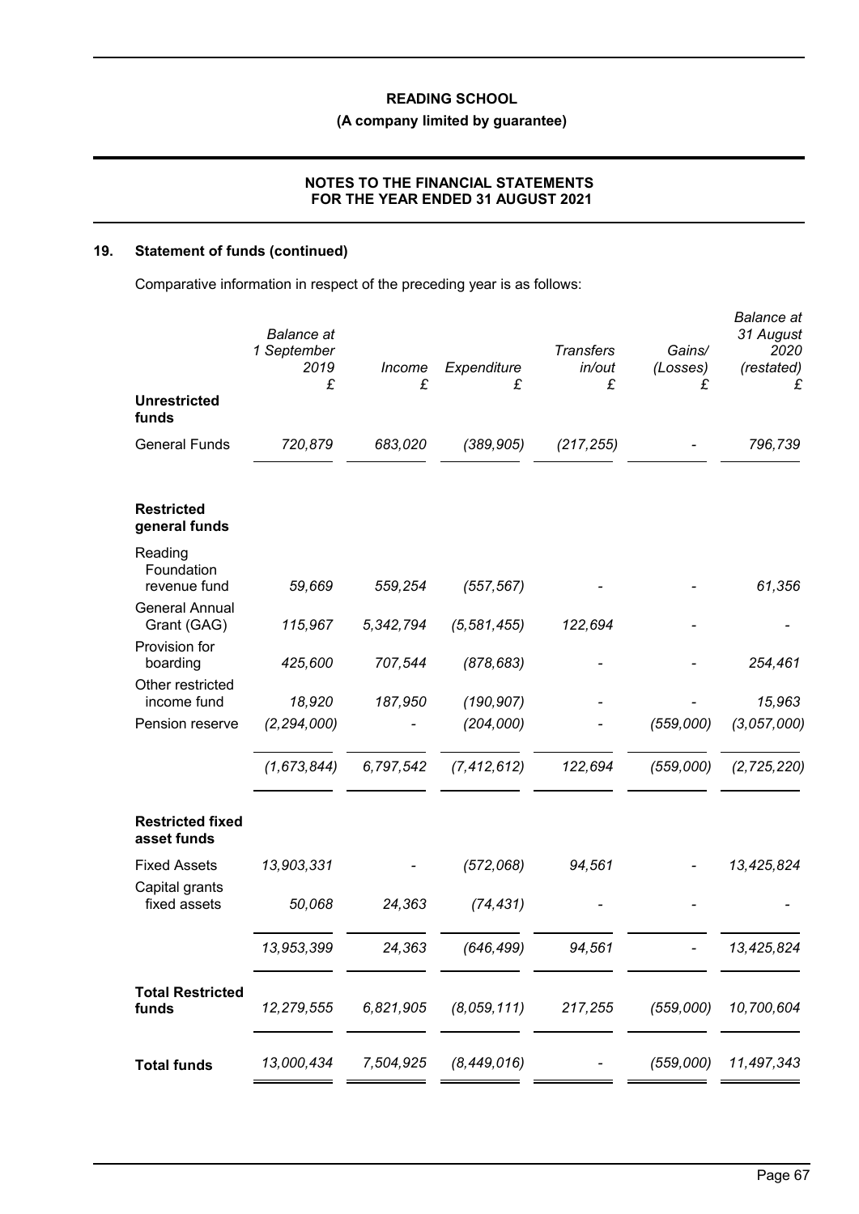# READING SCHOOL

**(A company limited by guarantee)**

**NOTES TO THE FINANCIAL STATEMENTS FOR THE YEAR ENDED 31 AUGUST 2021**

## 19. Statement of funds (continued)

Comparative information in respect of the preceding year is as follows:

| | *Balance at 1 September 2019* £ | *Income* £ | *Expenditure* £ | *Transfers in/out* £ | *Gains/ (Losses)* £ | *Balance at 31 August 2020 (restated)* £ |
|---|---|---|---|---|---|---|
| **Unrestricted funds** | | | | | | |
| General Funds | *720,879* | *683,020* | *(389,905)* | *(217,255)* | *-* | *796,739* |
| **Restricted general funds** | | | | | | |
| Reading Foundation revenue fund | *59,669* | *559,254* | *(557,567)* | *-* | *-* | *61,356* |
| General Annual Grant (GAG) | *115,967* | *5,342,794* | *(5,581,455)* | *122,694* | *-* | *-* |
| Provision for boarding | *425,600* | *707,544* | *(878,683)* | *-* | *-* | *254,461* |
| Other restricted income fund | *18,920* | *187,950* | *(190,907)* | *-* | *-* | *15,963* |
| Pension reserve | *(2,294,000)* | *-* | *(204,000)* | *-* | *(559,000)* | *(3,057,000)* |
| | *(1,673,844)* | *6,797,542* | *(7,412,612)* | *122,694* | *(559,000)* | *(2,725,220)* |
| **Restricted fixed asset funds** | | | | | | |
| Fixed Assets | *13,903,331* | *-* | *(572,068)* | *94,561* | *-* | *13,425,824* |
| Capital grants fixed assets | *50,068* | *24,363* | *(74,431)* | *-* | *-* | *-* |
| | *13,953,399* | *24,363* | *(646,499)* | *94,561* | *-* | *13,425,824* |
| **Total Restricted funds** | *12,279,555* | *6,821,905* | *(8,059,111)* | *217,255* | *(559,000)* | *10,700,604* |
| **Total funds** | *13,000,434* | *7,504,925* | *(8,449,016)* | *-* | *(559,000)* | *11,497,343* |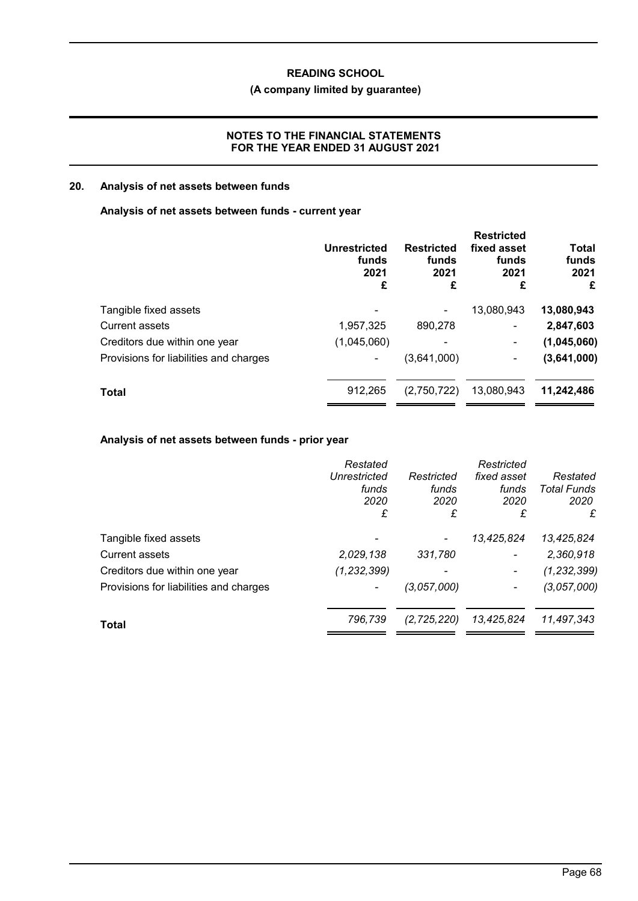## 20. Analysis of net assets between funds

### Analysis of net assets between funds - current year

| | Unrestricted funds 2021 £ | Restricted funds 2021 £ | Restricted fixed asset funds 2021 £ | Total funds 2021 £ |
|---|---|---|---|---|
| Tangible fixed assets | - | - | 13,080,943 | **13,080,943** |
| Current assets | 1,957,325 | 890,278 | - | **2,847,603** |
| Creditors due within one year | (1,045,060) | - | - | **(1,045,060)** |
| Provisions for liabilities and charges | - | (3,641,000) | - | **(3,641,000)** |
| **Total** | 912,265 | (2,750,722) | 13,080,943 | **11,242,486** |

### Analysis of net assets between funds - prior year

| | *Restated Unrestricted funds 2020 £* | *Restricted funds 2020 £* | *Restricted fixed asset funds 2020 £* | *Restated Total Funds 2020 £* |
|---|---|---|---|---|
| Tangible fixed assets | - | - | *13,425,824* | *13,425,824* |
| Current assets | *2,029,138* | *331,780* | - | *2,360,918* |
| Creditors due within one year | *(1,232,399)* | - | - | *(1,232,399)* |
| Provisions for liabilities and charges | - | *(3,057,000)* | - | *(3,057,000)* |
| **Total** | *796,739* | *(2,725,220)* | *13,425,824* | *11,497,343* |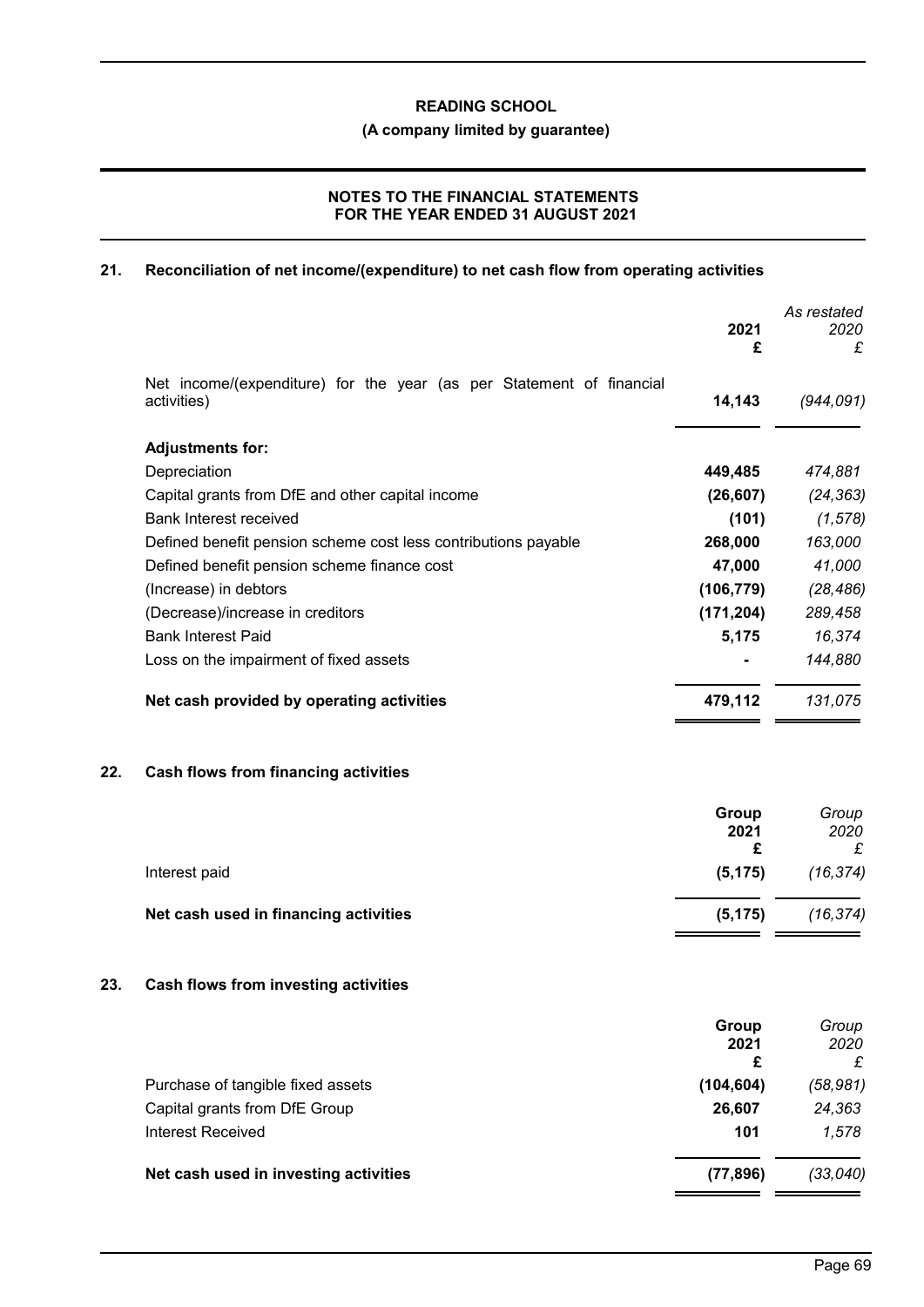**READING SCHOOL**

**(A company limited by guarantee)**

**NOTES TO THE FINANCIAL STATEMENTS FOR THE YEAR ENDED 31 AUGUST 2021**

## 21. Reconciliation of net income/(expenditure) to net cash flow from operating activities

| | **2021** **£** | *As restated* *2020* *£* |
|---|---|---|
| Net income/(expenditure) for the year (as per Statement of financial activities) | **14,143** | *(944,091)* |
| **Adjustments for:** | | |
| Depreciation | **449,485** | *474,881* |
| Capital grants from DfE and other capital income | **(26,607)** | *(24,363)* |
| Bank Interest received | **(101)** | *(1,578)* |
| Defined benefit pension scheme cost less contributions payable | **268,000** | *163,000* |
| Defined benefit pension scheme finance cost | **47,000** | *41,000* |
| (Increase) in debtors | **(106,779)** | *(28,486)* |
| (Decrease)/increase in creditors | **(171,204)** | *289,458* |
| Bank Interest Paid | **5,175** | *16,374* |
| Loss on the impairment of fixed assets | **-** | *144,880* |
| **Net cash provided by operating activities** | **479,112** | *131,075* |

## 22. Cash flows from financing activities

| | **Group** **2021** **£** | *Group* *2020* *£* |
|---|---|---|
| Interest paid | **(5,175)** | *(16,374)* |
| **Net cash used in financing activities** | **(5,175)** | *(16,374)* |

## 23. Cash flows from investing activities

| | **Group** **2021** **£** | *Group* *2020* *£* |
|---|---|---|
| Purchase of tangible fixed assets | **(104,604)** | *(58,981)* |
| Capital grants from DfE Group | **26,607** | *24,363* |
| Interest Received | **101** | *1,578* |
| **Net cash used in investing activities** | **(77,896)** | *(33,040)* |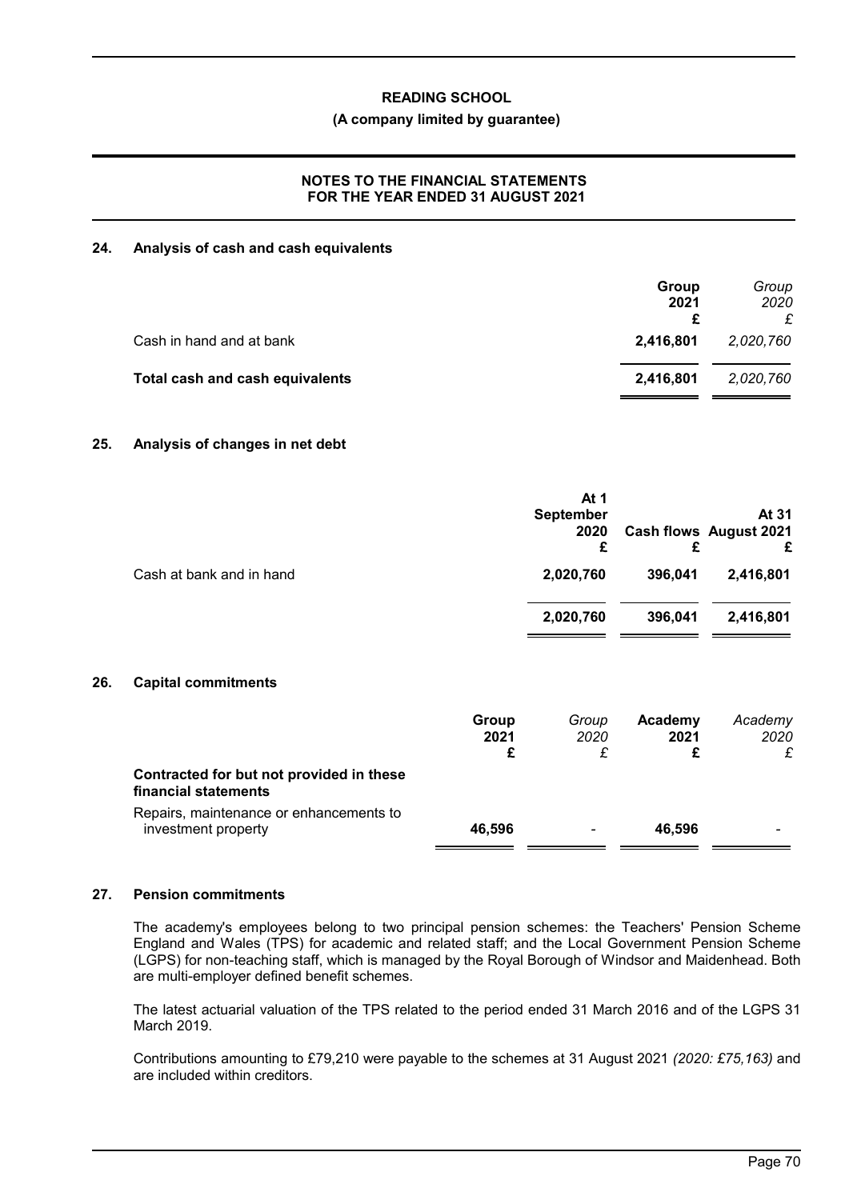## 24. Analysis of cash and cash equivalents

| | Group 2021 £ | *Group 2020 £* |
|---|---|---|
| Cash in hand and at bank | **2,416,801** | *2,020,760* |
| **Total cash and cash equivalents** | **2,416,801** | *2,020,760* |

## 25. Analysis of changes in net debt

| | At 1 September 2020 £ | Cash flows £ | At 31 August 2021 £ |
|---|---|---|---|
| Cash at bank and in hand | 2,020,760 | 396,041 | 2,416,801 |
| | 2,020,760 | 396,041 | 2,416,801 |

## 26. Capital commitments

| | Group 2021 £ | *Group 2020 £* | Academy 2021 £ | *Academy 2020 £* |
|---|---|---|---|---|
| **Contracted for but not provided in these financial statements** | | | | |
| Repairs, maintenance or enhancements to investment property | **46,596** | *-* | **46,596** | *-* |

## 27. Pension commitments

The academy's employees belong to two principal pension schemes: the Teachers' Pension Scheme England and Wales (TPS) for academic and related staff; and the Local Government Pension Scheme (LGPS) for non-teaching staff, which is managed by the Royal Borough of Windsor and Maidenhead. Both are multi-employer defined benefit schemes.

The latest actuarial valuation of the TPS related to the period ended 31 March 2016 and of the LGPS 31 March 2019.

Contributions amounting to £79,210 were payable to the schemes at 31 August 2021 *(2020: £75,163)* and are included within creditors.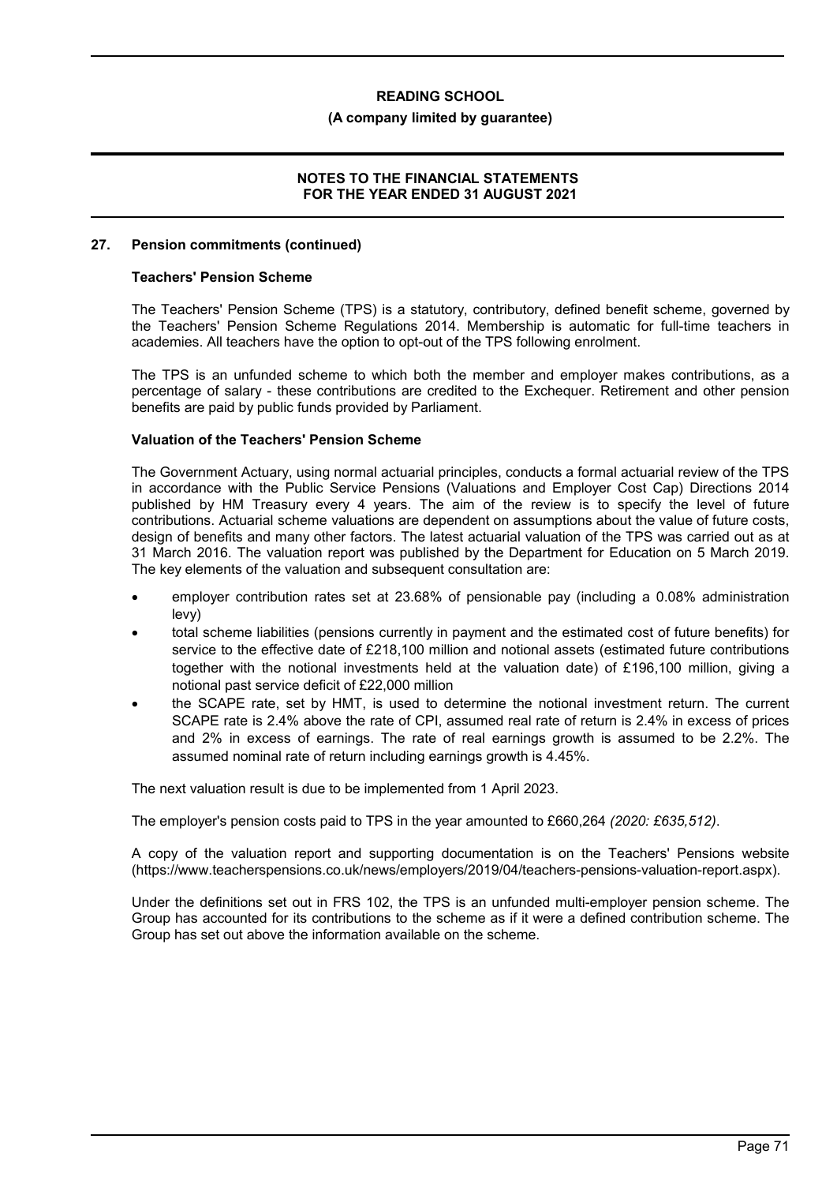## 27. Pension commitments (continued)

### Teachers' Pension Scheme

The Teachers' Pension Scheme (TPS) is a statutory, contributory, defined benefit scheme, governed by the Teachers' Pension Scheme Regulations 2014. Membership is automatic for full-time teachers in academies. All teachers have the option to opt-out of the TPS following enrolment.

The TPS is an unfunded scheme to which both the member and employer makes contributions, as a percentage of salary - these contributions are credited to the Exchequer. Retirement and other pension benefits are paid by public funds provided by Parliament.

### Valuation of the Teachers' Pension Scheme

The Government Actuary, using normal actuarial principles, conducts a formal actuarial review of the TPS in accordance with the Public Service Pensions (Valuations and Employer Cost Cap) Directions 2014 published by HM Treasury every 4 years. The aim of the review is to specify the level of future contributions. Actuarial scheme valuations are dependent on assumptions about the value of future costs, design of benefits and many other factors. The latest actuarial valuation of the TPS was carried out as at 31 March 2016. The valuation report was published by the Department for Education on 5 March 2019. The key elements of the valuation and subsequent consultation are:

- employer contribution rates set at 23.68% of pensionable pay (including a 0.08% administration levy)
- total scheme liabilities (pensions currently in payment and the estimated cost of future benefits) for service to the effective date of £218,100 million and notional assets (estimated future contributions together with the notional investments held at the valuation date) of £196,100 million, giving a notional past service deficit of £22,000 million
- the SCAPE rate, set by HMT, is used to determine the notional investment return. The current SCAPE rate is 2.4% above the rate of CPI, assumed real rate of return is 2.4% in excess of prices and 2% in excess of earnings. The rate of real earnings growth is assumed to be 2.2%. The assumed nominal rate of return including earnings growth is 4.45%.

The next valuation result is due to be implemented from 1 April 2023.

The employer's pension costs paid to TPS in the year amounted to £660,264 *(2020: £635,512)*.

A copy of the valuation report and supporting documentation is on the Teachers' Pensions website (https://www.teacherspensions.co.uk/news/employers/2019/04/teachers-pensions-valuation-report.aspx).

Under the definitions set out in FRS 102, the TPS is an unfunded multi-employer pension scheme. The Group has accounted for its contributions to the scheme as if it were a defined contribution scheme. The Group has set out above the information available on the scheme.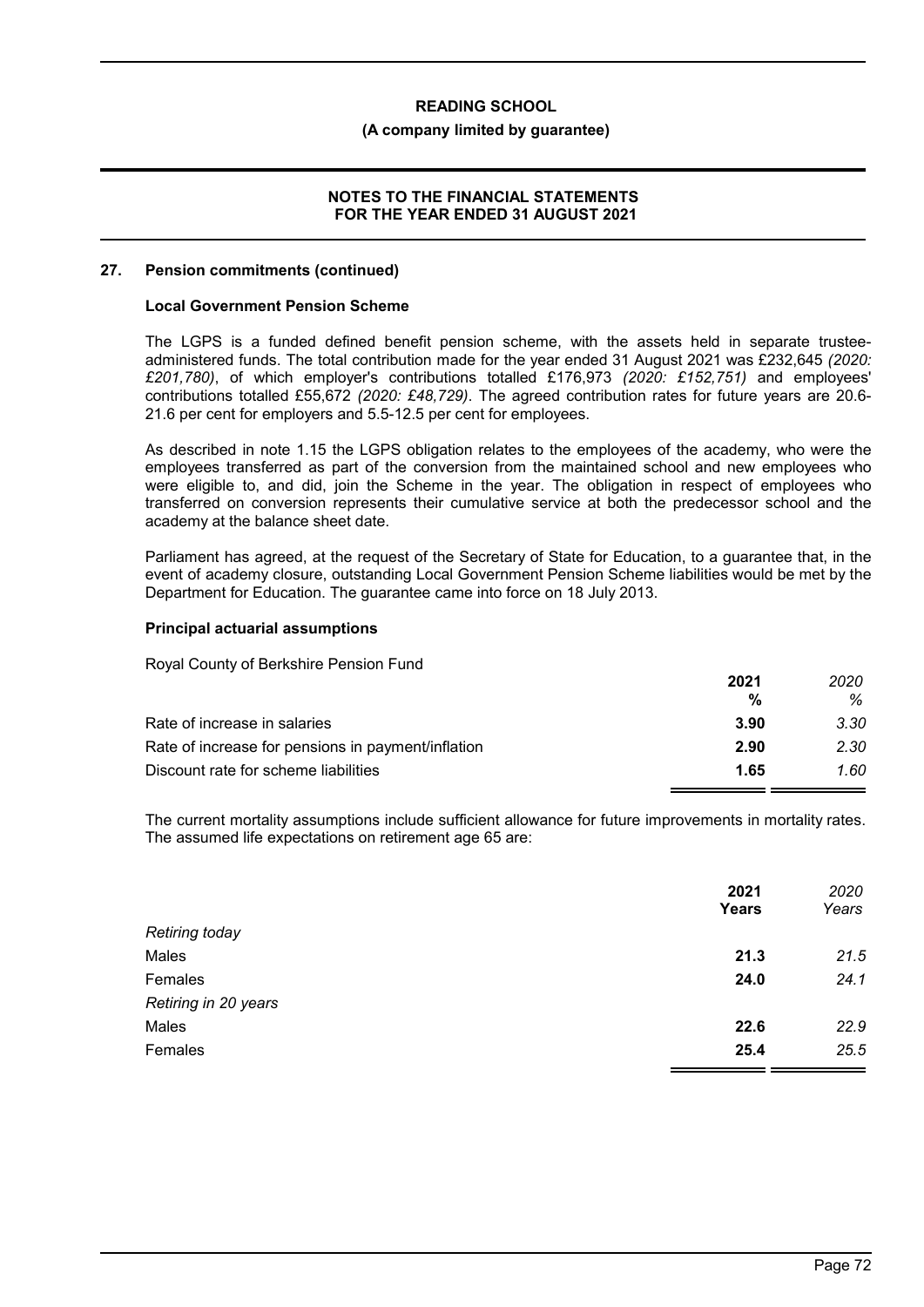## 27. Pension commitments (continued)

### Local Government Pension Scheme

The LGPS is a funded defined benefit pension scheme, with the assets held in separate trustee-administered funds. The total contribution made for the year ended 31 August 2021 was £232,645 *(2020: £201,780)*, of which employer's contributions totalled £176,973 *(2020: £152,751)* and employees' contributions totalled £55,672 *(2020: £48,729)*. The agreed contribution rates for future years are 20.6-21.6 per cent for employers and 5.5-12.5 per cent for employees.

As described in note 1.15 the LGPS obligation relates to the employees of the academy, who were the employees transferred as part of the conversion from the maintained school and new employees who were eligible to, and did, join the Scheme in the year. The obligation in respect of employees who transferred on conversion represents their cumulative service at both the predecessor school and the academy at the balance sheet date.

Parliament has agreed, at the request of the Secretary of State for Education, to a guarantee that, in the event of academy closure, outstanding Local Government Pension Scheme liabilities would be met by the Department for Education. The guarantee came into force on 18 July 2013.

### Principal actuarial assumptions

Royal County of Berkshire Pension Fund

| | **2021** | *2020* |
|---|---|---|
| | **%** | *%* |
| Rate of increase in salaries | **3.90** | *3.30* |
| Rate of increase for pensions in payment/inflation | **2.90** | *2.30* |
| Discount rate for scheme liabilities | **1.65** | *1.60* |

The current mortality assumptions include sufficient allowance for future improvements in mortality rates. The assumed life expectations on retirement age 65 are:

| | **2021** | *2020* |
|---|---|---|
| | **Years** | *Years* |
| *Retiring today* | | |
| Males | **21.3** | *21.5* |
| Females | **24.0** | *24.1* |
| *Retiring in 20 years* | | |
| Males | **22.6** | *22.9* |
| Females | **25.4** | *25.5* |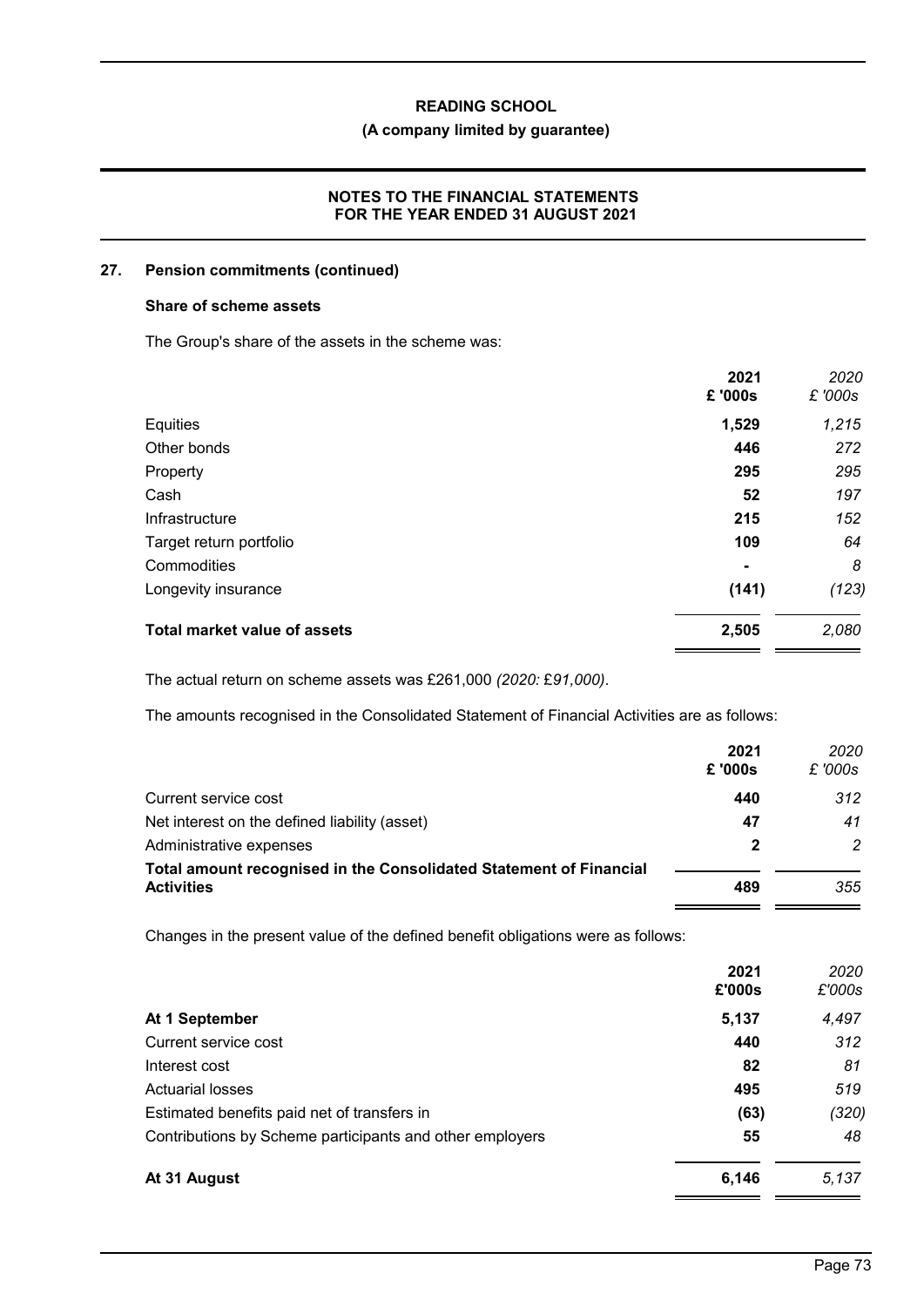## 27. Pension commitments (continued)

### Share of scheme assets

The Group's share of the assets in the scheme was:

| | 2021 £ '000s | *2020 £ '000s* |
|---|---|---|
| Equities | 1,529 | *1,215* |
| Other bonds | 446 | *272* |
| Property | 295 | *295* |
| Cash | 52 | *197* |
| Infrastructure | 215 | *152* |
| Target return portfolio | 109 | *64* |
| Commodities | - | *8* |
| Longevity insurance | (141) | *(123)* |
| **Total market value of assets** | 2,505 | *2,080* |

The actual return on scheme assets was £261,000 *(2020: £91,000)*.

The amounts recognised in the Consolidated Statement of Financial Activities are as follows:

| | 2021 £ '000s | *2020 £ '000s* |
|---|---|---|
| Current service cost | 440 | *312* |
| Net interest on the defined liability (asset) | 47 | *41* |
| Administrative expenses | 2 | *2* |
| **Total amount recognised in the Consolidated Statement of Financial Activities** | 489 | *355* |

Changes in the present value of the defined benefit obligations were as follows:

| | 2021 £'000s | *2020 £'000s* |
|---|---|---|
| **At 1 September** | 5,137 | *4,497* |
| Current service cost | 440 | *312* |
| Interest cost | 82 | *81* |
| Actuarial losses | 495 | *519* |
| Estimated benefits paid net of transfers in | (63) | *(320)* |
| Contributions by Scheme participants and other employers | 55 | *48* |
| **At 31 August** | 6,146 | *5,137* |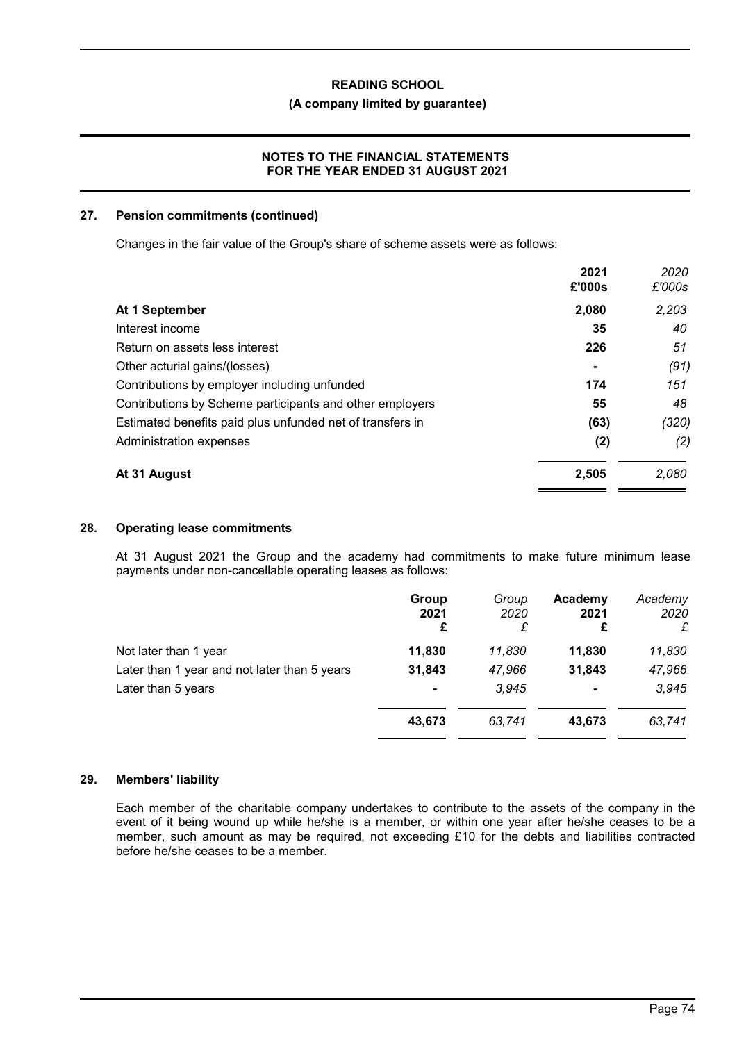## 27. Pension commitments (continued)

Changes in the fair value of the Group's share of scheme assets were as follows:

| | 2021 £'000s | *2020 £'000s* |
|---|---|---|
| **At 1 September** | **2,080** | *2,203* |
| Interest income | **35** | *40* |
| Return on assets less interest | **226** | *51* |
| Other acturial gains/(losses) | **-** | *(91)* |
| Contributions by employer including unfunded | **174** | *151* |
| Contributions by Scheme participants and other employers | **55** | *48* |
| Estimated benefits paid plus unfunded net of transfers in | **(63)** | *(320)* |
| Administration expenses | **(2)** | *(2)* |
| **At 31 August** | **2,505** | *2,080* |

## 28. Operating lease commitments

At 31 August 2021 the Group and the academy had commitments to make future minimum lease payments under non-cancellable operating leases as follows:

| | Group 2021 £ | *Group 2020 £* | Academy 2021 £ | *Academy 2020 £* |
|---|---|---|---|---|
| Not later than 1 year | **11,830** | *11,830* | **11,830** | *11,830* |
| Later than 1 year and not later than 5 years | **31,843** | *47,966* | **31,843** | *47,966* |
| Later than 5 years | **-** | *3,945* | **-** | *3,945* |
| | **43,673** | *63,741* | **43,673** | *63,741* |

## 29. Members' liability

Each member of the charitable company undertakes to contribute to the assets of the company in the event of it being wound up while he/she is a member, or within one year after he/she ceases to be a member, such amount as may be required, not exceeding £10 for the debts and liabilities contracted before he/she ceases to be a member.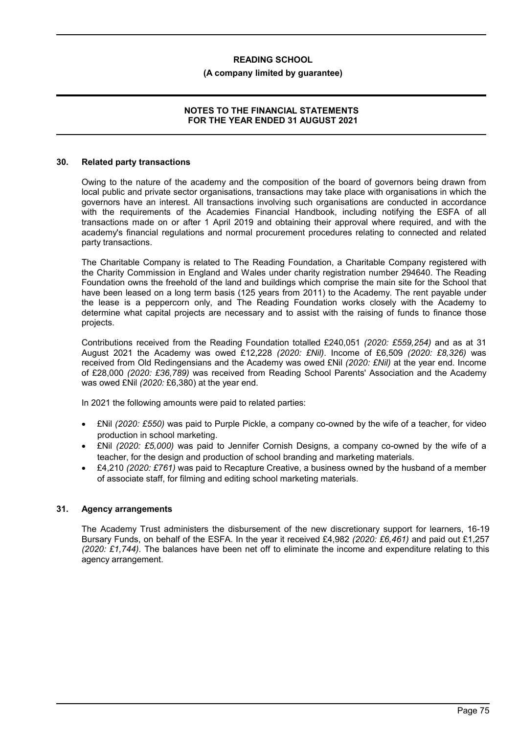## 30. Related party transactions

Owing to the nature of the academy and the composition of the board of governors being drawn from local public and private sector organisations, transactions may take place with organisations in which the governors have an interest. All transactions involving such organisations are conducted in accordance with the requirements of the Academies Financial Handbook, including notifying the ESFA of all transactions made on or after 1 April 2019 and obtaining their approval where required, and with the academy's financial regulations and normal procurement procedures relating to connected and related party transactions.

The Charitable Company is related to The Reading Foundation, a Charitable Company registered with the Charity Commission in England and Wales under charity registration number 294640. The Reading Foundation owns the freehold of the land and buildings which comprise the main site for the School that have been leased on a long term basis (125 years from 2011) to the Academy. The rent payable under the lease is a peppercorn only, and The Reading Foundation works closely with the Academy to determine what capital projects are necessary and to assist with the raising of funds to finance those projects.

Contributions received from the Reading Foundation totalled £240,051 *(2020: £559,254)* and as at 31 August 2021 the Academy was owed £12,228 *(2020: £Nil)*. Income of £6,509 *(2020: £8,326)* was received from Old Redingensians and the Academy was owed £Nil *(2020: £Nil)* at the year end. Income of £28,000 *(2020: £36,789)* was received from Reading School Parents' Association and the Academy was owed £Nil *(2020:* £6,380) at the year end.

In 2021 the following amounts were paid to related parties:

- £Nil *(2020: £550)* was paid to Purple Pickle, a company co-owned by the wife of a teacher, for video production in school marketing.
- £Nil *(2020: £5,000)* was paid to Jennifer Cornish Designs, a company co-owned by the wife of a teacher, for the design and production of school branding and marketing materials.
- £4,210 *(2020: £761)* was paid to Recapture Creative, a business owned by the husband of a member of associate staff, for filming and editing school marketing materials.

## 31. Agency arrangements

The Academy Trust administers the disbursement of the new discretionary support for learners, 16-19 Bursary Funds, on behalf of the ESFA. In the year it received £4,982 *(2020: £6,461)* and paid out £1,257 *(2020: £1,744)*. The balances have been net off to eliminate the income and expenditure relating to this agency arrangement.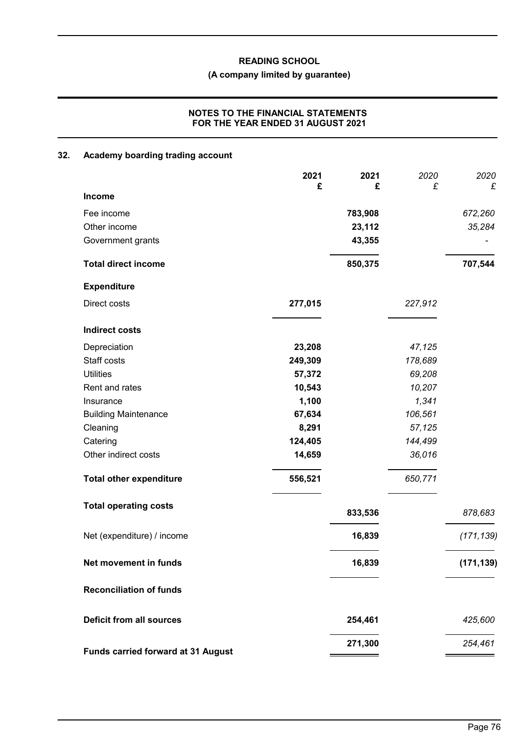**READING SCHOOL**

**(A company limited by guarantee)**

**NOTES TO THE FINANCIAL STATEMENTS FOR THE YEAR ENDED 31 AUGUST 2021**

## 32. Academy boarding trading account

| | 2021 £ | 2021 £ | *2020 £* | *2020 £* |
|---|---|---|---|---|
| **Income** | | | | |
| Fee income | | **783,908** | | *672,260* |
| Other income | | **23,112** | | *35,284* |
| Government grants | | **43,355** | | *-* |
| **Total direct income** | | **850,375** | | **707,544** |
| **Expenditure** | | | | |
| Direct costs | **277,015** | | *227,912* | |
| **Indirect costs** | | | | |
| Depreciation | **23,208** | | *47,125* | |
| Staff costs | **249,309** | | *178,689* | |
| Utilities | **57,372** | | *69,208* | |
| Rent and rates | **10,543** | | *10,207* | |
| Insurance | **1,100** | | *1,341* | |
| Building Maintenance | **67,634** | | *106,561* | |
| Cleaning | **8,291** | | *57,125* | |
| Catering | **124,405** | | *144,499* | |
| Other indirect costs | **14,659** | | *36,016* | |
| **Total other expenditure** | **556,521** | | *650,771* | |
| **Total operating costs** | | **833,536** | | *878,683* |
| Net (expenditure) / income | | **16,839** | | *(171,139)* |
| **Net movement in funds** | | **16,839** | | **(171,139)** |
| **Reconciliation of funds** | | | | |
| **Deficit from all sources** | | **254,461** | | *425,600* |
| **Funds carried forward at 31 August** | | **271,300** | | *254,461* |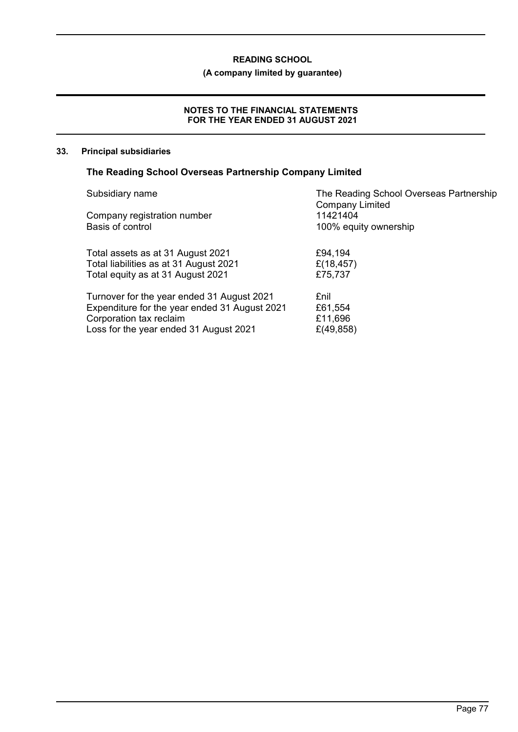## 33. Principal subsidiaries

### The Reading School Overseas Partnership Company Limited

| | |
|---|---|
| Subsidiary name | The Reading School Overseas Partnership Company Limited |
| Company registration number | 11421404 |
| Basis of control | 100% equity ownership |
| | |
| Total assets as at 31 August 2021 | £94,194 |
| Total liabilities as at 31 August 2021 | £(18,457) |
| Total equity as at 31 August 2021 | £75,737 |
| | |
| Turnover for the year ended 31 August 2021 | £nil |
| Expenditure for the year ended 31 August 2021 | £61,554 |
| Corporation tax reclaim | £11,696 |
| Loss for the year ended 31 August 2021 | £(49,858) |